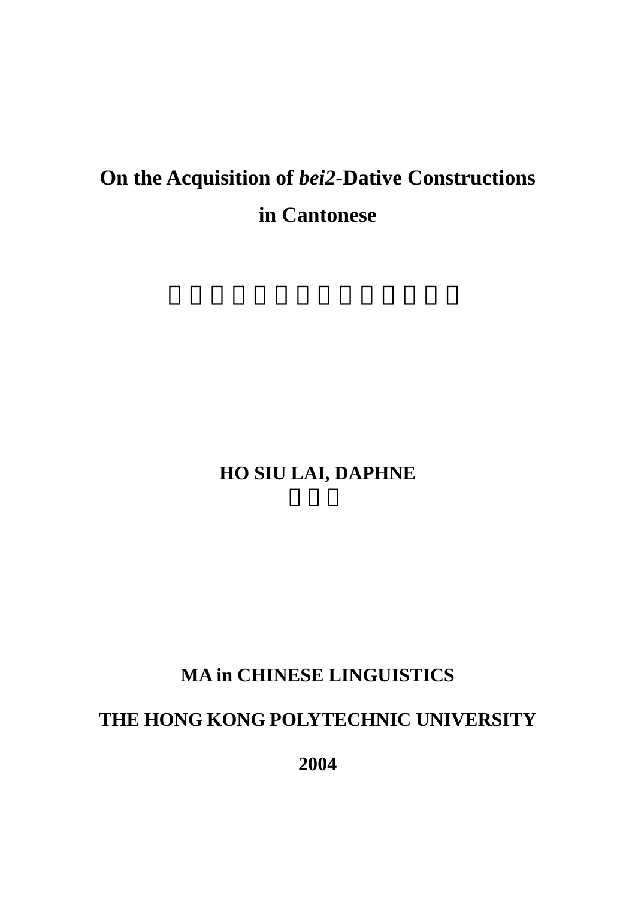# On the Acquisition of *bei2*-Dative Constructions in Cantonese

**HO SIU LAI, DAPHNE**

**MA in CHINESE LINGUISTICS**

**THE HONG KONG POLYTECHNIC UNIVERSITY**

**2004**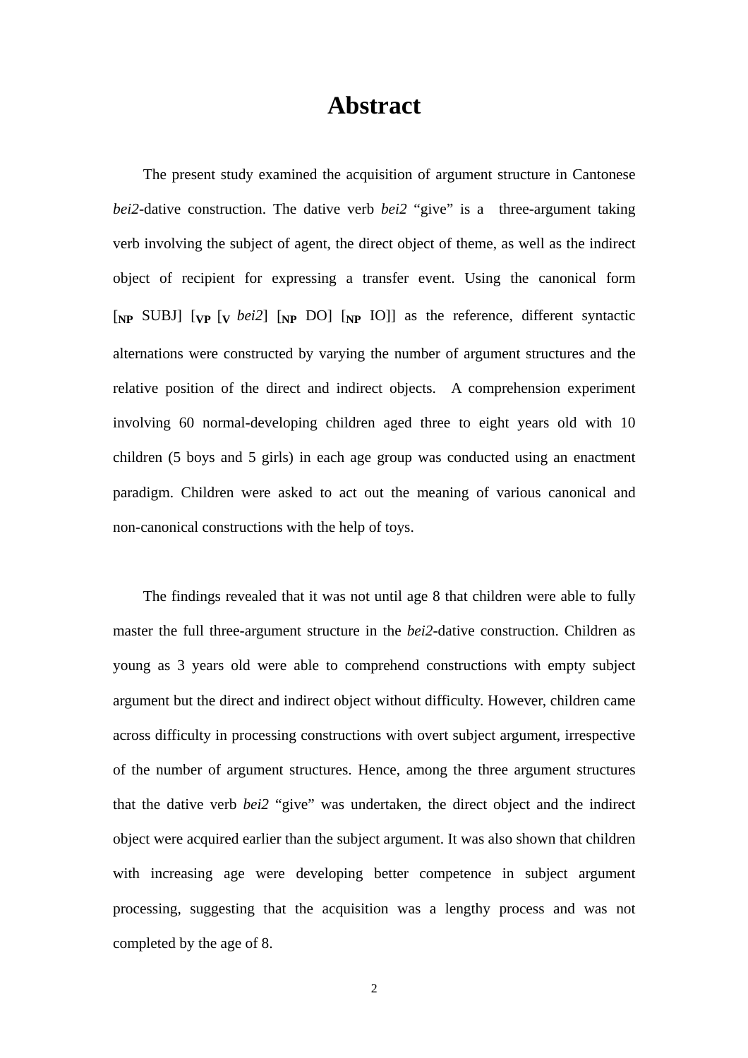# Abstract

The present study examined the acquisition of argument structure in Cantonese *bei2*-dative construction. The dative verb *bei2* "give" is a three-argument taking verb involving the subject of agent, the direct object of theme, as well as the indirect object of recipient for expressing a transfer event. Using the canonical form [$_{\mathbf{NP}}$ SUBJ] [$_{\mathbf{VP}}$ [$_{\mathbf{V}}$ *bei2*] [$_{\mathbf{NP}}$ DO] [$_{\mathbf{NP}}$ IO]] as the reference, different syntactic alternations were constructed by varying the number of argument structures and the relative position of the direct and indirect objects. A comprehension experiment involving 60 normal-developing children aged three to eight years old with 10 children (5 boys and 5 girls) in each age group was conducted using an enactment paradigm. Children were asked to act out the meaning of various canonical and non-canonical constructions with the help of toys.

The findings revealed that it was not until age 8 that children were able to fully master the full three-argument structure in the *bei2*-dative construction. Children as young as 3 years old were able to comprehend constructions with empty subject argument but the direct and indirect object without difficulty. However, children came across difficulty in processing constructions with overt subject argument, irrespective of the number of argument structures. Hence, among the three argument structures that the dative verb *bei2* "give" was undertaken, the direct object and the indirect object were acquired earlier than the subject argument. It was also shown that children with increasing age were developing better competence in subject argument processing, suggesting that the acquisition was a lengthy process and was not completed by the age of 8.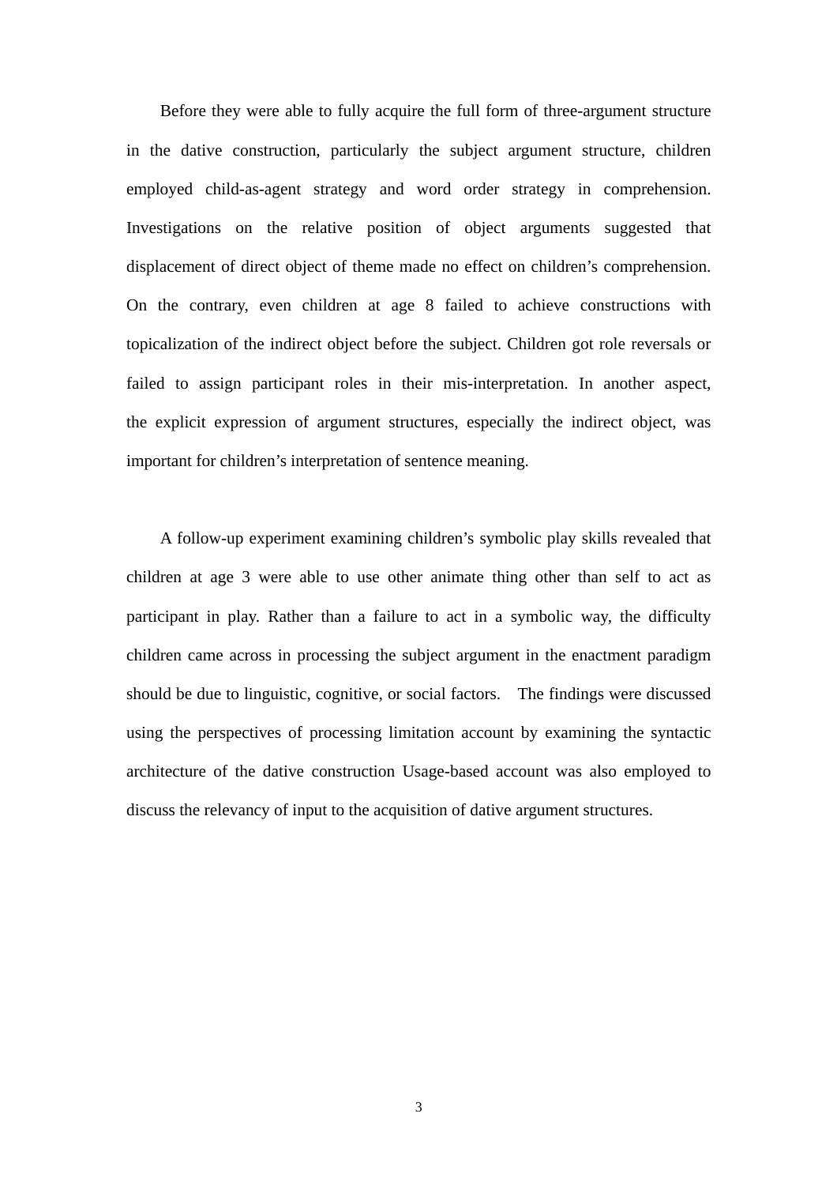Before they were able to fully acquire the full form of three-argument structure in the dative construction, particularly the subject argument structure, children employed child-as-agent strategy and word order strategy in comprehension. Investigations on the relative position of object arguments suggested that displacement of direct object of theme made no effect on children's comprehension. On the contrary, even children at age 8 failed to achieve constructions with topicalization of the indirect object before the subject. Children got role reversals or failed to assign participant roles in their mis-interpretation. In another aspect, the explicit expression of argument structures, especially the indirect object, was important for children's interpretation of sentence meaning.

A follow-up experiment examining children's symbolic play skills revealed that children at age 3 were able to use other animate thing other than self to act as participant in play. Rather than a failure to act in a symbolic way, the difficulty children came across in processing the subject argument in the enactment paradigm should be due to linguistic, cognitive, or social factors. The findings were discussed using the perspectives of processing limitation account by examining the syntactic architecture of the dative construction Usage-based account was also employed to discuss the relevancy of input to the acquisition of dative argument structures.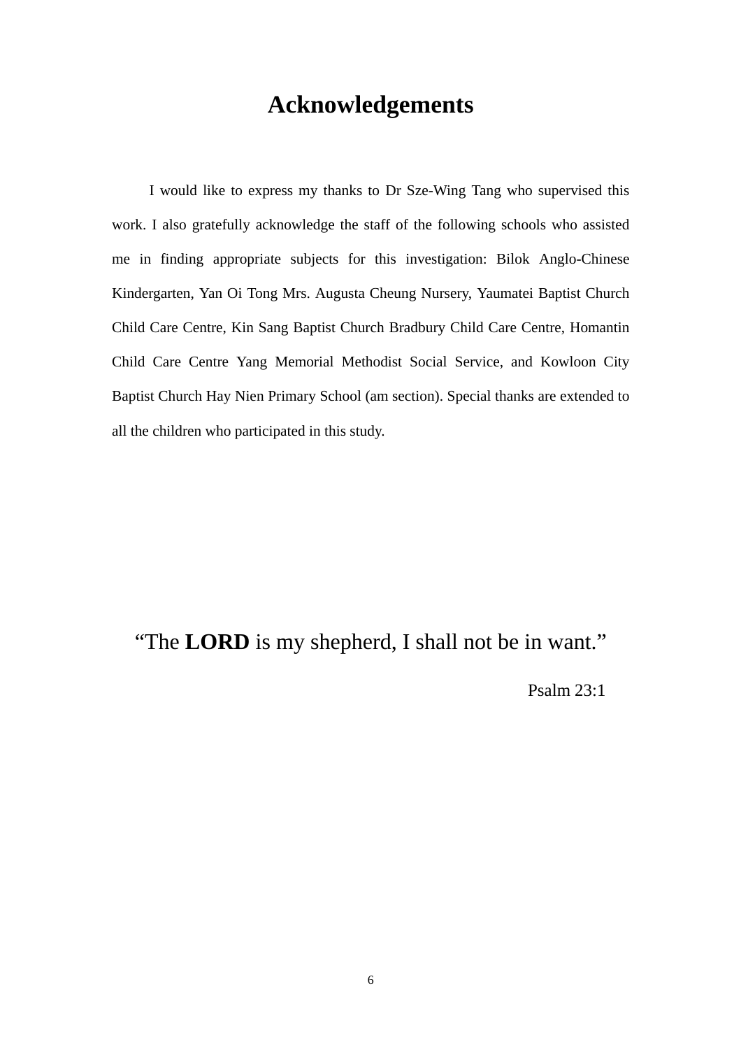# Acknowledgements

I would like to express my thanks to Dr Sze-Wing Tang who supervised this work. I also gratefully acknowledge the staff of the following schools who assisted me in finding appropriate subjects for this investigation: Bilok Anglo-Chinese Kindergarten, Yan Oi Tong Mrs. Augusta Cheung Nursery, Yaumatei Baptist Church Child Care Centre, Kin Sang Baptist Church Bradbury Child Care Centre, Homantin Child Care Centre Yang Memorial Methodist Social Service, and Kowloon City Baptist Church Hay Nien Primary School (am section). Special thanks are extended to all the children who participated in this study.

“The **LORD** is my shepherd, I shall not be in want.”

Psalm 23:1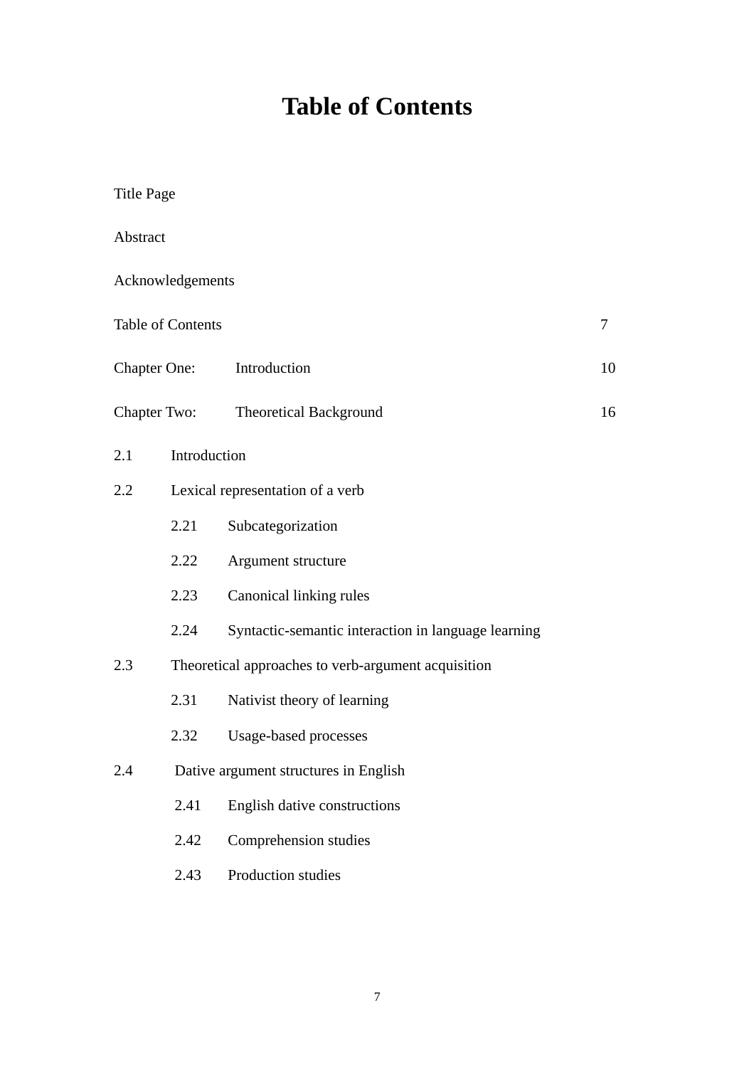# Table of Contents

Title Page

Abstract

Acknowledgements

| | | |
|---|---|---|
| Table of Contents | | 7 |
| Chapter One: | Introduction | 10 |
| Chapter Two: | Theoretical Background | 16 |

2.1 Introduction

2.2 Lexical representation of a verb

- 2.21 Subcategorization
- 2.22 Argument structure
- 2.23 Canonical linking rules
- 2.24 Syntactic-semantic interaction in language learning

2.3 Theoretical approaches to verb-argument acquisition

- 2.31 Nativist theory of learning
- 2.32 Usage-based processes

2.4 Dative argument structures in English

- 2.41 English dative constructions
- 2.42 Comprehension studies
- 2.43 Production studies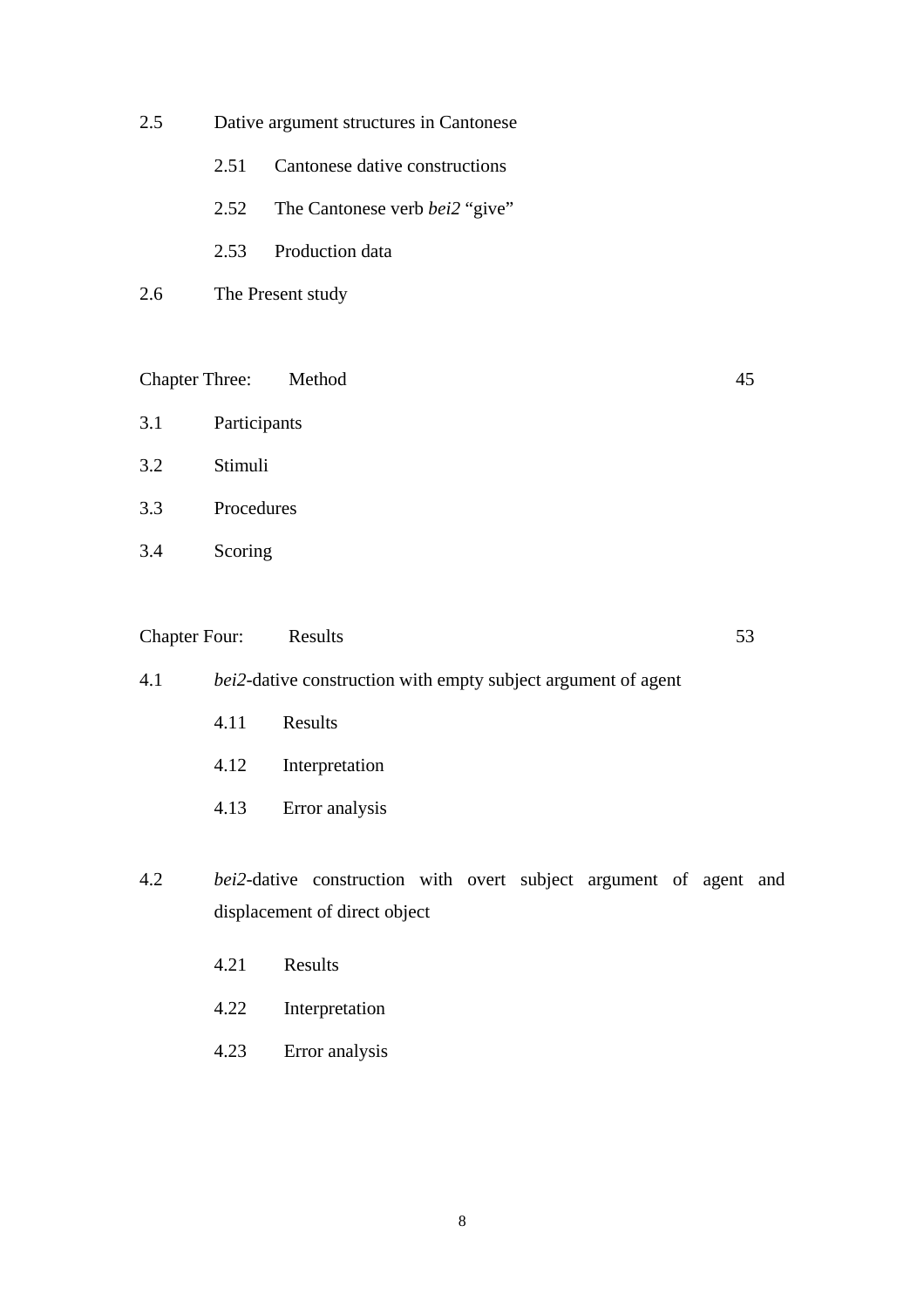2.5 Dative argument structures in Cantonese

- 2.51 Cantonese dative constructions
- 2.52 The Cantonese verb *bei2* "give"
- 2.53 Production data

2.6 The Present study

Chapter Three: Method 45

3.1 Participants

3.2 Stimuli

3.3 Procedures

3.4 Scoring

Chapter Four: Results 53

4.1 *bei2*-dative construction with empty subject argument of agent

- 4.11 Results
- 4.12 Interpretation
- 4.13 Error analysis

4.2 *bei2*-dative construction with overt subject argument of agent and displacement of direct object

- 4.21 Results
- 4.22 Interpretation
- 4.23 Error analysis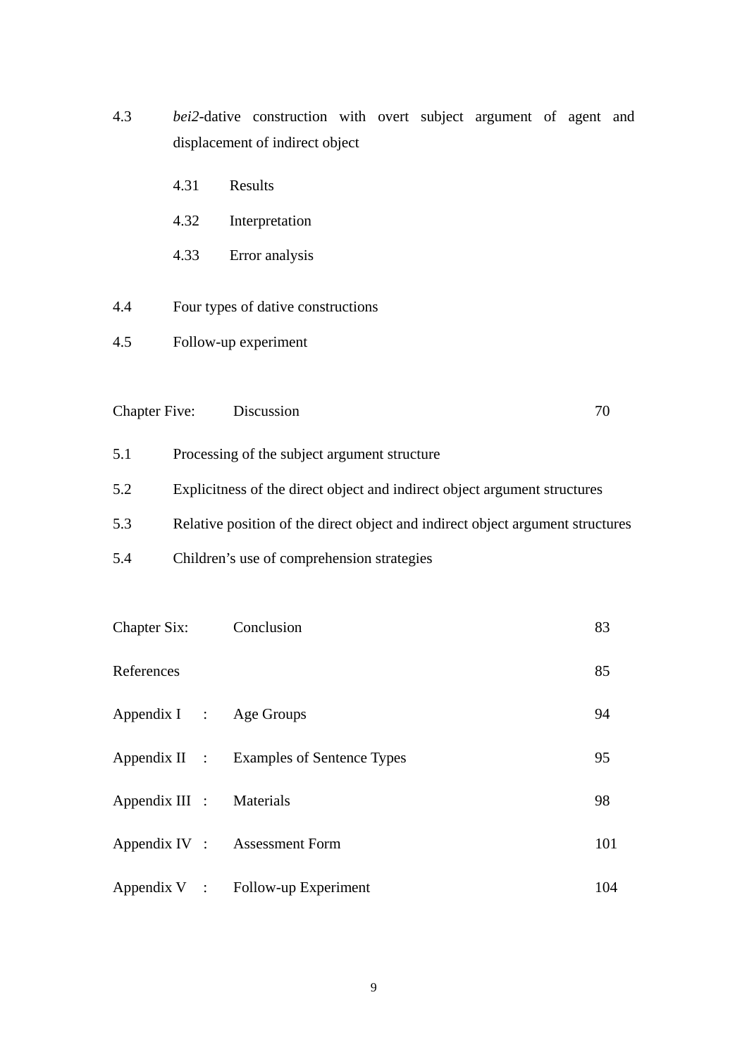4.3 *bei2*-dative construction with overt subject argument of agent and displacement of indirect object

- 4.31 Results
- 4.32 Interpretation
- 4.33 Error analysis

4.4 Four types of dative constructions

4.5 Follow-up experiment

Chapter Five: Discussion 70

5.1 Processing of the subject argument structure

5.2 Explicitness of the direct object and indirect object argument structures

5.3 Relative position of the direct object and indirect object argument structures

5.4 Children's use of comprehension strategies

Chapter Six: Conclusion 83

References 85

Appendix I : Age Groups 94

Appendix II : Examples of Sentence Types 95

Appendix III : Materials 98

Appendix IV : Assessment Form 101

Appendix V : Follow-up Experiment 104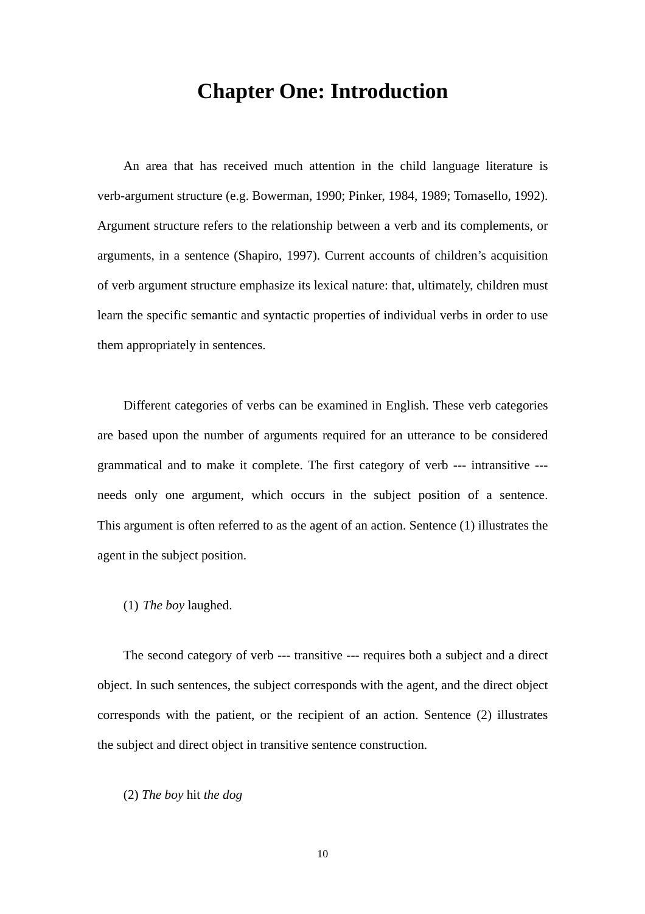# Chapter One: Introduction

An area that has received much attention in the child language literature is verb-argument structure (e.g. Bowerman, 1990; Pinker, 1984, 1989; Tomasello, 1992). Argument structure refers to the relationship between a verb and its complements, or arguments, in a sentence (Shapiro, 1997). Current accounts of children's acquisition of verb argument structure emphasize its lexical nature: that, ultimately, children must learn the specific semantic and syntactic properties of individual verbs in order to use them appropriately in sentences.

Different categories of verbs can be examined in English. These verb categories are based upon the number of arguments required for an utterance to be considered grammatical and to make it complete. The first category of verb --- intransitive --- needs only one argument, which occurs in the subject position of a sentence. This argument is often referred to as the agent of an action. Sentence (1) illustrates the agent in the subject position.

(1) *The boy* laughed.

The second category of verb --- transitive --- requires both a subject and a direct object. In such sentences, the subject corresponds with the agent, and the direct object corresponds with the patient, or the recipient of an action. Sentence (2) illustrates the subject and direct object in transitive sentence construction.

(2) *The boy* hit *the dog*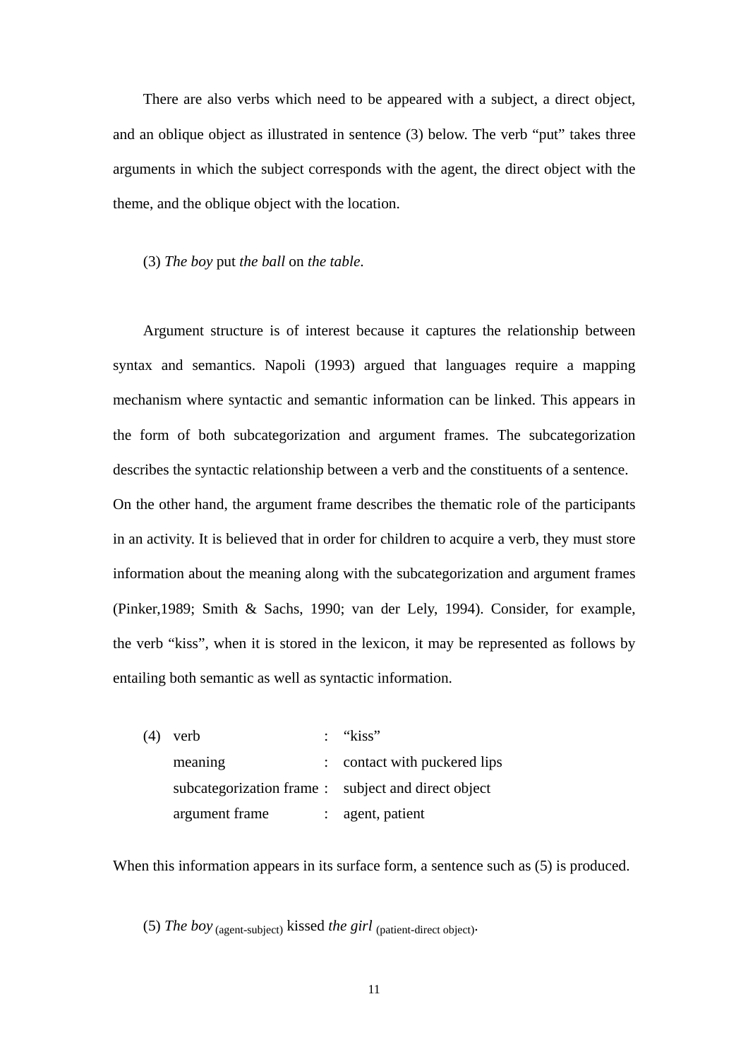There are also verbs which need to be appeared with a subject, a direct object, and an oblique object as illustrated in sentence (3) below. The verb "put" takes three arguments in which the subject corresponds with the agent, the direct object with the theme, and the oblique object with the location.

(3) *The boy* put *the ball* on *the table*.

Argument structure is of interest because it captures the relationship between syntax and semantics. Napoli (1993) argued that languages require a mapping mechanism where syntactic and semantic information can be linked. This appears in the form of both subcategorization and argument frames. The subcategorization describes the syntactic relationship between a verb and the constituents of a sentence. On the other hand, the argument frame describes the thematic role of the participants in an activity. It is believed that in order for children to acquire a verb, they must store information about the meaning along with the subcategorization and argument frames (Pinker,1989; Smith & Sachs, 1990; van der Lely, 1994). Consider, for example, the verb "kiss", when it is stored in the lexicon, it may be represented as follows by entailing both semantic as well as syntactic information.

(4) verb : "kiss"
    meaning : contact with puckered lips
    subcategorization frame : subject and direct object
    argument frame : agent, patient

When this information appears in its surface form, a sentence such as (5) is produced.

(5) *The boy* (agent-subject) kissed *the girl* (patient-direct object).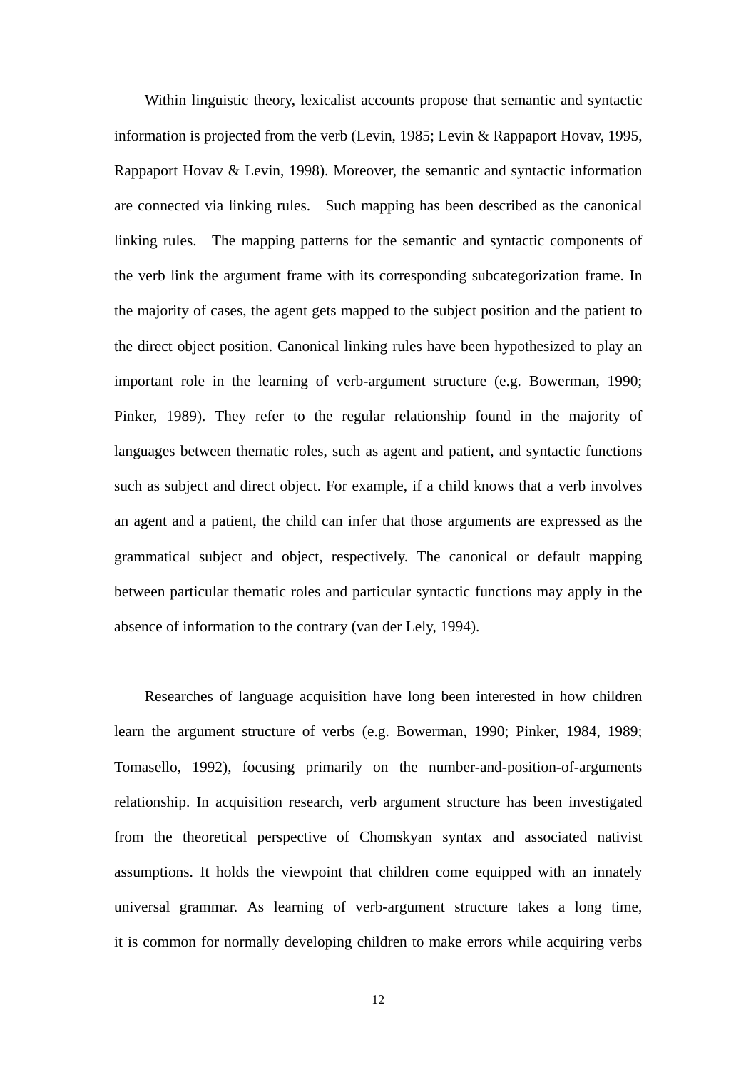Within linguistic theory, lexicalist accounts propose that semantic and syntactic information is projected from the verb (Levin, 1985; Levin & Rappaport Hovav, 1995, Rappaport Hovav & Levin, 1998). Moreover, the semantic and syntactic information are connected via linking rules. Such mapping has been described as the canonical linking rules. The mapping patterns for the semantic and syntactic components of the verb link the argument frame with its corresponding subcategorization frame. In the majority of cases, the agent gets mapped to the subject position and the patient to the direct object position. Canonical linking rules have been hypothesized to play an important role in the learning of verb-argument structure (e.g. Bowerman, 1990; Pinker, 1989). They refer to the regular relationship found in the majority of languages between thematic roles, such as agent and patient, and syntactic functions such as subject and direct object. For example, if a child knows that a verb involves an agent and a patient, the child can infer that those arguments are expressed as the grammatical subject and object, respectively. The canonical or default mapping between particular thematic roles and particular syntactic functions may apply in the absence of information to the contrary (van der Lely, 1994).

Researches of language acquisition have long been interested in how children learn the argument structure of verbs (e.g. Bowerman, 1990; Pinker, 1984, 1989; Tomasello, 1992), focusing primarily on the number-and-position-of-arguments relationship. In acquisition research, verb argument structure has been investigated from the theoretical perspective of Chomskyan syntax and associated nativist assumptions. It holds the viewpoint that children come equipped with an innately universal grammar. As learning of verb-argument structure takes a long time, it is common for normally developing children to make errors while acquiring verbs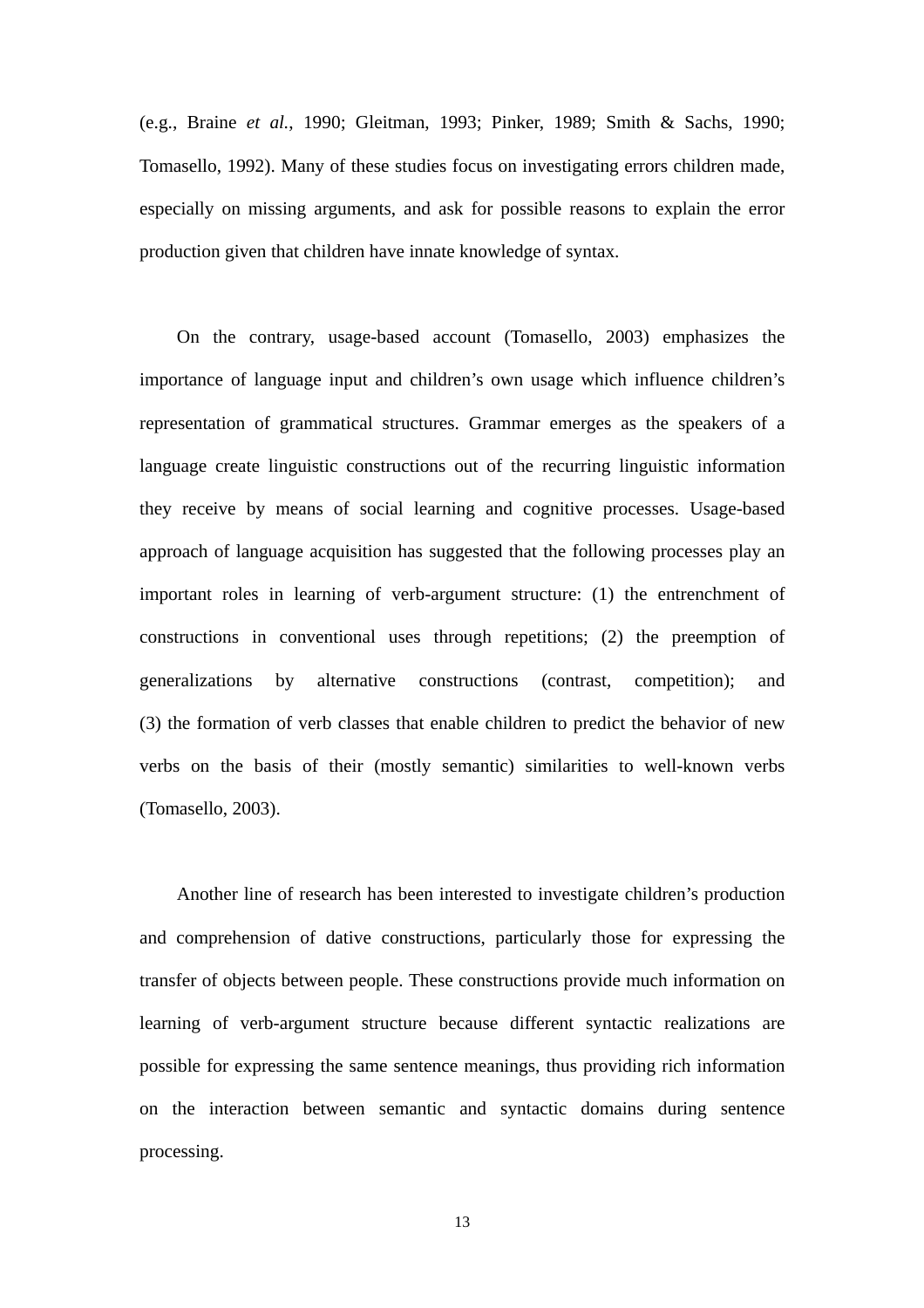(e.g., Braine *et al.*, 1990; Gleitman, 1993; Pinker, 1989; Smith & Sachs, 1990; Tomasello, 1992). Many of these studies focus on investigating errors children made, especially on missing arguments, and ask for possible reasons to explain the error production given that children have innate knowledge of syntax.

On the contrary, usage-based account (Tomasello, 2003) emphasizes the importance of language input and children's own usage which influence children's representation of grammatical structures. Grammar emerges as the speakers of a language create linguistic constructions out of the recurring linguistic information they receive by means of social learning and cognitive processes. Usage-based approach of language acquisition has suggested that the following processes play an important roles in learning of verb-argument structure: (1) the entrenchment of constructions in conventional uses through repetitions; (2) the preemption of generalizations by alternative constructions (contrast, competition); and (3) the formation of verb classes that enable children to predict the behavior of new verbs on the basis of their (mostly semantic) similarities to well-known verbs (Tomasello, 2003).

Another line of research has been interested to investigate children's production and comprehension of dative constructions, particularly those for expressing the transfer of objects between people. These constructions provide much information on learning of verb-argument structure because different syntactic realizations are possible for expressing the same sentence meanings, thus providing rich information on the interaction between semantic and syntactic domains during sentence processing.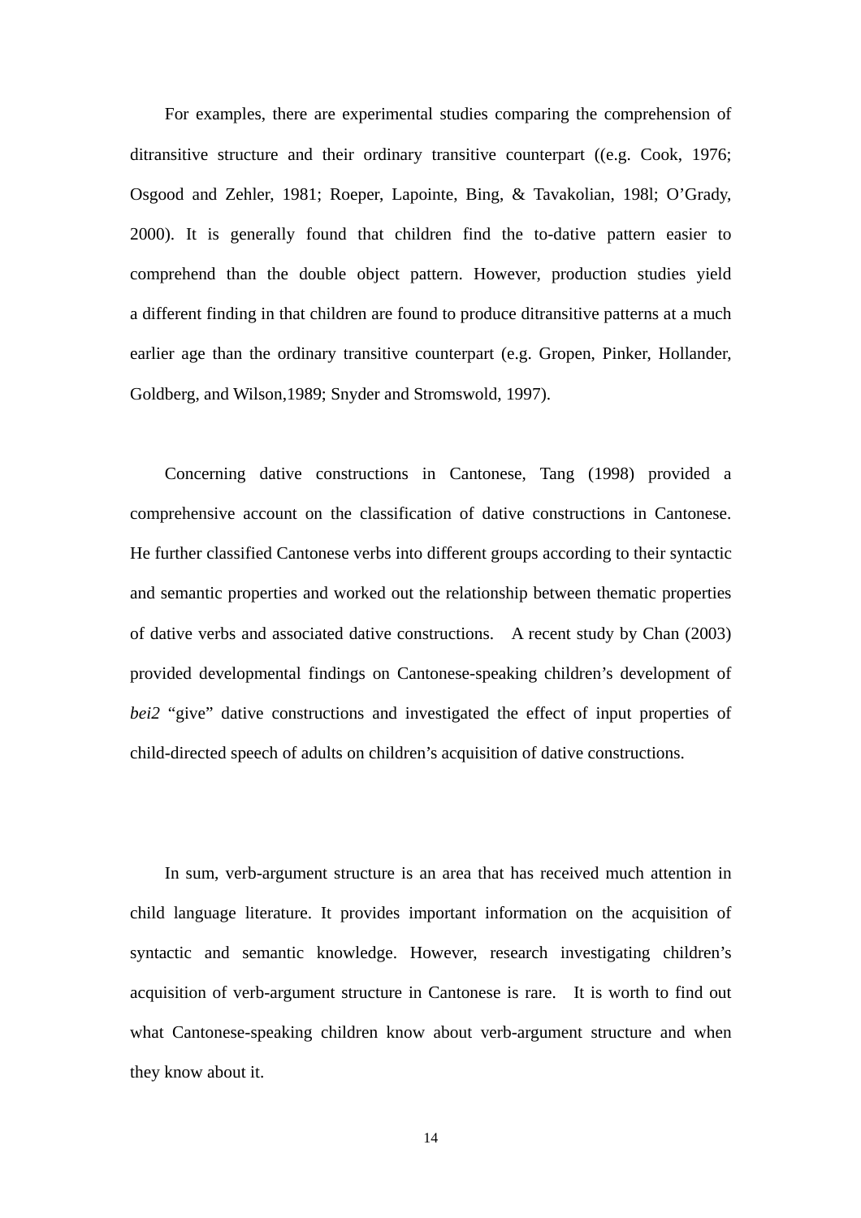For examples, there are experimental studies comparing the comprehension of ditransitive structure and their ordinary transitive counterpart ((e.g. Cook, 1976; Osgood and Zehler, 1981; Roeper, Lapointe, Bing, & Tavakolian, 198l; O'Grady, 2000). It is generally found that children find the to-dative pattern easier to comprehend than the double object pattern. However, production studies yield a different finding in that children are found to produce ditransitive patterns at a much earlier age than the ordinary transitive counterpart (e.g. Gropen, Pinker, Hollander, Goldberg, and Wilson,1989; Snyder and Stromswold, 1997).

Concerning dative constructions in Cantonese, Tang (1998) provided a comprehensive account on the classification of dative constructions in Cantonese. He further classified Cantonese verbs into different groups according to their syntactic and semantic properties and worked out the relationship between thematic properties of dative verbs and associated dative constructions. A recent study by Chan (2003) provided developmental findings on Cantonese-speaking children's development of *bei2* "give" dative constructions and investigated the effect of input properties of child-directed speech of adults on children's acquisition of dative constructions.

In sum, verb-argument structure is an area that has received much attention in child language literature. It provides important information on the acquisition of syntactic and semantic knowledge. However, research investigating children's acquisition of verb-argument structure in Cantonese is rare. It is worth to find out what Cantonese-speaking children know about verb-argument structure and when they know about it.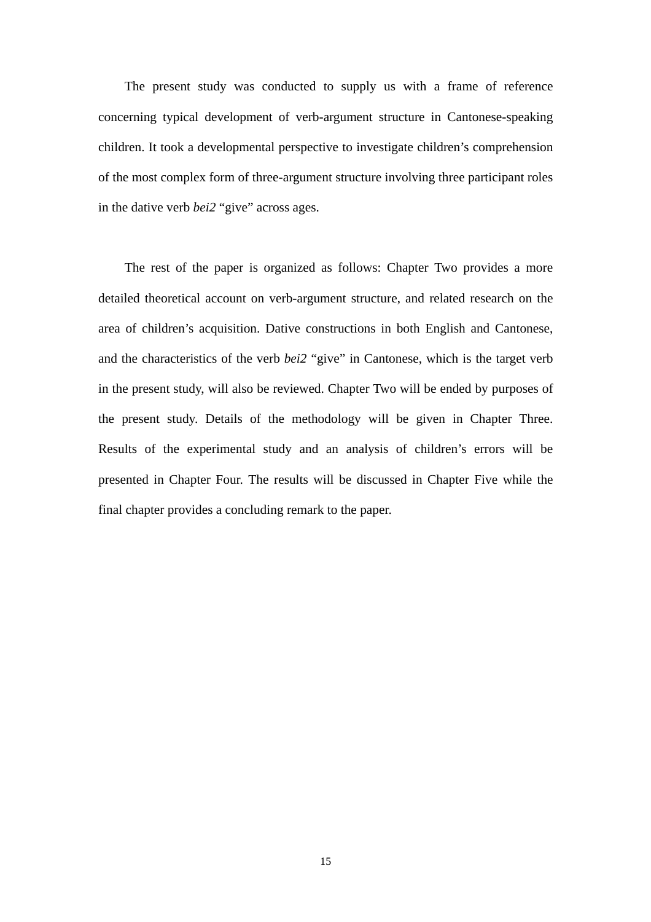The present study was conducted to supply us with a frame of reference concerning typical development of verb-argument structure in Cantonese-speaking children. It took a developmental perspective to investigate children's comprehension of the most complex form of three-argument structure involving three participant roles in the dative verb *bei2* "give" across ages.

The rest of the paper is organized as follows: Chapter Two provides a more detailed theoretical account on verb-argument structure, and related research on the area of children's acquisition. Dative constructions in both English and Cantonese, and the characteristics of the verb *bei2* "give" in Cantonese, which is the target verb in the present study, will also be reviewed. Chapter Two will be ended by purposes of the present study. Details of the methodology will be given in Chapter Three. Results of the experimental study and an analysis of children's errors will be presented in Chapter Four. The results will be discussed in Chapter Five while the final chapter provides a concluding remark to the paper.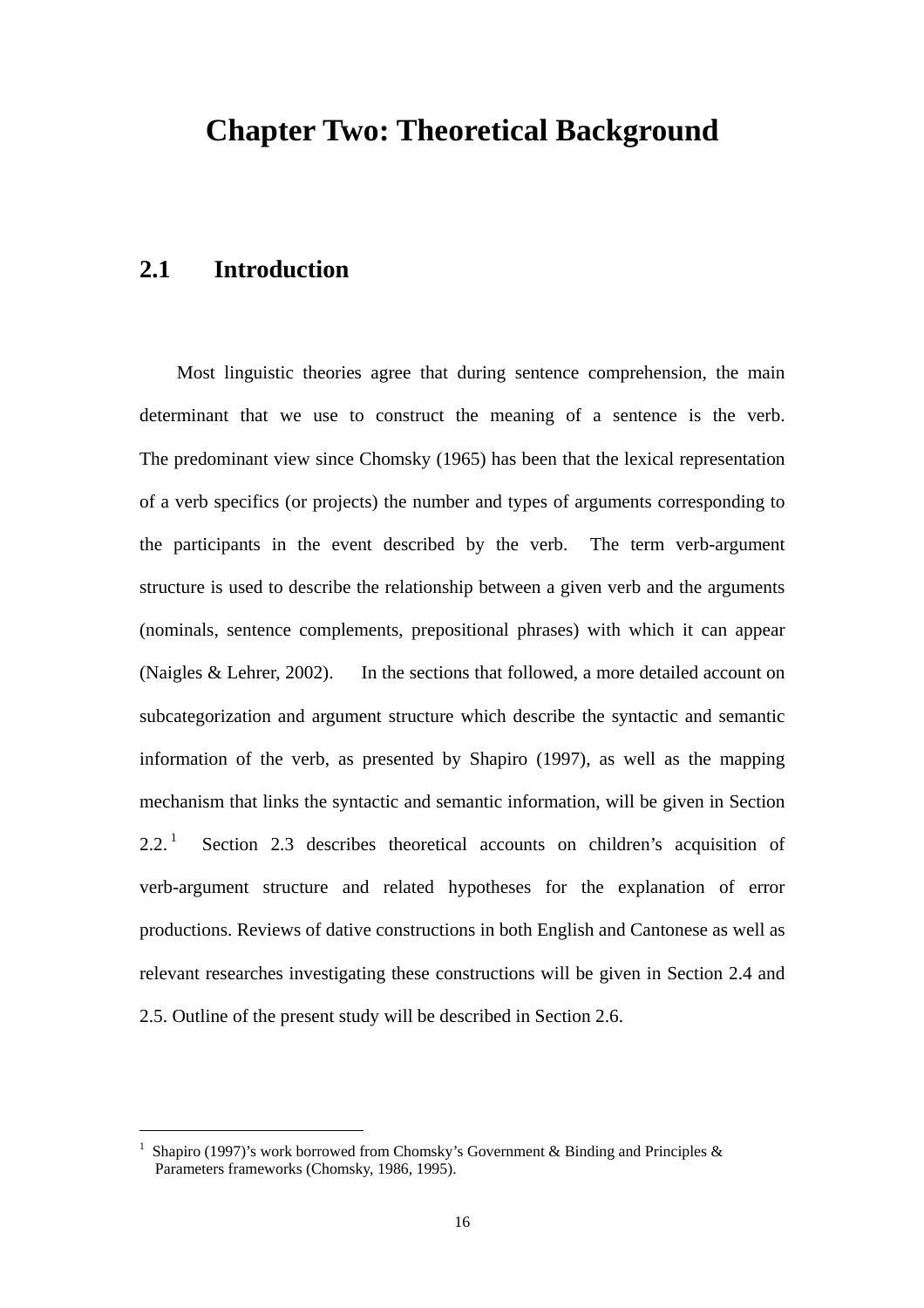# Chapter Two: Theoretical Background

## 2.1 Introduction

Most linguistic theories agree that during sentence comprehension, the main determinant that we use to construct the meaning of a sentence is the verb. The predominant view since Chomsky (1965) has been that the lexical representation of a verb specifics (or projects) the number and types of arguments corresponding to the participants in the event described by the verb. The term verb-argument structure is used to describe the relationship between a given verb and the arguments (nominals, sentence complements, prepositional phrases) with which it can appear (Naigles & Lehrer, 2002). In the sections that followed, a more detailed account on subcategorization and argument structure which describe the syntactic and semantic information of the verb, as presented by Shapiro (1997), as well as the mapping mechanism that links the syntactic and semantic information, will be given in Section 2.2.[1] Section 2.3 describes theoretical accounts on children's acquisition of verb-argument structure and related hypotheses for the explanation of error productions. Reviews of dative constructions in both English and Cantonese as well as relevant researches investigating these constructions will be given in Section 2.4 and 2.5. Outline of the present study will be described in Section 2.6.

---

[1] Shapiro (1997)'s work borrowed from Chomsky's Government & Binding and Principles & Parameters frameworks (Chomsky, 1986, 1995).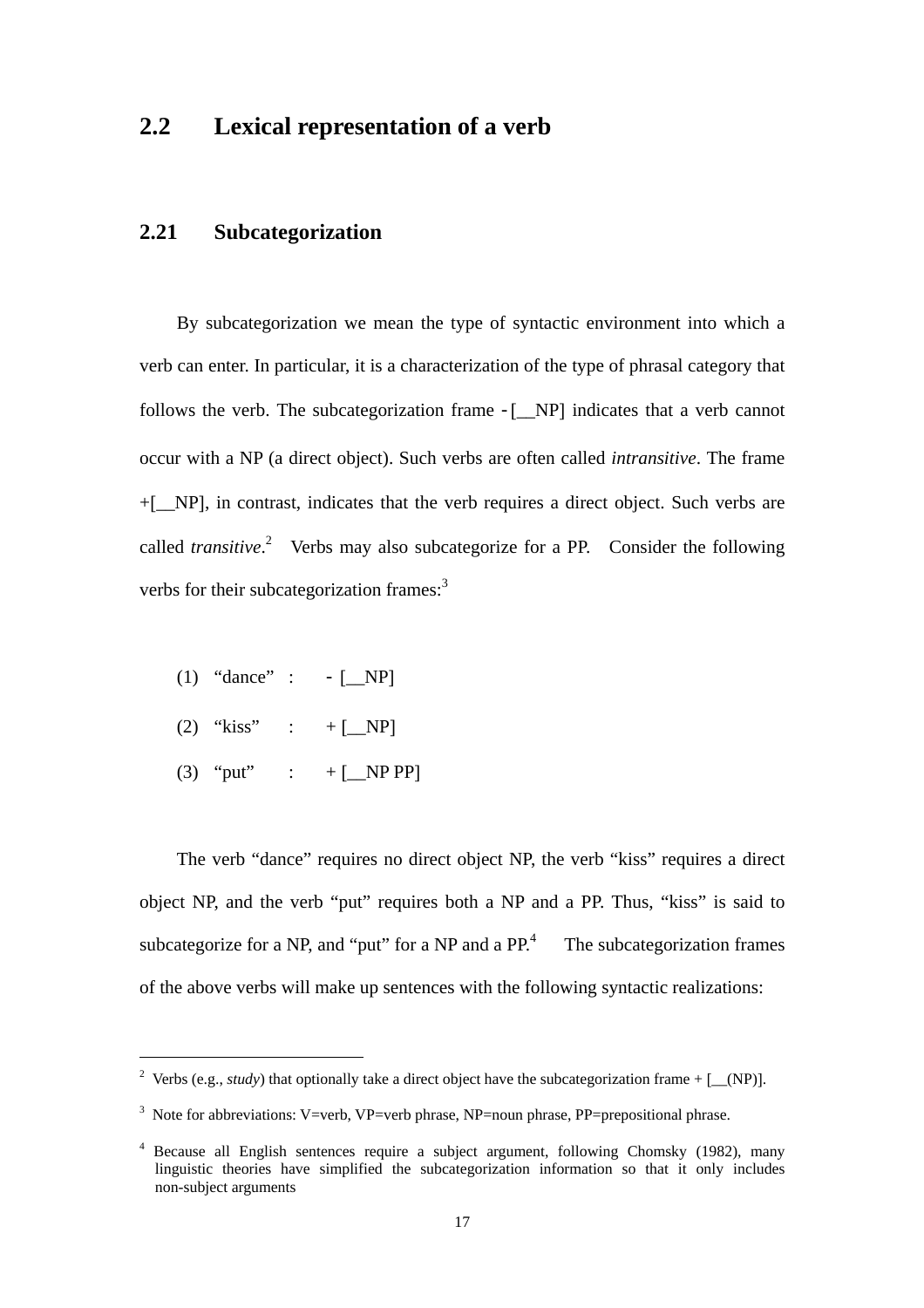## 2.2 Lexical representation of a verb

### 2.21 Subcategorization

By subcategorization we mean the type of syntactic environment into which a verb can enter. In particular, it is a characterization of the type of phrasal category that follows the verb. The subcategorization frame -[__NP] indicates that a verb cannot occur with a NP (a direct object). Such verbs are often called *intransitive*. The frame +[__NP], in contrast, indicates that the verb requires a direct object. Such verbs are called *transitive*.[2] Verbs may also subcategorize for a PP. Consider the following verbs for their subcategorization frames:[3]

(1) "dance" : - [__NP]

(2) "kiss" : + [__NP]

(3) "put" : + [__NP PP]

The verb "dance" requires no direct object NP, the verb "kiss" requires a direct object NP, and the verb "put" requires both a NP and a PP. Thus, "kiss" is said to subcategorize for a NP, and "put" for a NP and a PP.[4] The subcategorization frames of the above verbs will make up sentences with the following syntactic realizations:

---

[2] Verbs (e.g., *study*) that optionally take a direct object have the subcategorization frame + [__(NP)].

[3] Note for abbreviations: V=verb, VP=verb phrase, NP=noun phrase, PP=prepositional phrase.

[4] Because all English sentences require a subject argument, following Chomsky (1982), many linguistic theories have simplified the subcategorization information so that it only includes non-subject arguments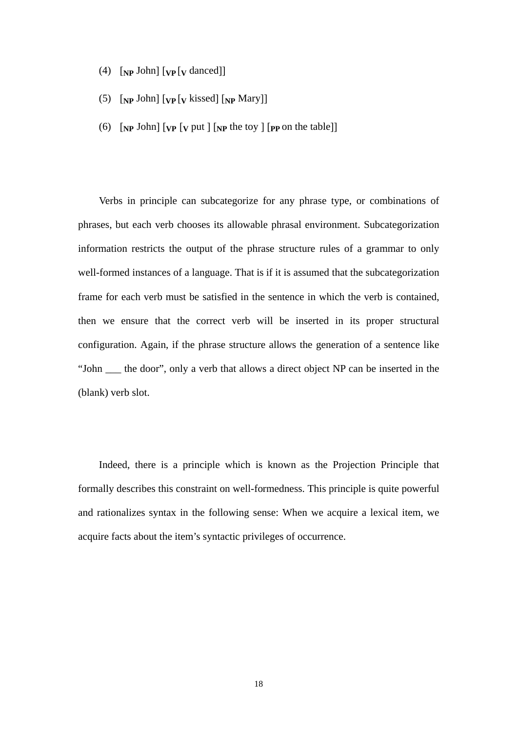(4) [$_{\mathbf{NP}}$ John] [$_{\mathbf{VP}}$ [$_{\mathbf{V}}$ danced]]

(5) [$_{\mathbf{NP}}$ John] [$_{\mathbf{VP}}$ [$_{\mathbf{V}}$ kissed] [$_{\mathbf{NP}}$ Mary]]

(6) [$_{\mathbf{NP}}$ John] [$_{\mathbf{VP}}$ [$_{\mathbf{V}}$ put ] [$_{\mathbf{NP}}$ the toy ] [$_{\mathbf{PP}}$ on the table]]

Verbs in principle can subcategorize for any phrase type, or combinations of phrases, but each verb chooses its allowable phrasal environment. Subcategorization information restricts the output of the phrase structure rules of a grammar to only well-formed instances of a language. That is if it is assumed that the subcategorization frame for each verb must be satisfied in the sentence in which the verb is contained, then we ensure that the correct verb will be inserted in its proper structural configuration. Again, if the phrase structure allows the generation of a sentence like "John ___ the door", only a verb that allows a direct object NP can be inserted in the (blank) verb slot.

Indeed, there is a principle which is known as the Projection Principle that formally describes this constraint on well-formedness. This principle is quite powerful and rationalizes syntax in the following sense: When we acquire a lexical item, we acquire facts about the item's syntactic privileges of occurrence.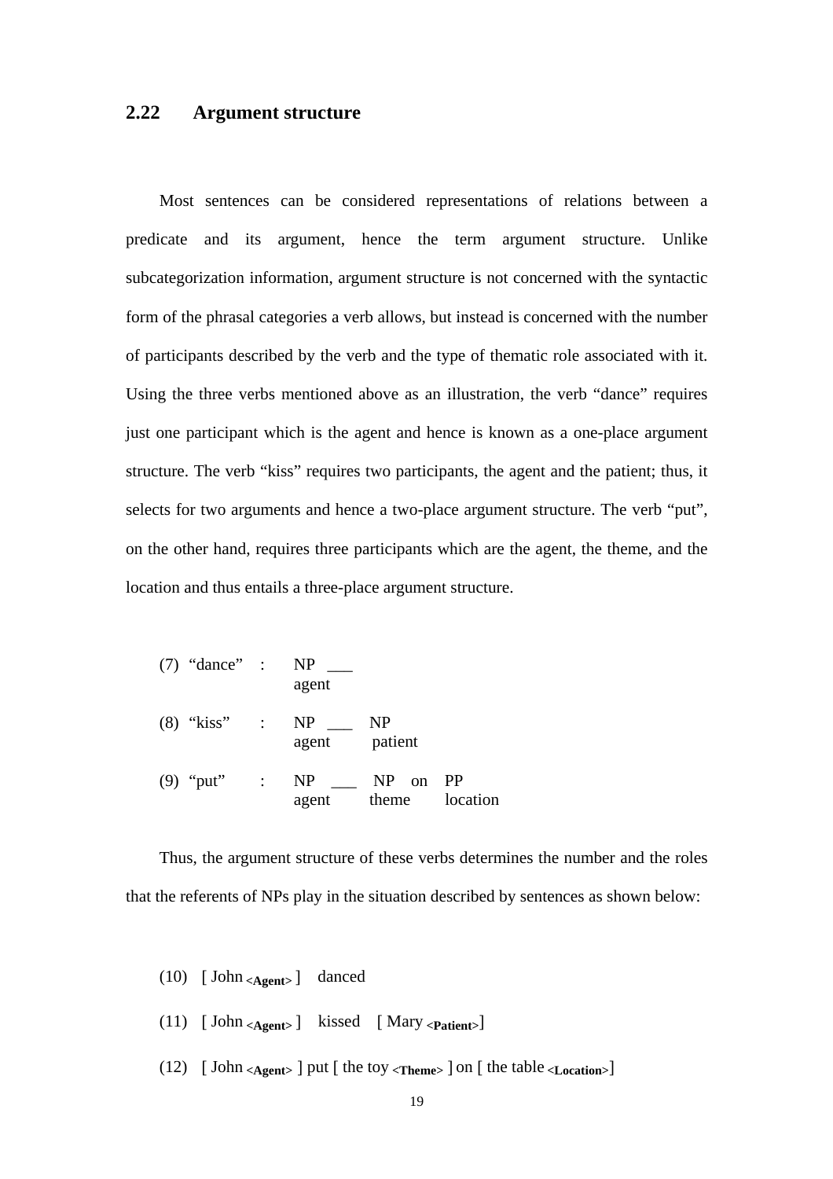## 2.22 Argument structure

Most sentences can be considered representations of relations between a predicate and its argument, hence the term argument structure. Unlike subcategorization information, argument structure is not concerned with the syntactic form of the phrasal categories a verb allows, but instead is concerned with the number of participants described by the verb and the type of thematic role associated with it. Using the three verbs mentioned above as an illustration, the verb "dance" requires just one participant which is the agent and hence is known as a one-place argument structure. The verb "kiss" requires two participants, the agent and the patient; thus, it selects for two arguments and hence a two-place argument structure. The verb "put", on the other hand, requires three participants which are the agent, the theme, and the location and thus entails a three-place argument structure.

| | | | | | | |
|---|---|---|---|---|---|---|
| (7) "dance" | : | NP<br>agent | ___ | | | |
| (8) "kiss" | : | NP<br>agent | ___ | NP<br>patient | | |
| (9) "put" | : | NP<br>agent | ___ | NP<br>theme | on | PP<br>location |

Thus, the argument structure of these verbs determines the number and the roles that the referents of NPs play in the situation described by sentences as shown below:

(10) [ John $_{\textbf{<Agent>}}$ ] danced

(11) [ John $_{\textbf{<Agent>}}$ ] kissed [ Mary $_{\textbf{<Patient>}}$]

(12) [ John $_{\textbf{<Agent>}}$ ] put [ the toy $_{\textbf{<Theme>}}$ ] on [ the table $_{\textbf{<Location>}}$]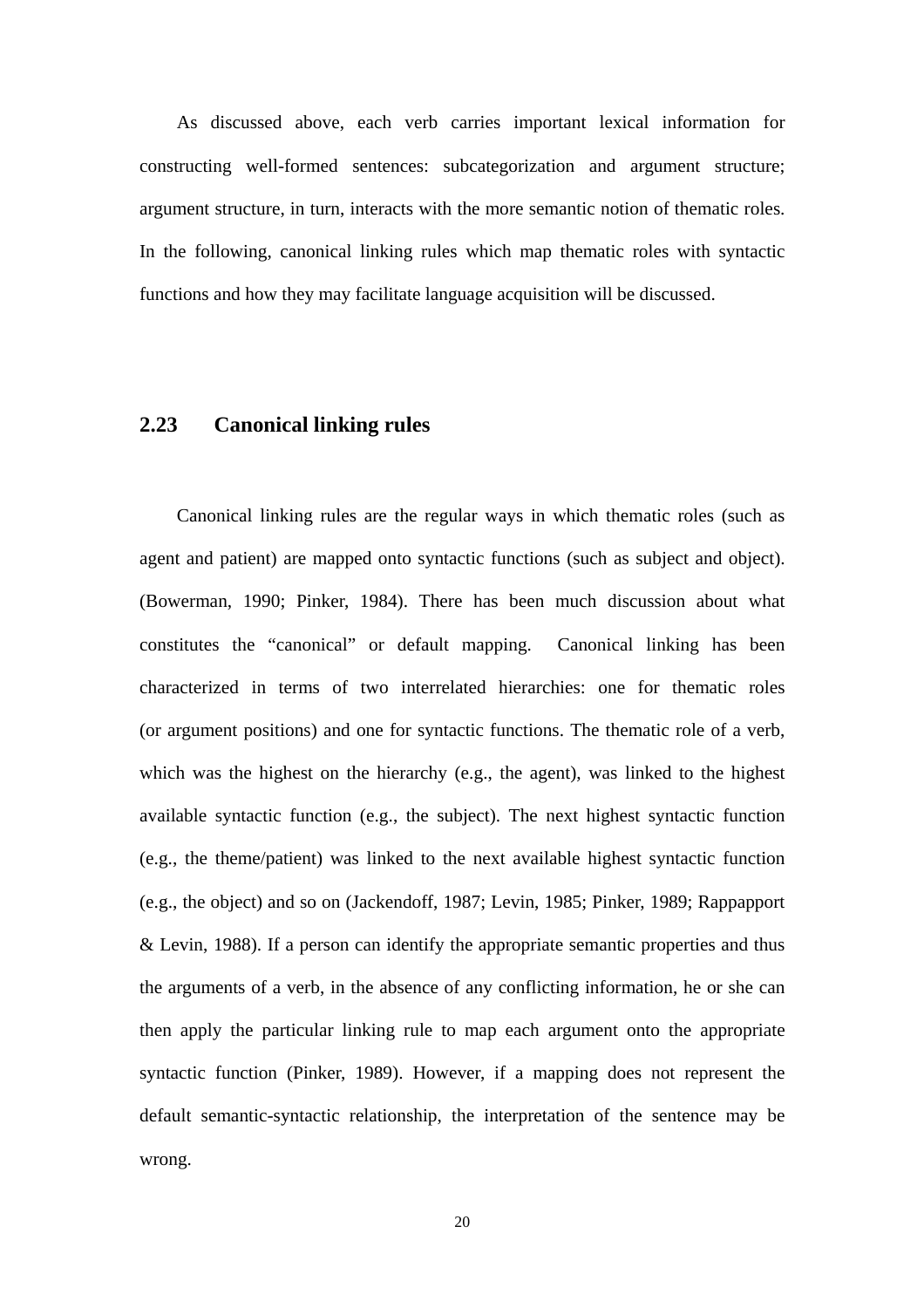As discussed above, each verb carries important lexical information for constructing well-formed sentences: subcategorization and argument structure; argument structure, in turn, interacts with the more semantic notion of thematic roles. In the following, canonical linking rules which map thematic roles with syntactic functions and how they may facilitate language acquisition will be discussed.

## 2.23 Canonical linking rules

Canonical linking rules are the regular ways in which thematic roles (such as agent and patient) are mapped onto syntactic functions (such as subject and object). (Bowerman, 1990; Pinker, 1984). There has been much discussion about what constitutes the “canonical” or default mapping. Canonical linking has been characterized in terms of two interrelated hierarchies: one for thematic roles (or argument positions) and one for syntactic functions. The thematic role of a verb, which was the highest on the hierarchy (e.g., the agent), was linked to the highest available syntactic function (e.g., the subject). The next highest syntactic function (e.g., the theme/patient) was linked to the next available highest syntactic function (e.g., the object) and so on (Jackendoff, 1987; Levin, 1985; Pinker, 1989; Rappapport & Levin, 1988). If a person can identify the appropriate semantic properties and thus the arguments of a verb, in the absence of any conflicting information, he or she can then apply the particular linking rule to map each argument onto the appropriate syntactic function (Pinker, 1989). However, if a mapping does not represent the default semantic-syntactic relationship, the interpretation of the sentence may be wrong.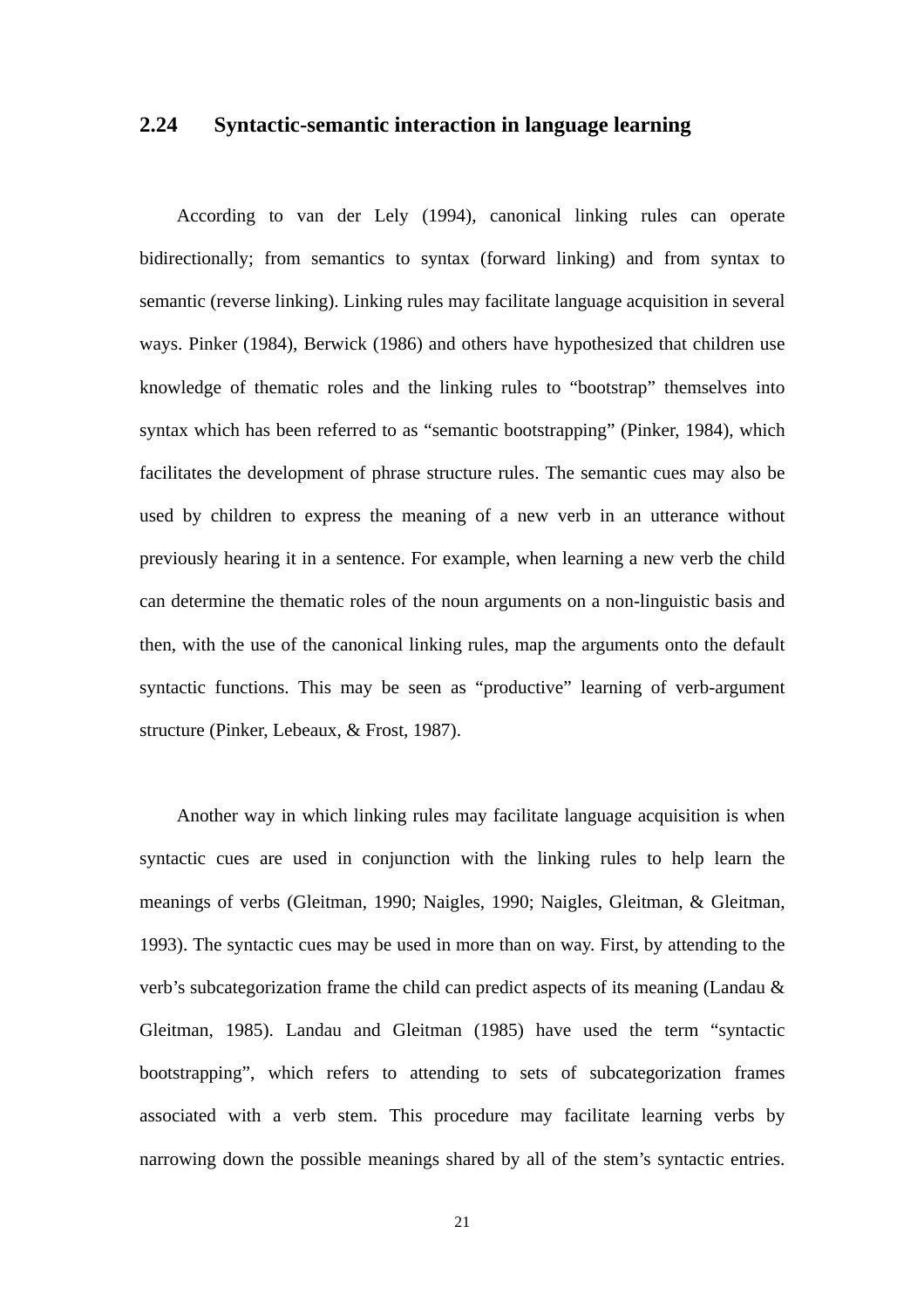## 2.24 Syntactic-semantic interaction in language learning

According to van der Lely (1994), canonical linking rules can operate bidirectionally; from semantics to syntax (forward linking) and from syntax to semantic (reverse linking). Linking rules may facilitate language acquisition in several ways. Pinker (1984), Berwick (1986) and others have hypothesized that children use knowledge of thematic roles and the linking rules to "bootstrap" themselves into syntax which has been referred to as "semantic bootstrapping" (Pinker, 1984), which facilitates the development of phrase structure rules. The semantic cues may also be used by children to express the meaning of a new verb in an utterance without previously hearing it in a sentence. For example, when learning a new verb the child can determine the thematic roles of the noun arguments on a non-linguistic basis and then, with the use of the canonical linking rules, map the arguments onto the default syntactic functions. This may be seen as "productive" learning of verb-argument structure (Pinker, Lebeaux, & Frost, 1987).

Another way in which linking rules may facilitate language acquisition is when syntactic cues are used in conjunction with the linking rules to help learn the meanings of verbs (Gleitman, 1990; Naigles, 1990; Naigles, Gleitman, & Gleitman, 1993). The syntactic cues may be used in more than on way. First, by attending to the verb's subcategorization frame the child can predict aspects of its meaning (Landau & Gleitman, 1985). Landau and Gleitman (1985) have used the term "syntactic bootstrapping", which refers to attending to sets of subcategorization frames associated with a verb stem. This procedure may facilitate learning verbs by narrowing down the possible meanings shared by all of the stem's syntactic entries.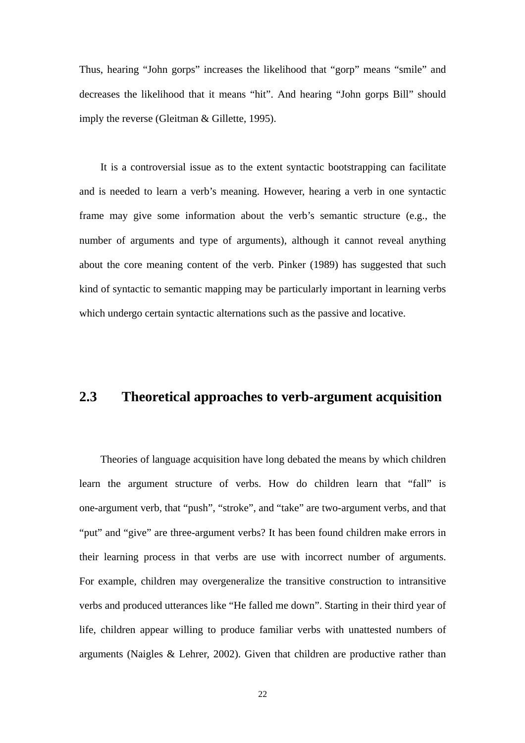Thus, hearing "John gorps" increases the likelihood that "gorp" means "smile" and decreases the likelihood that it means "hit". And hearing "John gorps Bill" should imply the reverse (Gleitman & Gillette, 1995).

It is a controversial issue as to the extent syntactic bootstrapping can facilitate and is needed to learn a verb's meaning. However, hearing a verb in one syntactic frame may give some information about the verb's semantic structure (e.g., the number of arguments and type of arguments), although it cannot reveal anything about the core meaning content of the verb. Pinker (1989) has suggested that such kind of syntactic to semantic mapping may be particularly important in learning verbs which undergo certain syntactic alternations such as the passive and locative.

## 2.3 Theoretical approaches to verb-argument acquisition

Theories of language acquisition have long debated the means by which children learn the argument structure of verbs. How do children learn that "fall" is one-argument verb, that "push", "stroke", and "take" are two-argument verbs, and that "put" and "give" are three-argument verbs? It has been found children make errors in their learning process in that verbs are use with incorrect number of arguments. For example, children may overgeneralize the transitive construction to intransitive verbs and produced utterances like "He falled me down". Starting in their third year of life, children appear willing to produce familiar verbs with unattested numbers of arguments (Naigles & Lehrer, 2002). Given that children are productive rather than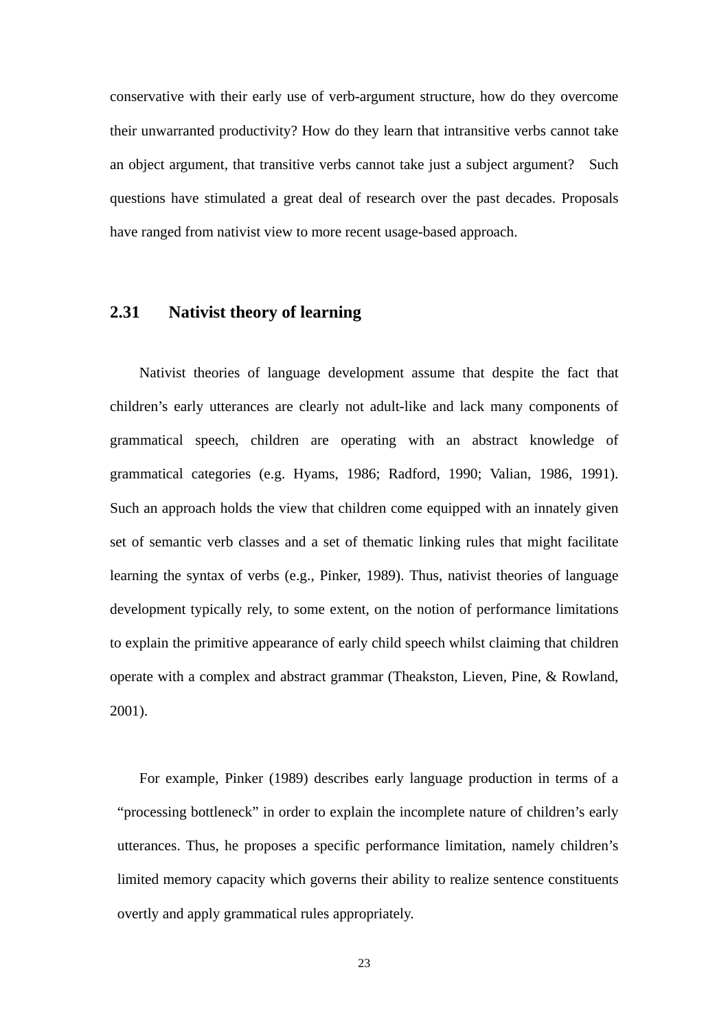conservative with their early use of verb-argument structure, how do they overcome their unwarranted productivity? How do they learn that intransitive verbs cannot take an object argument, that transitive verbs cannot take just a subject argument? Such questions have stimulated a great deal of research over the past decades. Proposals have ranged from nativist view to more recent usage-based approach.

### 2.31 Nativist theory of learning

Nativist theories of language development assume that despite the fact that children's early utterances are clearly not adult-like and lack many components of grammatical speech, children are operating with an abstract knowledge of grammatical categories (e.g. Hyams, 1986; Radford, 1990; Valian, 1986, 1991). Such an approach holds the view that children come equipped with an innately given set of semantic verb classes and a set of thematic linking rules that might facilitate learning the syntax of verbs (e.g., Pinker, 1989). Thus, nativist theories of language development typically rely, to some extent, on the notion of performance limitations to explain the primitive appearance of early child speech whilst claiming that children operate with a complex and abstract grammar (Theakston, Lieven, Pine, & Rowland, 2001).

For example, Pinker (1989) describes early language production in terms of a "processing bottleneck" in order to explain the incomplete nature of children's early utterances. Thus, he proposes a specific performance limitation, namely children's limited memory capacity which governs their ability to realize sentence constituents overtly and apply grammatical rules appropriately.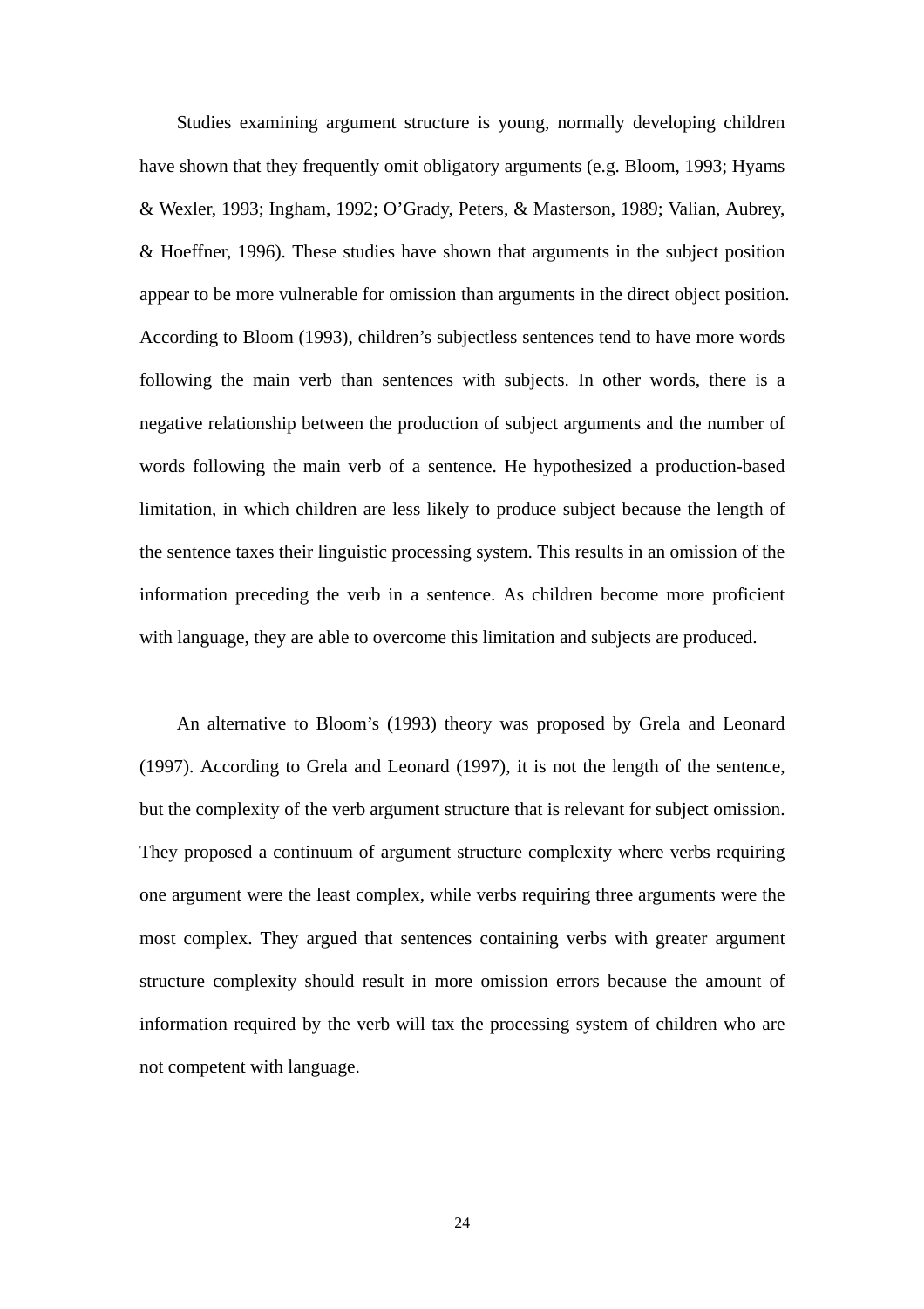Studies examining argument structure is young, normally developing children have shown that they frequently omit obligatory arguments (e.g. Bloom, 1993; Hyams & Wexler, 1993; Ingham, 1992; O'Grady, Peters, & Masterson, 1989; Valian, Aubrey, & Hoeffner, 1996). These studies have shown that arguments in the subject position appear to be more vulnerable for omission than arguments in the direct object position. According to Bloom (1993), children's subjectless sentences tend to have more words following the main verb than sentences with subjects. In other words, there is a negative relationship between the production of subject arguments and the number of words following the main verb of a sentence. He hypothesized a production-based limitation, in which children are less likely to produce subject because the length of the sentence taxes their linguistic processing system. This results in an omission of the information preceding the verb in a sentence. As children become more proficient with language, they are able to overcome this limitation and subjects are produced.

An alternative to Bloom's (1993) theory was proposed by Grela and Leonard (1997). According to Grela and Leonard (1997), it is not the length of the sentence, but the complexity of the verb argument structure that is relevant for subject omission. They proposed a continuum of argument structure complexity where verbs requiring one argument were the least complex, while verbs requiring three arguments were the most complex. They argued that sentences containing verbs with greater argument structure complexity should result in more omission errors because the amount of information required by the verb will tax the processing system of children who are not competent with language.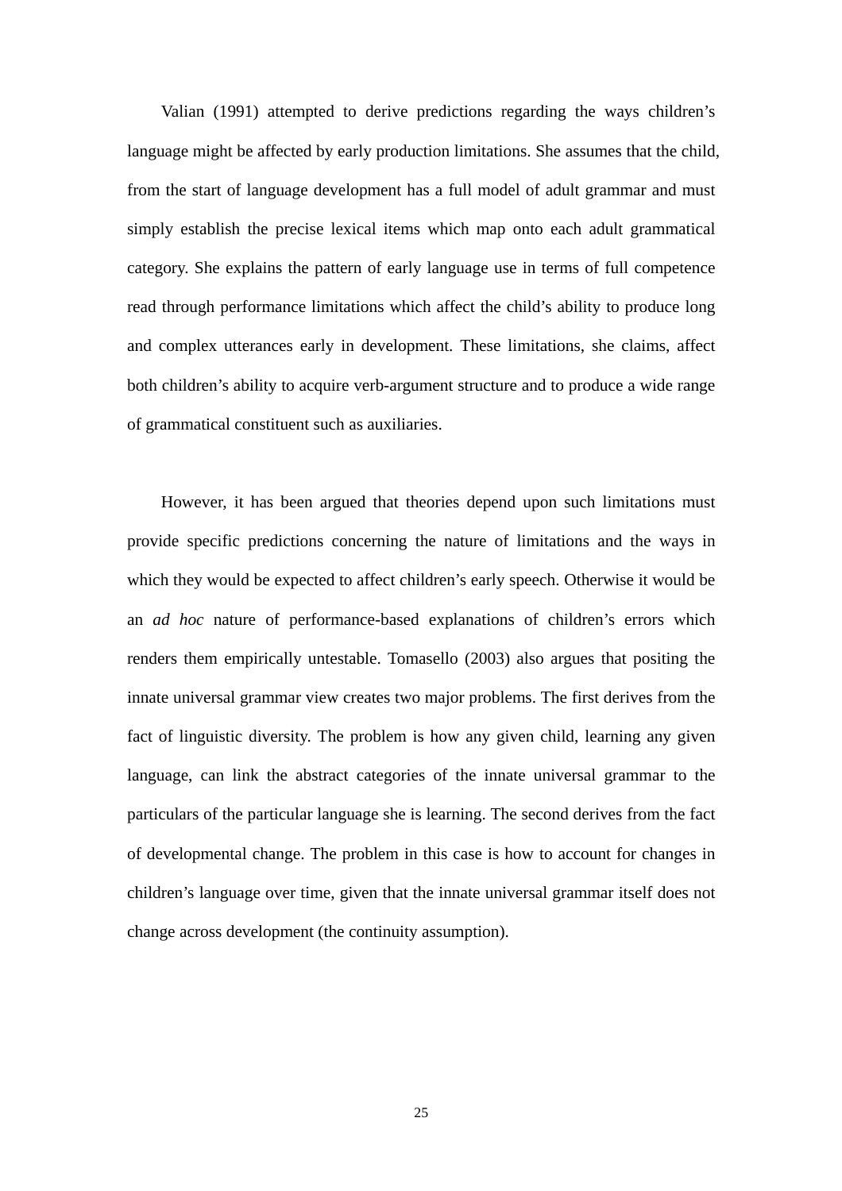Valian (1991) attempted to derive predictions regarding the ways children's language might be affected by early production limitations. She assumes that the child, from the start of language development has a full model of adult grammar and must simply establish the precise lexical items which map onto each adult grammatical category. She explains the pattern of early language use in terms of full competence read through performance limitations which affect the child's ability to produce long and complex utterances early in development. These limitations, she claims, affect both children's ability to acquire verb-argument structure and to produce a wide range of grammatical constituent such as auxiliaries.

However, it has been argued that theories depend upon such limitations must provide specific predictions concerning the nature of limitations and the ways in which they would be expected to affect children's early speech. Otherwise it would be an *ad hoc* nature of performance-based explanations of children's errors which renders them empirically untestable. Tomasello (2003) also argues that positing the innate universal grammar view creates two major problems. The first derives from the fact of linguistic diversity. The problem is how any given child, learning any given language, can link the abstract categories of the innate universal grammar to the particulars of the particular language she is learning. The second derives from the fact of developmental change. The problem in this case is how to account for changes in children's language over time, given that the innate universal grammar itself does not change across development (the continuity assumption).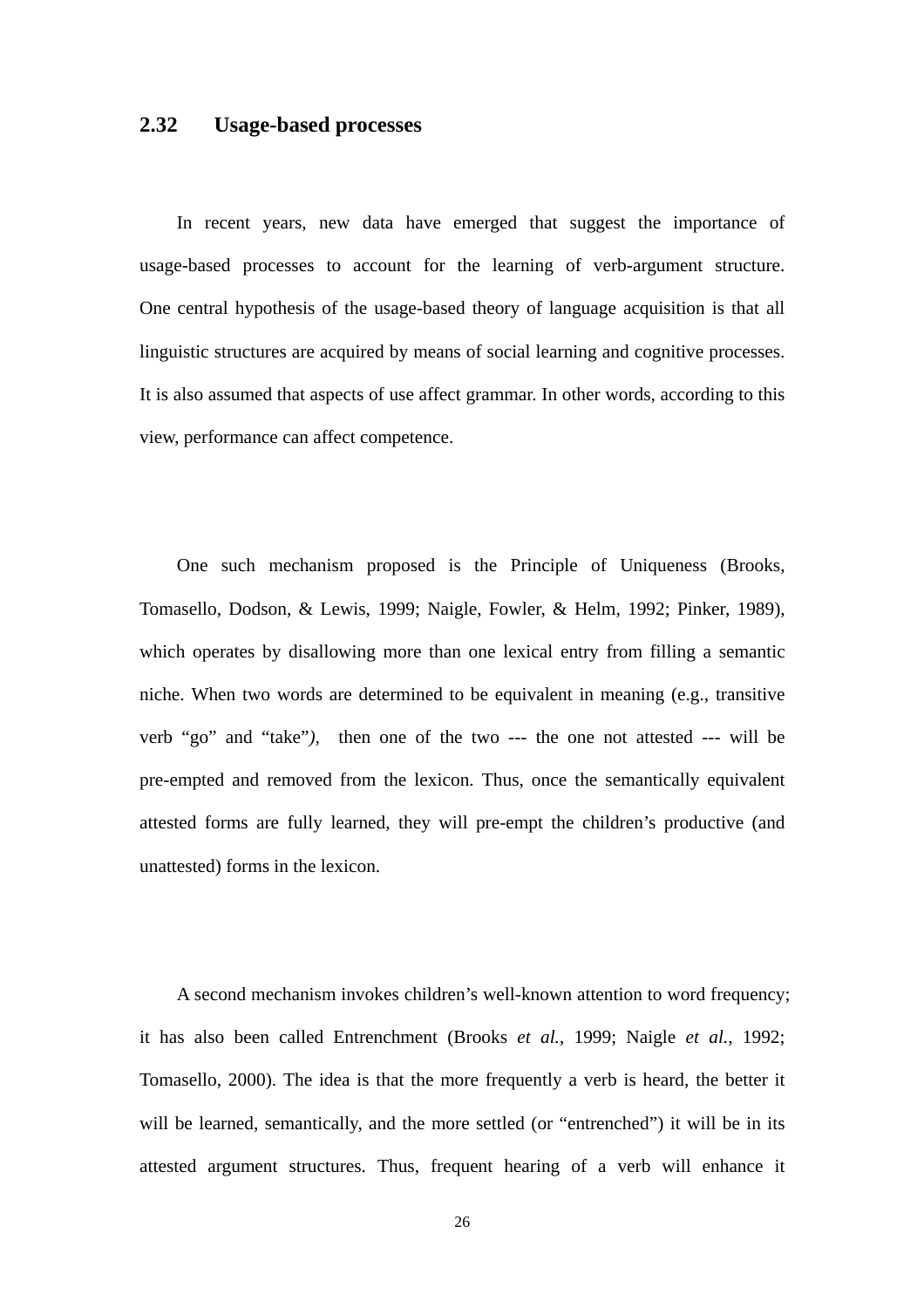## 2.32 Usage-based processes

In recent years, new data have emerged that suggest the importance of usage-based processes to account for the learning of verb-argument structure. One central hypothesis of the usage-based theory of language acquisition is that all linguistic structures are acquired by means of social learning and cognitive processes. It is also assumed that aspects of use affect grammar. In other words, according to this view, performance can affect competence.

One such mechanism proposed is the Principle of Uniqueness (Brooks, Tomasello, Dodson, & Lewis, 1999; Naigle, Fowler, & Helm, 1992; Pinker, 1989), which operates by disallowing more than one lexical entry from filling a semantic niche. When two words are determined to be equivalent in meaning (e.g., transitive verb “go” and “take”), then one of the two --- the one not attested --- will be pre-empted and removed from the lexicon. Thus, once the semantically equivalent attested forms are fully learned, they will pre-empt the children’s productive (and unattested) forms in the lexicon.

A second mechanism invokes children’s well-known attention to word frequency; it has also been called Entrenchment (Brooks *et al.*, 1999; Naigle *et al.*, 1992; Tomasello, 2000). The idea is that the more frequently a verb is heard, the better it will be learned, semantically, and the more settled (or “entrenched”) it will be in its attested argument structures. Thus, frequent hearing of a verb will enhance it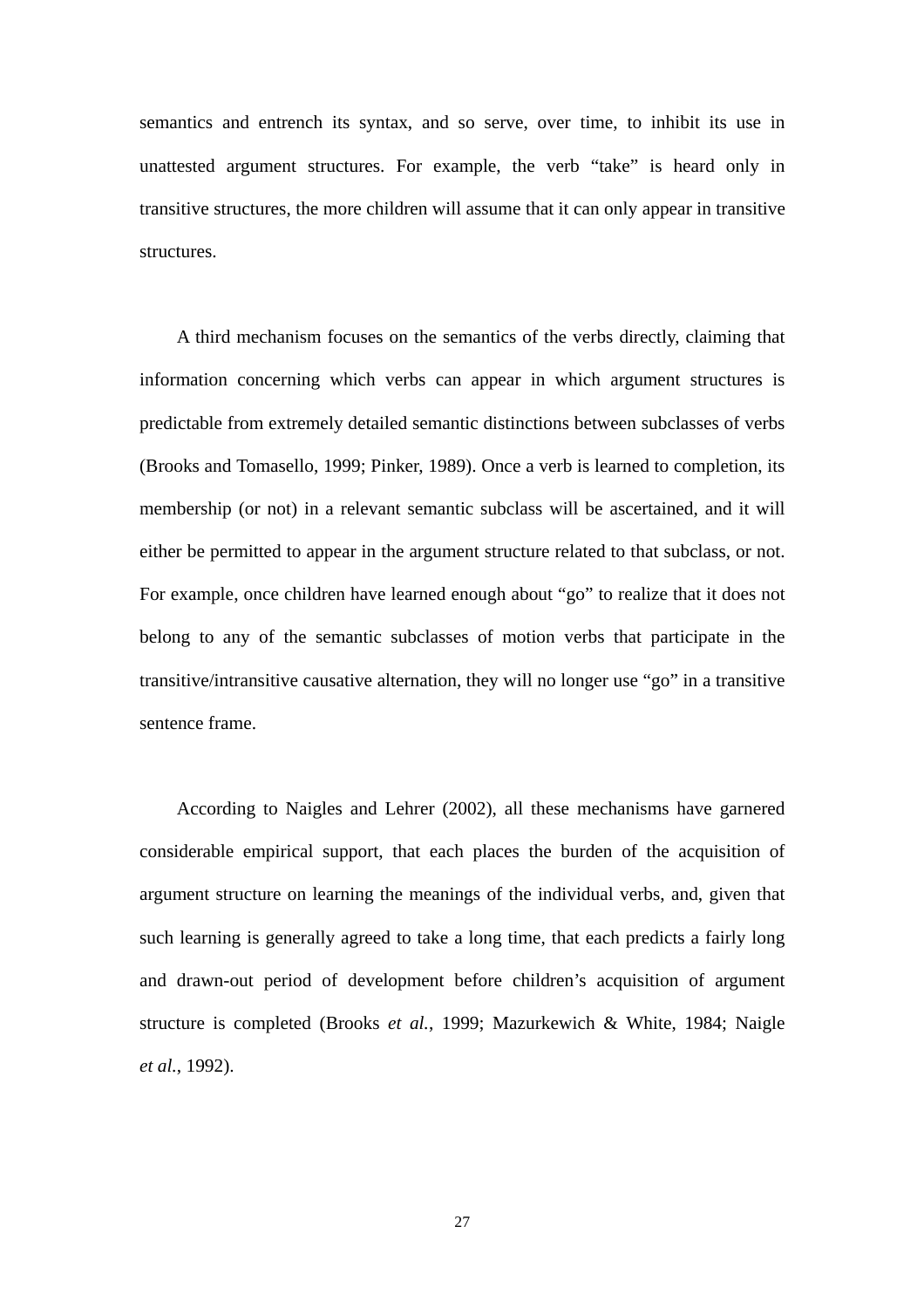semantics and entrench its syntax, and so serve, over time, to inhibit its use in unattested argument structures. For example, the verb “take” is heard only in transitive structures, the more children will assume that it can only appear in transitive structures.

A third mechanism focuses on the semantics of the verbs directly, claiming that information concerning which verbs can appear in which argument structures is predictable from extremely detailed semantic distinctions between subclasses of verbs (Brooks and Tomasello, 1999; Pinker, 1989). Once a verb is learned to completion, its membership (or not) in a relevant semantic subclass will be ascertained, and it will either be permitted to appear in the argument structure related to that subclass, or not. For example, once children have learned enough about “go” to realize that it does not belong to any of the semantic subclasses of motion verbs that participate in the transitive/intransitive causative alternation, they will no longer use “go” in a transitive sentence frame.

According to Naigles and Lehrer (2002), all these mechanisms have garnered considerable empirical support, that each places the burden of the acquisition of argument structure on learning the meanings of the individual verbs, and, given that such learning is generally agreed to take a long time, that each predicts a fairly long and drawn-out period of development before children’s acquisition of argument structure is completed (Brooks *et al.*, 1999; Mazurkewich & White, 1984; Naigle *et al.*, 1992).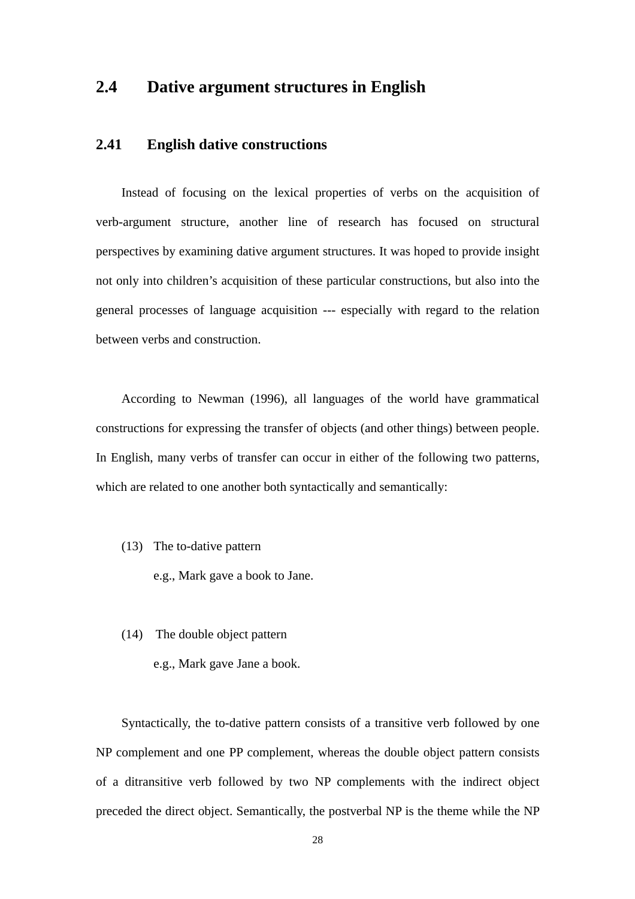## 2.4 Dative argument structures in English

### 2.41 English dative constructions

Instead of focusing on the lexical properties of verbs on the acquisition of verb-argument structure, another line of research has focused on structural perspectives by examining dative argument structures. It was hoped to provide insight not only into children's acquisition of these particular constructions, but also into the general processes of language acquisition --- especially with regard to the relation between verbs and construction.

According to Newman (1996), all languages of the world have grammatical constructions for expressing the transfer of objects (and other things) between people. In English, many verbs of transfer can occur in either of the following two patterns, which are related to one another both syntactically and semantically:

(13) The to-dative pattern

e.g., Mark gave a book to Jane.

(14) The double object pattern

e.g., Mark gave Jane a book.

Syntactically, the to-dative pattern consists of a transitive verb followed by one NP complement and one PP complement, whereas the double object pattern consists of a ditransitive verb followed by two NP complements with the indirect object preceded the direct object. Semantically, the postverbal NP is the theme while the NP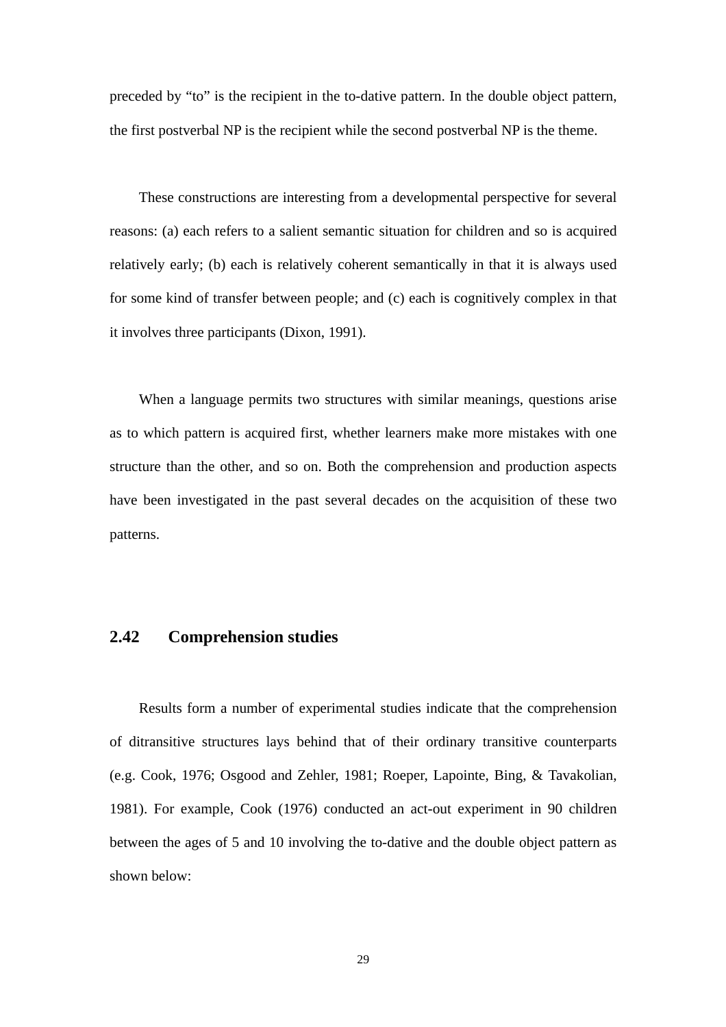preceded by “to” is the recipient in the to-dative pattern. In the double object pattern, the first postverbal NP is the recipient while the second postverbal NP is the theme.

These constructions are interesting from a developmental perspective for several reasons: (a) each refers to a salient semantic situation for children and so is acquired relatively early; (b) each is relatively coherent semantically in that it is always used for some kind of transfer between people; and (c) each is cognitively complex in that it involves three participants (Dixon, 1991).

When a language permits two structures with similar meanings, questions arise as to which pattern is acquired first, whether learners make more mistakes with one structure than the other, and so on. Both the comprehension and production aspects have been investigated in the past several decades on the acquisition of these two patterns.

### 2.42 Comprehension studies

Results form a number of experimental studies indicate that the comprehension of ditransitive structures lays behind that of their ordinary transitive counterparts (e.g. Cook, 1976; Osgood and Zehler, 1981; Roeper, Lapointe, Bing, & Tavakolian, 1981). For example, Cook (1976) conducted an act-out experiment in 90 children between the ages of 5 and 10 involving the to-dative and the double object pattern as shown below: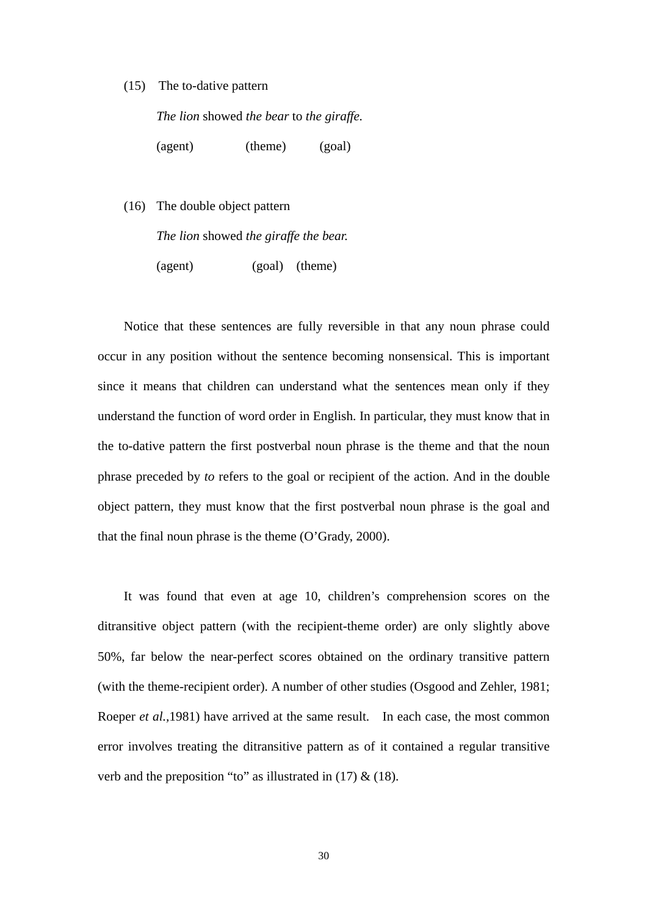(15) The to-dative pattern

*The lion* showed *the bear* to *the giraffe.*

(agent) (theme) (goal)

(16) The double object pattern

*The lion* showed *the giraffe the bear.*

(agent) (goal) (theme)

Notice that these sentences are fully reversible in that any noun phrase could occur in any position without the sentence becoming nonsensical. This is important since it means that children can understand what the sentences mean only if they understand the function of word order in English. In particular, they must know that in the to-dative pattern the first postverbal noun phrase is the theme and that the noun phrase preceded by *to* refers to the goal or recipient of the action. And in the double object pattern, they must know that the first postverbal noun phrase is the goal and that the final noun phrase is the theme (O'Grady, 2000).

It was found that even at age 10, children's comprehension scores on the ditransitive object pattern (with the recipient-theme order) are only slightly above 50%, far below the near-perfect scores obtained on the ordinary transitive pattern (with the theme-recipient order). A number of other studies (Osgood and Zehler, 1981; Roeper *et al.*,1981) have arrived at the same result. In each case, the most common error involves treating the ditransitive pattern as of it contained a regular transitive verb and the preposition "to" as illustrated in (17) & (18).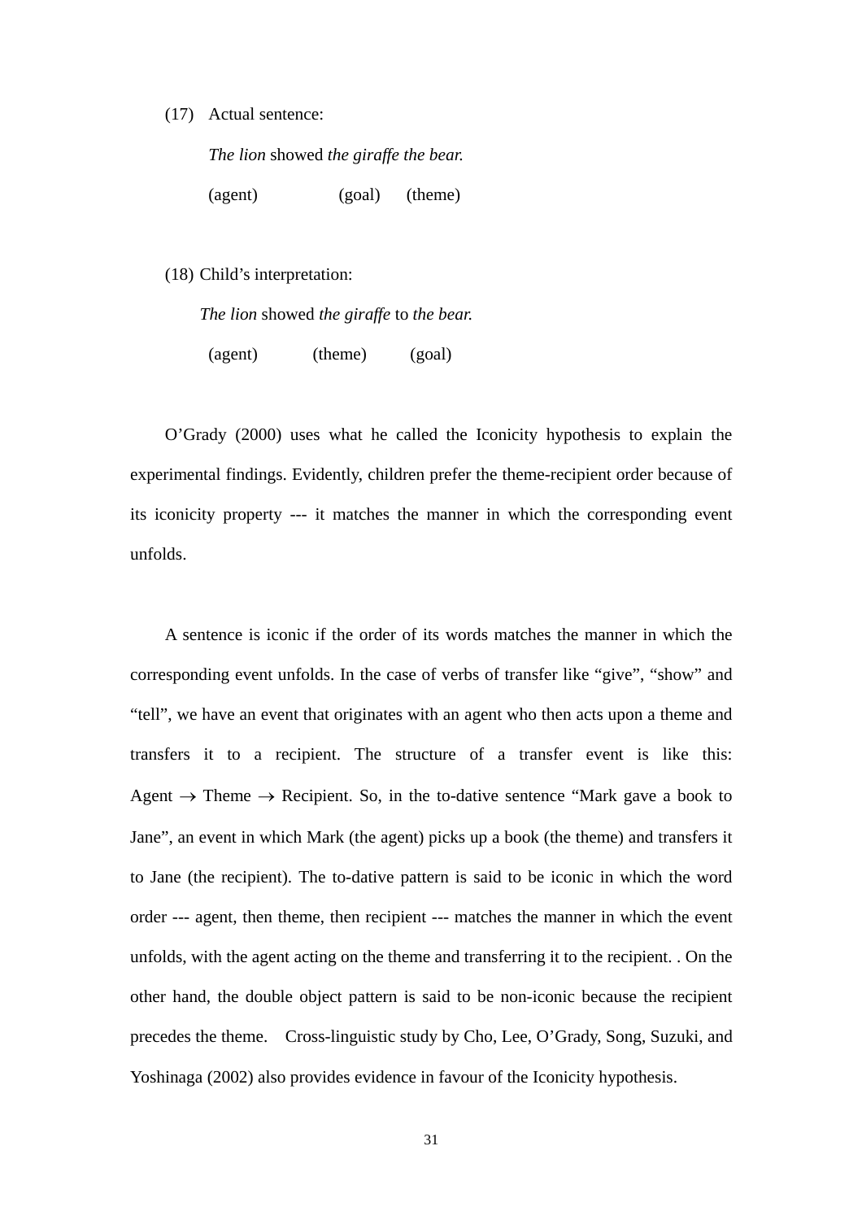(17) Actual sentence:

*The lion* showed *the giraffe the bear.*

(agent) (goal) (theme)

(18) Child's interpretation:

*The lion* showed *the giraffe* to *the bear.*

(agent) (theme) (goal)

O'Grady (2000) uses what he called the Iconicity hypothesis to explain the experimental findings. Evidently, children prefer the theme-recipient order because of its iconicity property --- it matches the manner in which the corresponding event unfolds.

A sentence is iconic if the order of its words matches the manner in which the corresponding event unfolds. In the case of verbs of transfer like "give", "show" and "tell", we have an event that originates with an agent who then acts upon a theme and transfers it to a recipient. The structure of a transfer event is like this: Agent $\rightarrow$ Theme $\rightarrow$ Recipient. So, in the to-dative sentence "Mark gave a book to Jane", an event in which Mark (the agent) picks up a book (the theme) and transfers it to Jane (the recipient). The to-dative pattern is said to be iconic in which the word order --- agent, then theme, then recipient --- matches the manner in which the event unfolds, with the agent acting on the theme and transferring it to the recipient. . On the other hand, the double object pattern is said to be non-iconic because the recipient precedes the theme. Cross-linguistic study by Cho, Lee, O'Grady, Song, Suzuki, and Yoshinaga (2002) also provides evidence in favour of the Iconicity hypothesis.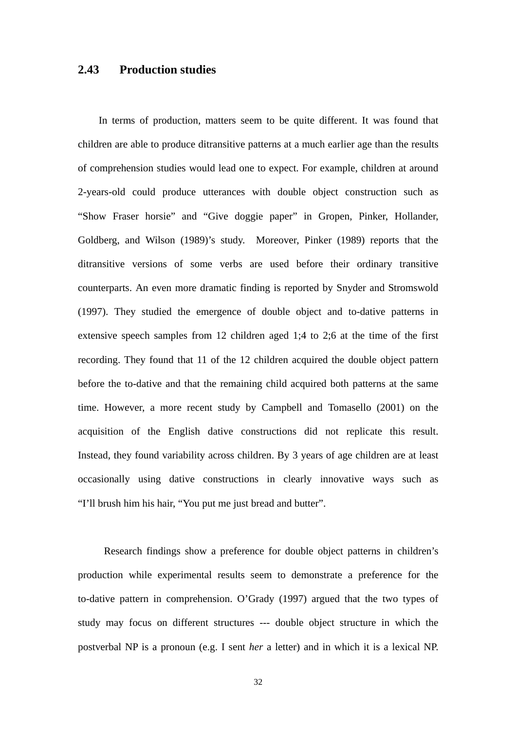### 2.43 Production studies

In terms of production, matters seem to be quite different. It was found that children are able to produce ditransitive patterns at a much earlier age than the results of comprehension studies would lead one to expect. For example, children at around 2-years-old could produce utterances with double object construction such as "Show Fraser horsie" and "Give doggie paper" in Gropen, Pinker, Hollander, Goldberg, and Wilson (1989)'s study. Moreover, Pinker (1989) reports that the ditransitive versions of some verbs are used before their ordinary transitive counterparts. An even more dramatic finding is reported by Snyder and Stromswold (1997). They studied the emergence of double object and to-dative patterns in extensive speech samples from 12 children aged 1;4 to 2;6 at the time of the first recording. They found that 11 of the 12 children acquired the double object pattern before the to-dative and that the remaining child acquired both patterns at the same time. However, a more recent study by Campbell and Tomasello (2001) on the acquisition of the English dative constructions did not replicate this result. Instead, they found variability across children. By 3 years of age children are at least occasionally using dative constructions in clearly innovative ways such as "I'll brush him his hair, "You put me just bread and butter".

Research findings show a preference for double object patterns in children's production while experimental results seem to demonstrate a preference for the to-dative pattern in comprehension. O'Grady (1997) argued that the two types of study may focus on different structures --- double object structure in which the postverbal NP is a pronoun (e.g. I sent *her* a letter) and in which it is a lexical NP.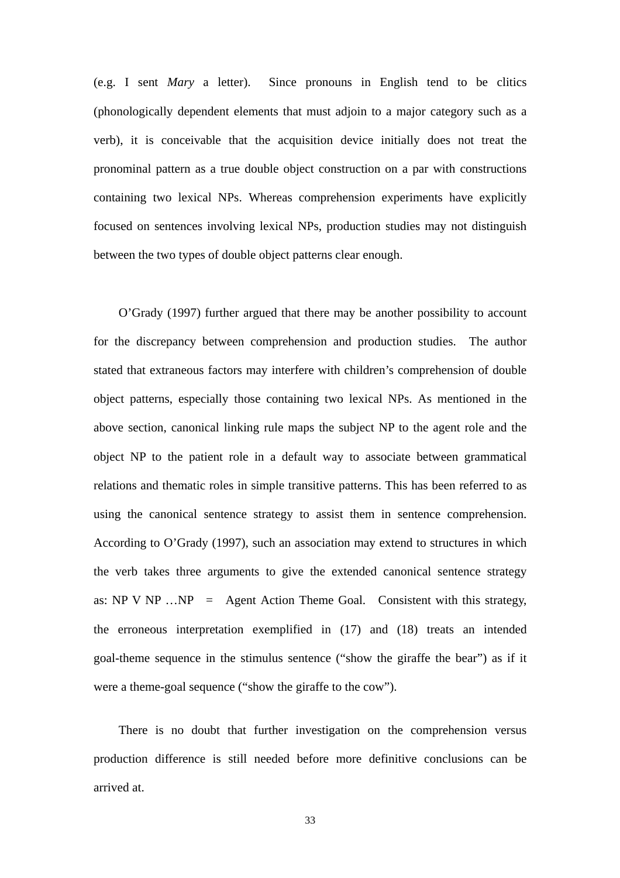(e.g. I sent *Mary* a letter). Since pronouns in English tend to be clitics (phonologically dependent elements that must adjoin to a major category such as a verb), it is conceivable that the acquisition device initially does not treat the pronominal pattern as a true double object construction on a par with constructions containing two lexical NPs. Whereas comprehension experiments have explicitly focused on sentences involving lexical NPs, production studies may not distinguish between the two types of double object patterns clear enough.

O'Grady (1997) further argued that there may be another possibility to account for the discrepancy between comprehension and production studies. The author stated that extraneous factors may interfere with children's comprehension of double object patterns, especially those containing two lexical NPs. As mentioned in the above section, canonical linking rule maps the subject NP to the agent role and the object NP to the patient role in a default way to associate between grammatical relations and thematic roles in simple transitive patterns. This has been referred to as using the canonical sentence strategy to assist them in sentence comprehension. According to O'Grady (1997), such an association may extend to structures in which the verb takes three arguments to give the extended canonical sentence strategy as: NP V NP …NP = Agent Action Theme Goal. Consistent with this strategy, the erroneous interpretation exemplified in (17) and (18) treats an intended goal-theme sequence in the stimulus sentence ("show the giraffe the bear") as if it were a theme-goal sequence ("show the giraffe to the cow").

There is no doubt that further investigation on the comprehension versus production difference is still needed before more definitive conclusions can be arrived at.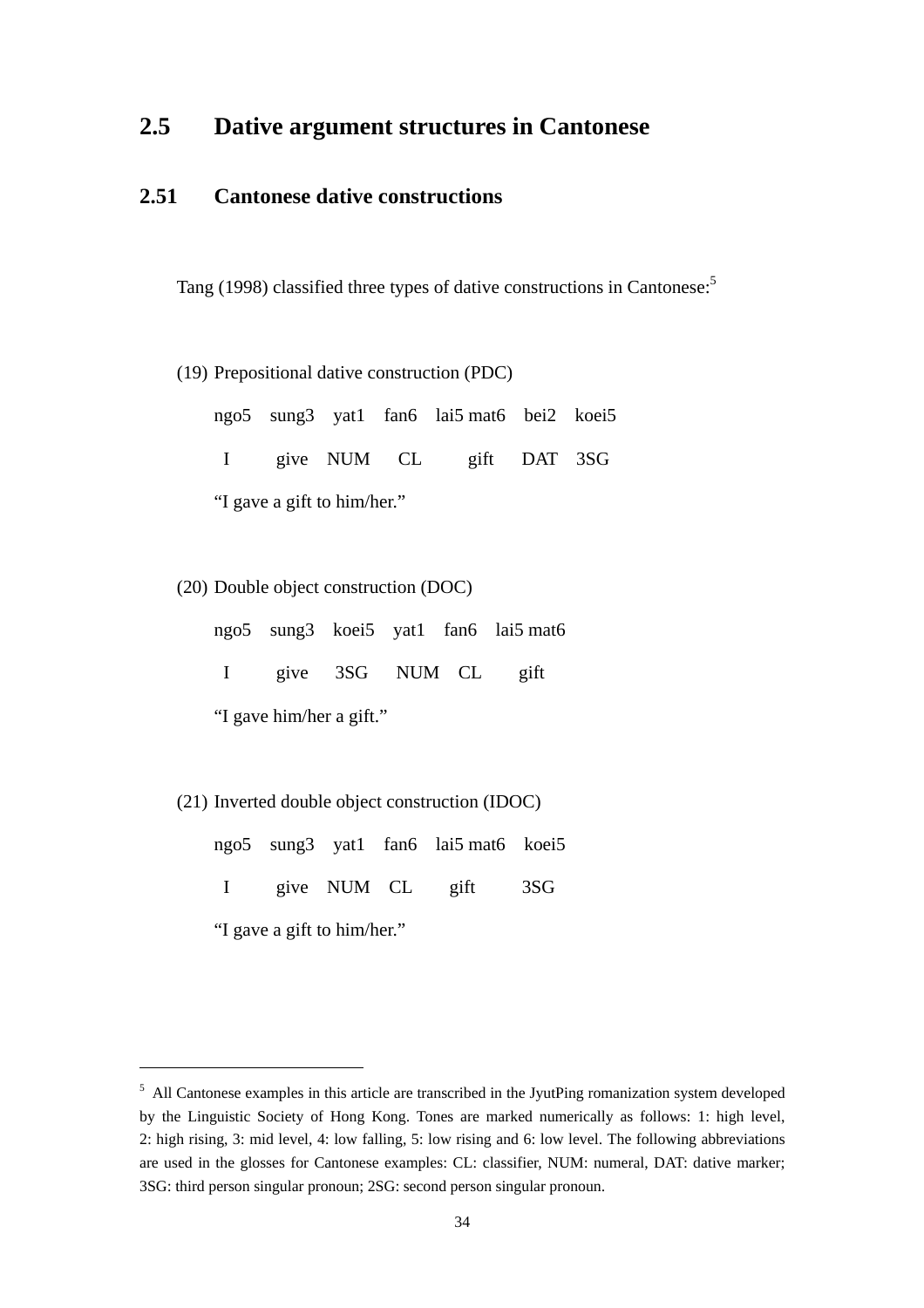## 2.5 Dative argument structures in Cantonese

### 2.51 Cantonese dative constructions

Tang (1998) classified three types of dative constructions in Cantonese:[5]

(19) Prepositional dative construction (PDC)

ngo5 sung3 yat1 fan6 lai5 mat6 bei2 koei5

I give NUM CL gift DAT 3SG

"I gave a gift to him/her."

(20) Double object construction (DOC)

ngo5 sung3 koei5 yat1 fan6 lai5 mat6

I give 3SG NUM CL gift

"I gave him/her a gift."

(21) Inverted double object construction (IDOC)

ngo5 sung3 yat1 fan6 lai5 mat6 koei5

I give NUM CL gift 3SG

"I gave a gift to him/her."

---

[5] All Cantonese examples in this article are transcribed in the JyutPing romanization system developed by the Linguistic Society of Hong Kong. Tones are marked numerically as follows: 1: high level, 2: high rising, 3: mid level, 4: low falling, 5: low rising and 6: low level. The following abbreviations are used in the glosses for Cantonese examples: CL: classifier, NUM: numeral, DAT: dative marker; 3SG: third person singular pronoun; 2SG: second person singular pronoun.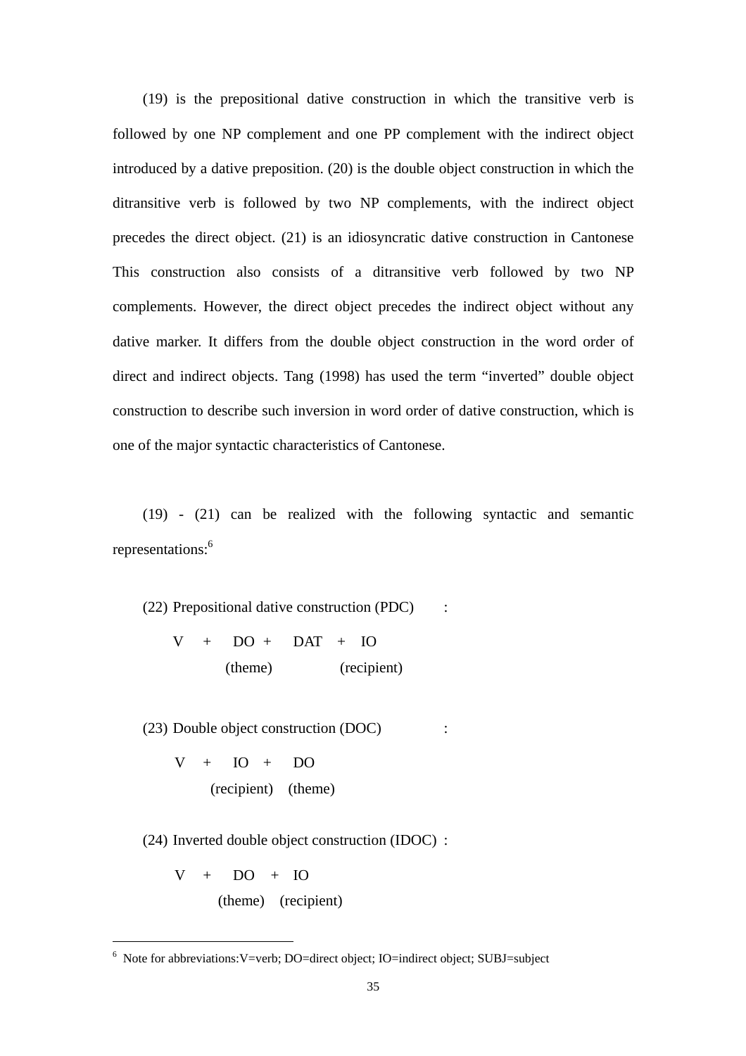(19) is the prepositional dative construction in which the transitive verb is followed by one NP complement and one PP complement with the indirect object introduced by a dative preposition. (20) is the double object construction in which the ditransitive verb is followed by two NP complements, with the indirect object precedes the direct object. (21) is an idiosyncratic dative construction in Cantonese This construction also consists of a ditransitive verb followed by two NP complements. However, the direct object precedes the indirect object without any dative marker. It differs from the double object construction in the word order of direct and indirect objects. Tang (1998) has used the term "inverted" double object construction to describe such inversion in word order of dative construction, which is one of the major syntactic characteristics of Cantonese.

(19) - (21) can be realized with the following syntactic and semantic representations:[6]

(22) Prepositional dative construction (PDC) :

```
V   +   DO  +   DAT  +  IO
        (theme)         (recipient)
```

(23) Double object construction (DOC) :

```
V   +   IO        +   DO
        (recipient)   (theme)
```

(24) Inverted double object construction (IDOC) :

```
V   +   DO      +   IO
        (theme)     (recipient)
```

---

[6] Note for abbreviations:V=verb; DO=direct object; IO=indirect object; SUBJ=subject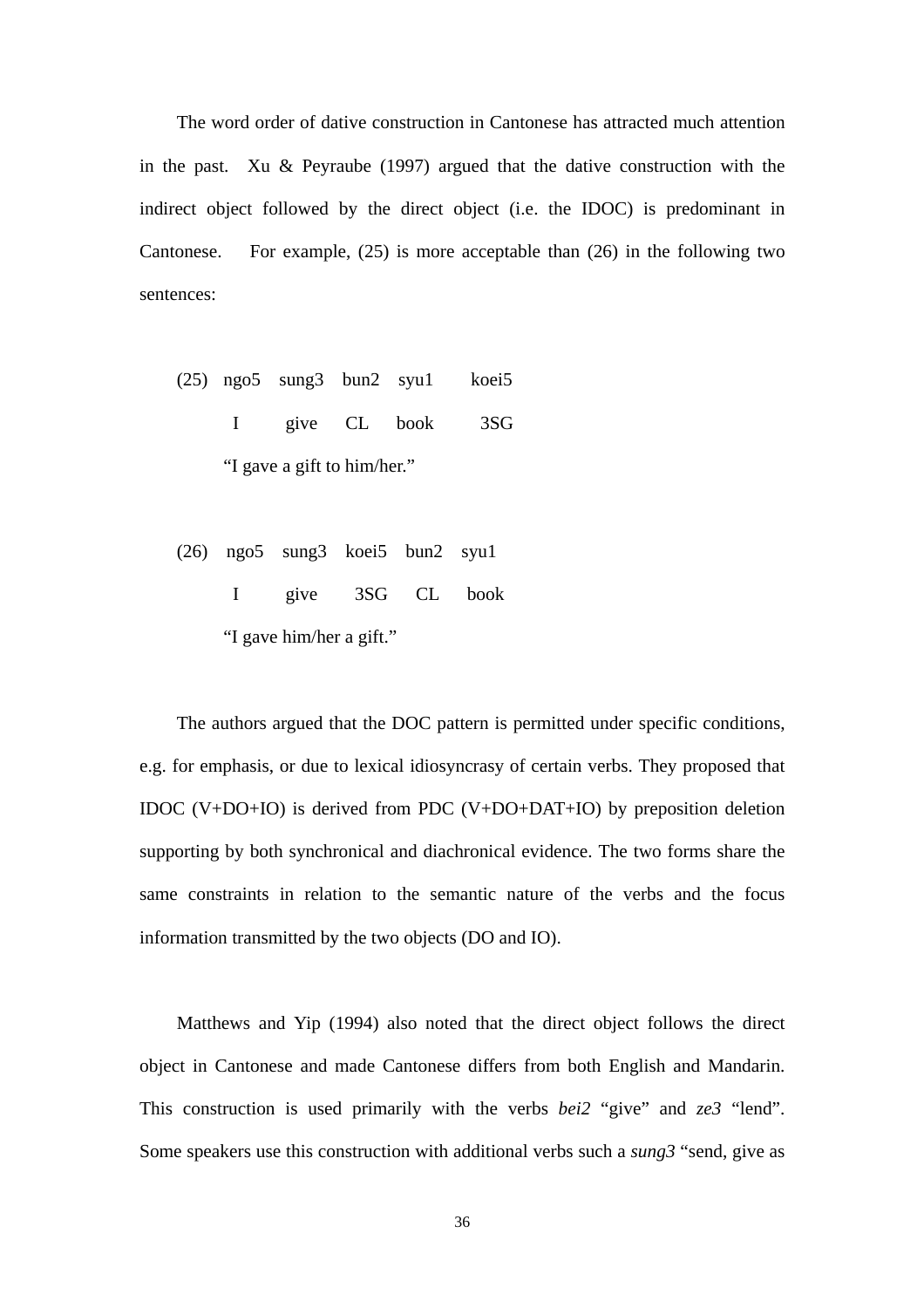The word order of dative construction in Cantonese has attracted much attention in the past. Xu & Peyraube (1997) argued that the dative construction with the indirect object followed by the direct object (i.e. the IDOC) is predominant in Cantonese. For example, (25) is more acceptable than (26) in the following two sentences:

(25) ngo5 sung3 bun2 syu1 koei5
I give CL book 3SG
"I gave a gift to him/her."

(26) ngo5 sung3 koei5 bun2 syu1
I give 3SG CL book
"I gave him/her a gift."

The authors argued that the DOC pattern is permitted under specific conditions, e.g. for emphasis, or due to lexical idiosyncrasy of certain verbs. They proposed that IDOC (V+DO+IO) is derived from PDC (V+DO+DAT+IO) by preposition deletion supporting by both synchronical and diachronical evidence. The two forms share the same constraints in relation to the semantic nature of the verbs and the focus information transmitted by the two objects (DO and IO).

Matthews and Yip (1994) also noted that the direct object follows the direct object in Cantonese and made Cantonese differs from both English and Mandarin. This construction is used primarily with the verbs *bei2* "give" and *ze3* "lend". Some speakers use this construction with additional verbs such a *sung3* "send, give as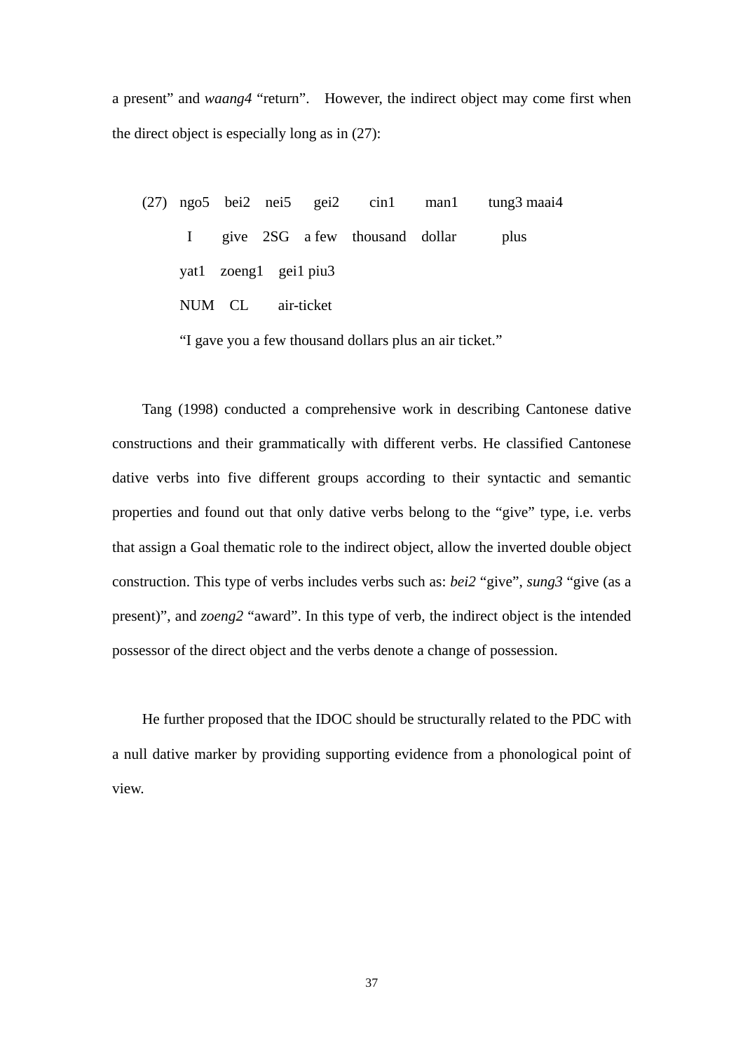a present" and *waang4* "return". However, the indirect object may come first when the direct object is especially long as in (27):

(27) ngo5 bei2 nei5 gei2 cin1 man1 tung3 maai4
I give 2SG a few thousand dollar plus
yat1 zoeng1 gei1 piu3
NUM CL air-ticket
"I gave you a few thousand dollars plus an air ticket."

Tang (1998) conducted a comprehensive work in describing Cantonese dative constructions and their grammatically with different verbs. He classified Cantonese dative verbs into five different groups according to their syntactic and semantic properties and found out that only dative verbs belong to the "give" type, i.e. verbs that assign a Goal thematic role to the indirect object, allow the inverted double object construction. This type of verbs includes verbs such as: *bei2* "give", *sung3* "give (as a present)", and *zoeng2* "award". In this type of verb, the indirect object is the intended possessor of the direct object and the verbs denote a change of possession.

He further proposed that the IDOC should be structurally related to the PDC with a null dative marker by providing supporting evidence from a phonological point of view.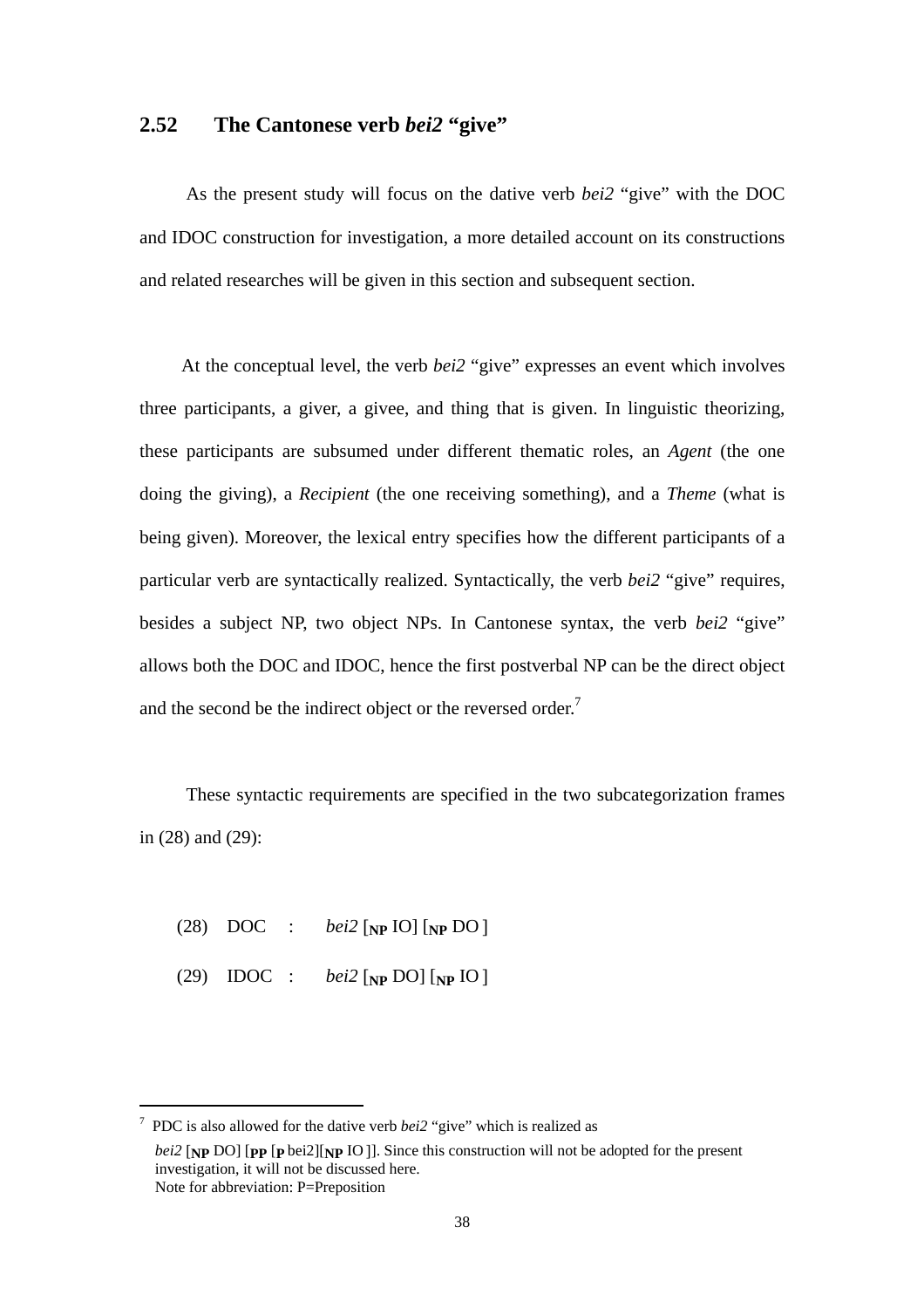### 2.52 The Cantonese verb *bei2* "give"

As the present study will focus on the dative verb *bei2* "give" with the DOC and IDOC construction for investigation, a more detailed account on its constructions and related researches will be given in this section and subsequent section.

At the conceptual level, the verb *bei2* "give" expresses an event which involves three participants, a giver, a givee, and thing that is given. In linguistic theorizing, these participants are subsumed under different thematic roles, an *Agent* (the one doing the giving), a *Recipient* (the one receiving something), and a *Theme* (what is being given). Moreover, the lexical entry specifies how the different participants of a particular verb are syntactically realized. Syntactically, the verb *bei2* "give" requires, besides a subject NP, two object NPs. In Cantonese syntax, the verb *bei2* "give" allows both the DOC and IDOC, hence the first postverbal NP can be the direct object and the second be the indirect object or the reversed order.[7]

These syntactic requirements are specified in the two subcategorization frames in (28) and (29):

(28) DOC : *bei2* [$_{\textbf{NP}}$ IO] [$_{\textbf{NP}}$ DO ]

(29) IDOC : *bei2* [$_{\textbf{NP}}$ DO] [$_{\textbf{NP}}$ IO ]

---

[7] PDC is also allowed for the dative verb *bei2* "give" which is realized as *bei2* [$_{\textbf{NP}}$ DO] [$_{\textbf{PP}}$ [$_{\textbf{P}}$ bei2][$_{\textbf{NP}}$ IO ]]. Since this construction will not be adopted for the present investigation, it will not be discussed here.
Note for abbreviation: P=Preposition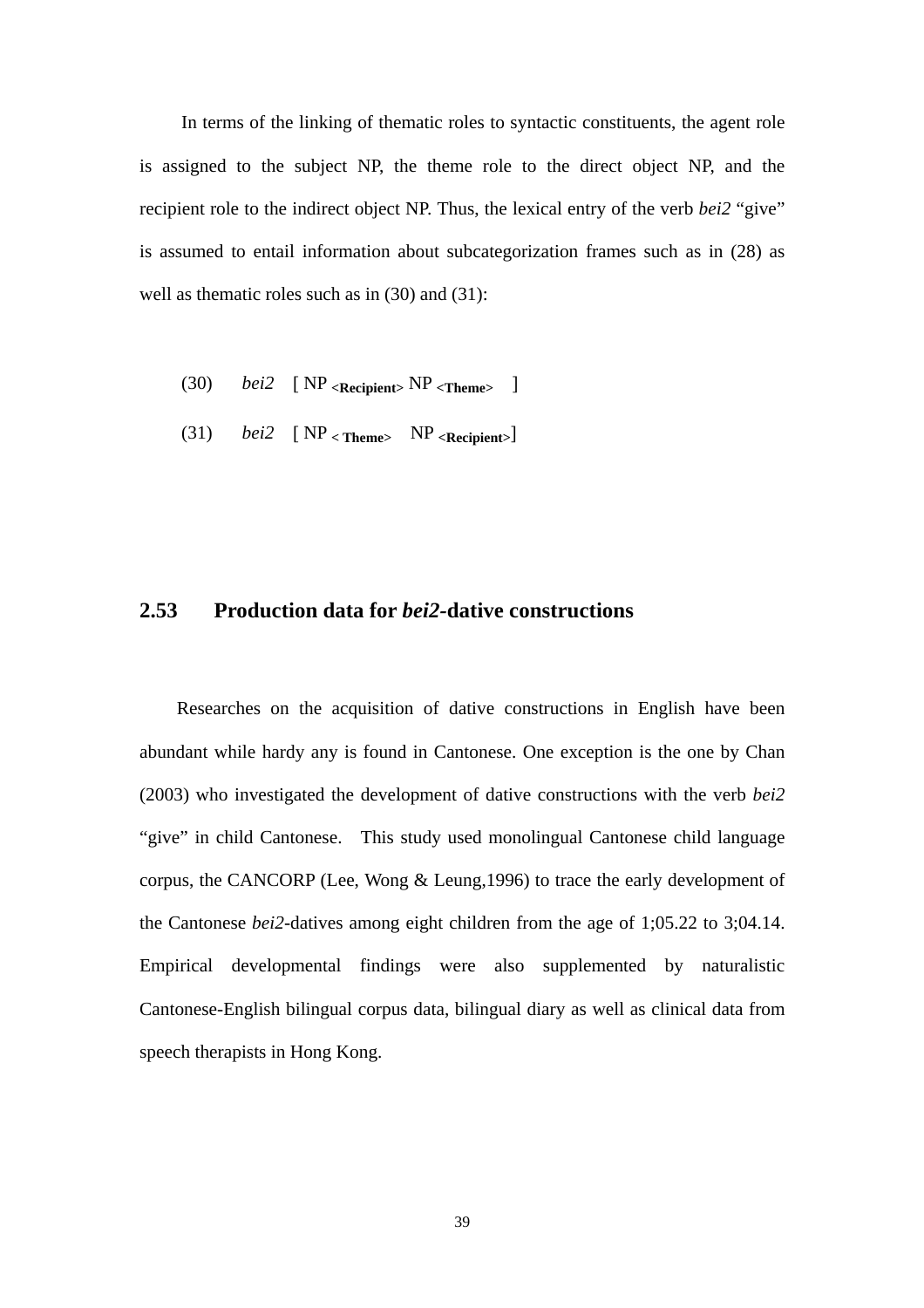In terms of the linking of thematic roles to syntactic constituents, the agent role is assigned to the subject NP, the theme role to the direct object NP, and the recipient role to the indirect object NP. Thus, the lexical entry of the verb *bei2* "give" is assumed to entail information about subcategorization frames such as in (28) as well as thematic roles such as in (30) and (31):

(30) *bei2* [ NP $_{\textbf{<Recipient>}}$ NP $_{\textbf{<Theme>}}$ ]

(31) *bei2* [ NP $_{\textbf{< Theme>}}$ NP $_{\textbf{<Recipient>}}$]

## 2.53 Production data for *bei2*-dative constructions

Researches on the acquisition of dative constructions in English have been abundant while hardy any is found in Cantonese. One exception is the one by Chan (2003) who investigated the development of dative constructions with the verb *bei2* "give" in child Cantonese. This study used monolingual Cantonese child language corpus, the CANCORP (Lee, Wong & Leung,1996) to trace the early development of the Cantonese *bei2*-datives among eight children from the age of 1;05.22 to 3;04.14. Empirical developmental findings were also supplemented by naturalistic Cantonese-English bilingual corpus data, bilingual diary as well as clinical data from speech therapists in Hong Kong.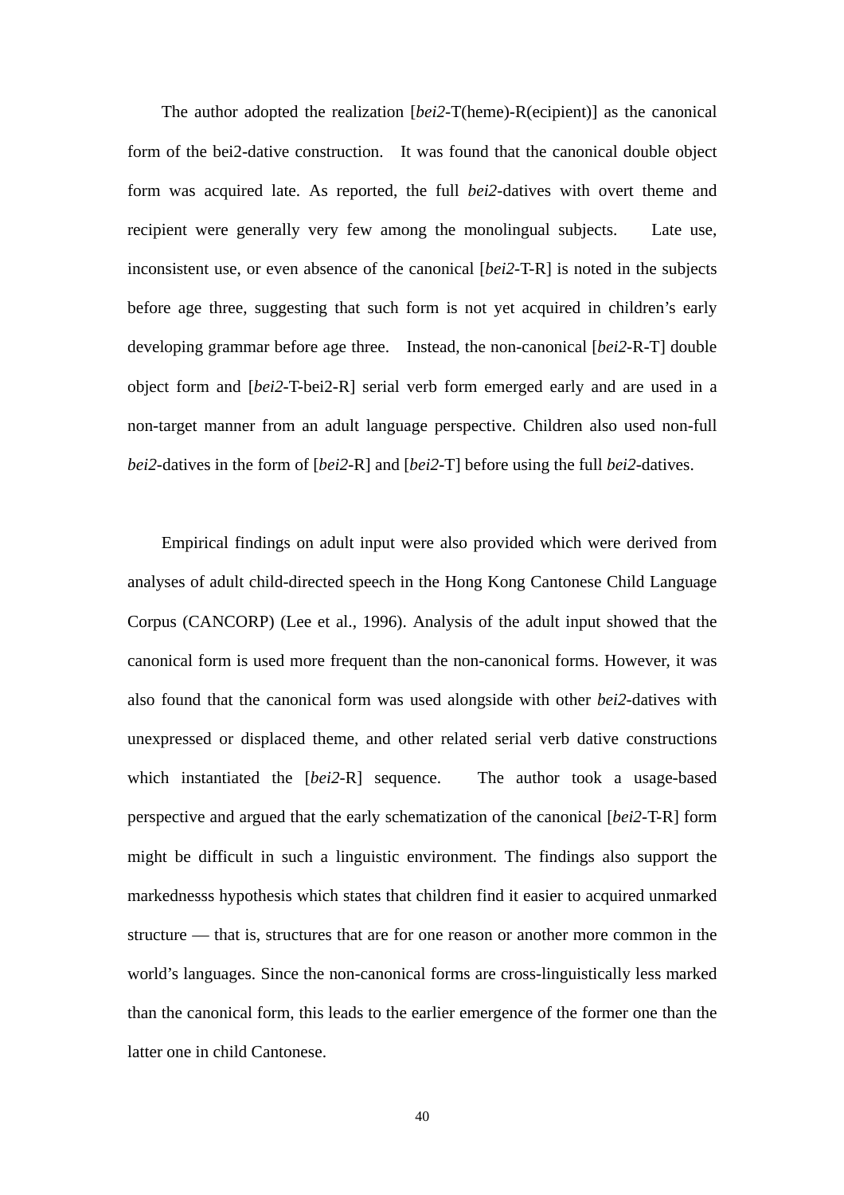The author adopted the realization [*bei2*-T(heme)-R(ecipient)] as the canonical form of the bei2-dative construction. It was found that the canonical double object form was acquired late. As reported, the full *bei2*-datives with overt theme and recipient were generally very few among the monolingual subjects. Late use, inconsistent use, or even absence of the canonical [*bei2*-T-R] is noted in the subjects before age three, suggesting that such form is not yet acquired in children's early developing grammar before age three. Instead, the non-canonical [*bei2*-R-T] double object form and [*bei2*-T-bei2-R] serial verb form emerged early and are used in a non-target manner from an adult language perspective. Children also used non-full *bei2*-datives in the form of [*bei2*-R] and [*bei2*-T] before using the full *bei2*-datives.

Empirical findings on adult input were also provided which were derived from analyses of adult child-directed speech in the Hong Kong Cantonese Child Language Corpus (CANCORP) (Lee et al., 1996). Analysis of the adult input showed that the canonical form is used more frequent than the non-canonical forms. However, it was also found that the canonical form was used alongside with other *bei2*-datives with unexpressed or displaced theme, and other related serial verb dative constructions which instantiated the [*bei2*-R] sequence. The author took a usage-based perspective and argued that the early schematization of the canonical [*bei2*-T-R] form might be difficult in such a linguistic environment. The findings also support the markednesss hypothesis which states that children find it easier to acquired unmarked structure — that is, structures that are for one reason or another more common in the world's languages. Since the non-canonical forms are cross-linguistically less marked than the canonical form, this leads to the earlier emergence of the former one than the latter one in child Cantonese.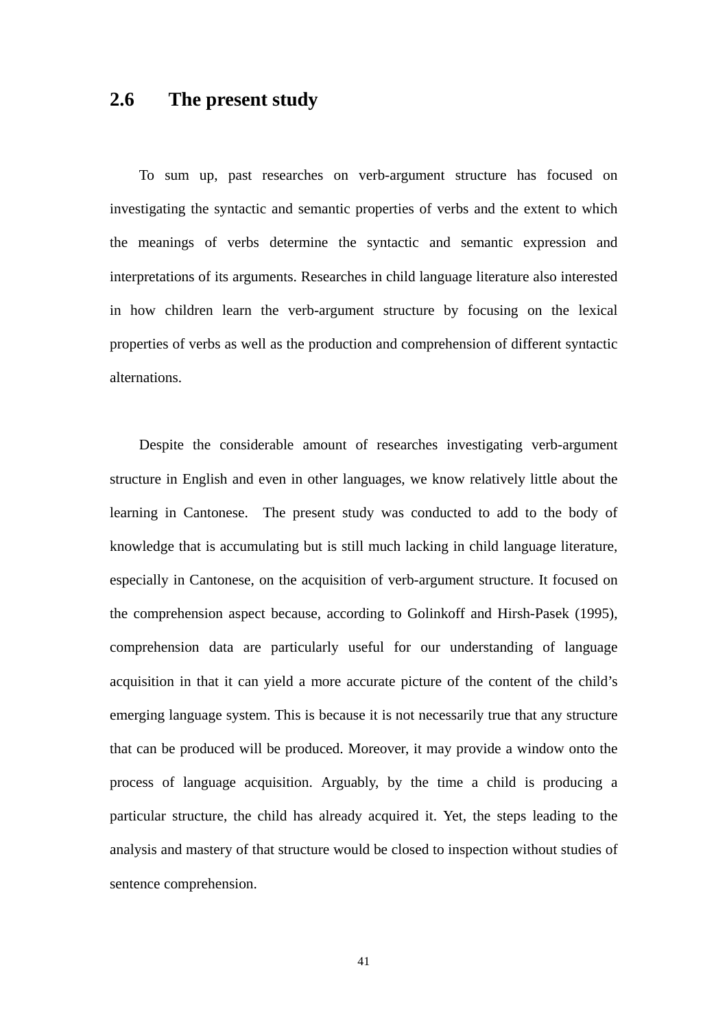## 2.6 The present study

To sum up, past researches on verb-argument structure has focused on investigating the syntactic and semantic properties of verbs and the extent to which the meanings of verbs determine the syntactic and semantic expression and interpretations of its arguments. Researches in child language literature also interested in how children learn the verb-argument structure by focusing on the lexical properties of verbs as well as the production and comprehension of different syntactic alternations.

Despite the considerable amount of researches investigating verb-argument structure in English and even in other languages, we know relatively little about the learning in Cantonese. The present study was conducted to add to the body of knowledge that is accumulating but is still much lacking in child language literature, especially in Cantonese, on the acquisition of verb-argument structure. It focused on the comprehension aspect because, according to Golinkoff and Hirsh-Pasek (1995), comprehension data are particularly useful for our understanding of language acquisition in that it can yield a more accurate picture of the content of the child's emerging language system. This is because it is not necessarily true that any structure that can be produced will be produced. Moreover, it may provide a window onto the process of language acquisition. Arguably, by the time a child is producing a particular structure, the child has already acquired it. Yet, the steps leading to the analysis and mastery of that structure would be closed to inspection without studies of sentence comprehension.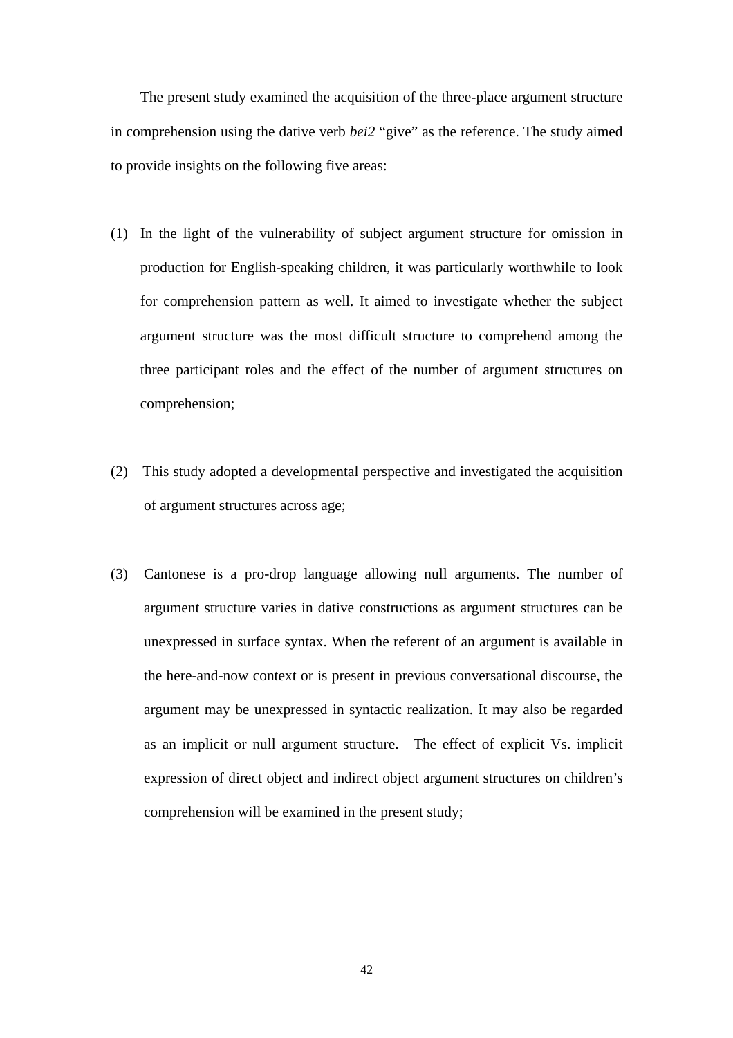The present study examined the acquisition of the three-place argument structure in comprehension using the dative verb *bei2* "give" as the reference. The study aimed to provide insights on the following five areas:

(1) In the light of the vulnerability of subject argument structure for omission in production for English-speaking children, it was particularly worthwhile to look for comprehension pattern as well. It aimed to investigate whether the subject argument structure was the most difficult structure to comprehend among the three participant roles and the effect of the number of argument structures on comprehension;

(2) This study adopted a developmental perspective and investigated the acquisition of argument structures across age;

(3) Cantonese is a pro-drop language allowing null arguments. The number of argument structure varies in dative constructions as argument structures can be unexpressed in surface syntax. When the referent of an argument is available in the here-and-now context or is present in previous conversational discourse, the argument may be unexpressed in syntactic realization. It may also be regarded as an implicit or null argument structure. The effect of explicit Vs. implicit expression of direct object and indirect object argument structures on children's comprehension will be examined in the present study;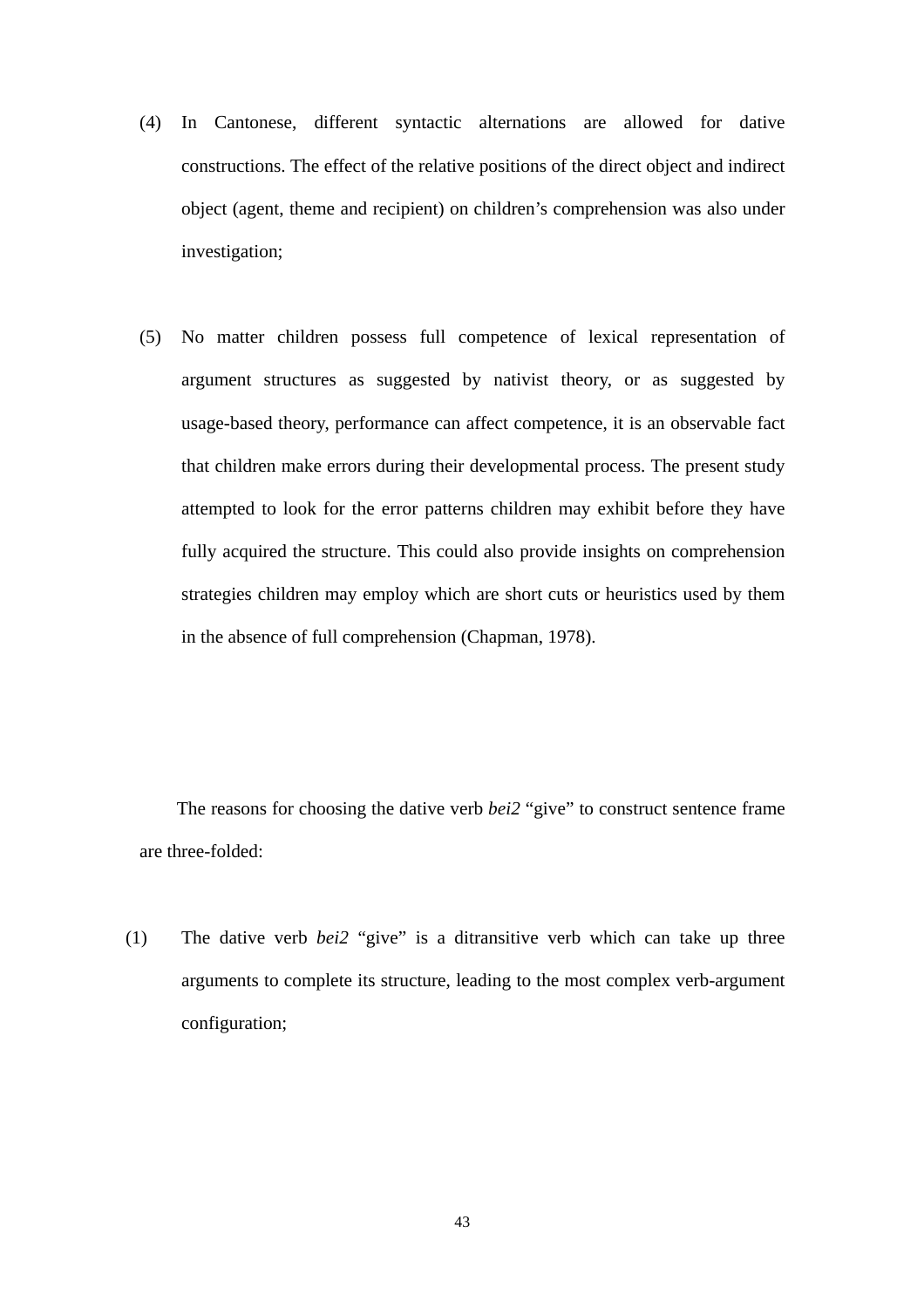(4) In Cantonese, different syntactic alternations are allowed for dative constructions. The effect of the relative positions of the direct object and indirect object (agent, theme and recipient) on children's comprehension was also under investigation;

(5) No matter children possess full competence of lexical representation of argument structures as suggested by nativist theory, or as suggested by usage-based theory, performance can affect competence, it is an observable fact that children make errors during their developmental process. The present study attempted to look for the error patterns children may exhibit before they have fully acquired the structure. This could also provide insights on comprehension strategies children may employ which are short cuts or heuristics used by them in the absence of full comprehension (Chapman, 1978).

The reasons for choosing the dative verb *bei2* "give" to construct sentence frame are three-folded:

(1) The dative verb *bei2* "give" is a ditransitive verb which can take up three arguments to complete its structure, leading to the most complex verb-argument configuration;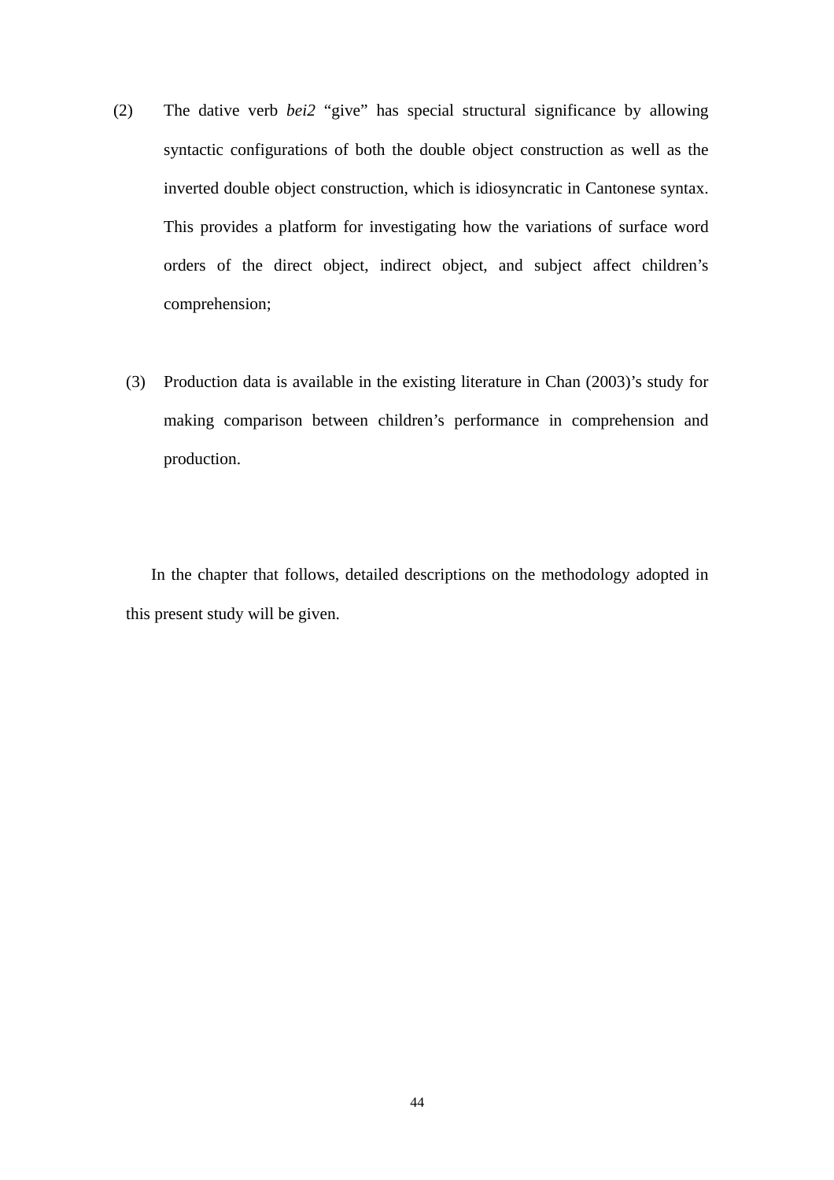(2) The dative verb *bei2* "give" has special structural significance by allowing syntactic configurations of both the double object construction as well as the inverted double object construction, which is idiosyncratic in Cantonese syntax. This provides a platform for investigating how the variations of surface word orders of the direct object, indirect object, and subject affect children's comprehension;

(3) Production data is available in the existing literature in Chan (2003)'s study for making comparison between children's performance in comprehension and production.

In the chapter that follows, detailed descriptions on the methodology adopted in this present study will be given.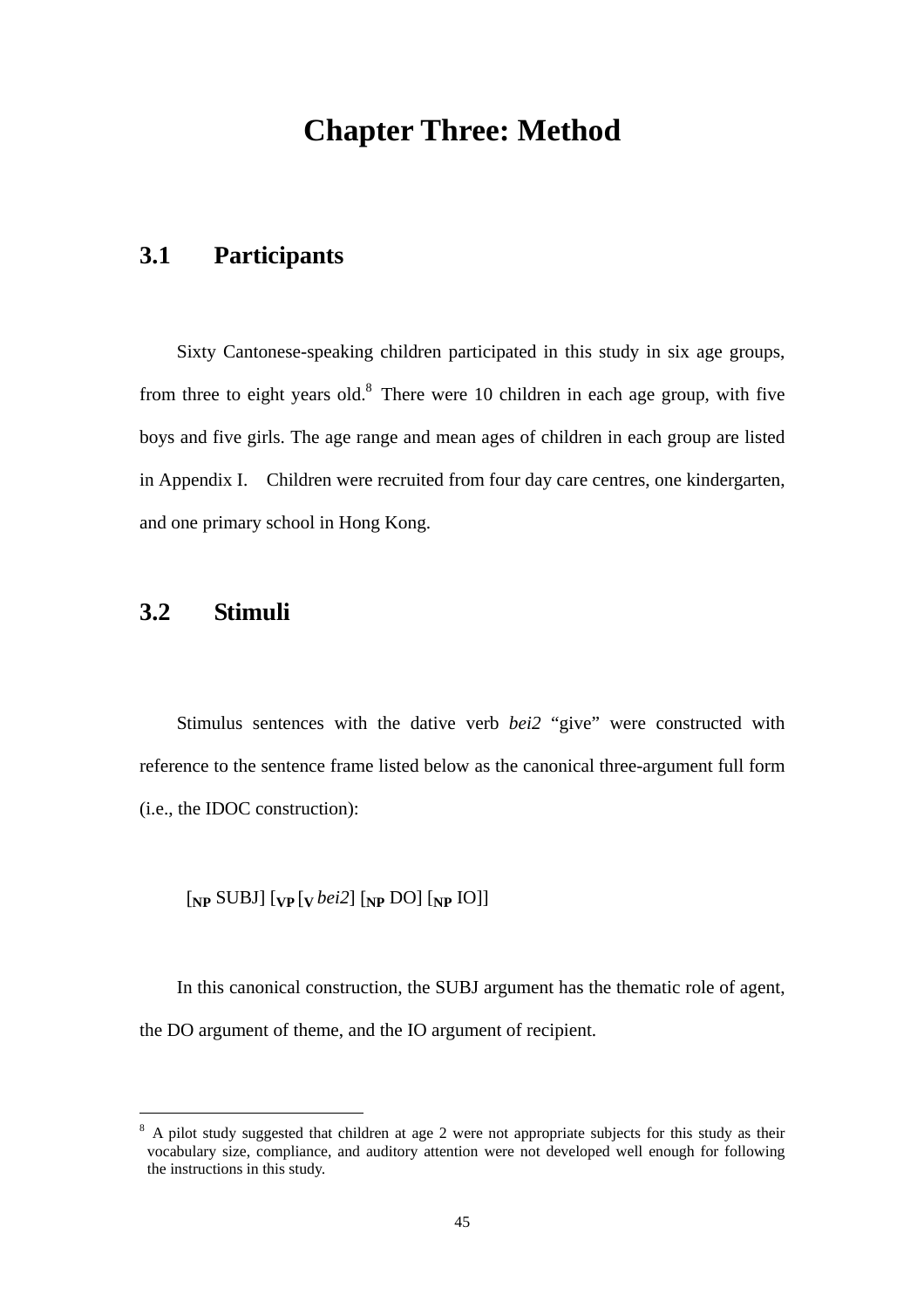# Chapter Three: Method

## 3.1 Participants

Sixty Cantonese-speaking children participated in this study in six age groups, from three to eight years old.[8] There were 10 children in each age group, with five boys and five girls. The age range and mean ages of children in each group are listed in Appendix I. Children were recruited from four day care centres, one kindergarten, and one primary school in Hong Kong.

## 3.2 Stimuli

Stimulus sentences with the dative verb *bei2* "give" were constructed with reference to the sentence frame listed below as the canonical three-argument full form (i.e., the IDOC construction):

[$_{\mathbf{NP}}$ SUBJ] [$_{\mathbf{VP}}$ [$_{\mathbf{V}}$ *bei2*] [$_{\mathbf{NP}}$ DO] [$_{\mathbf{NP}}$ IO]]

In this canonical construction, the SUBJ argument has the thematic role of agent, the DO argument of theme, and the IO argument of recipient.

---

[8] A pilot study suggested that children at age 2 were not appropriate subjects for this study as their vocabulary size, compliance, and auditory attention were not developed well enough for following the instructions in this study.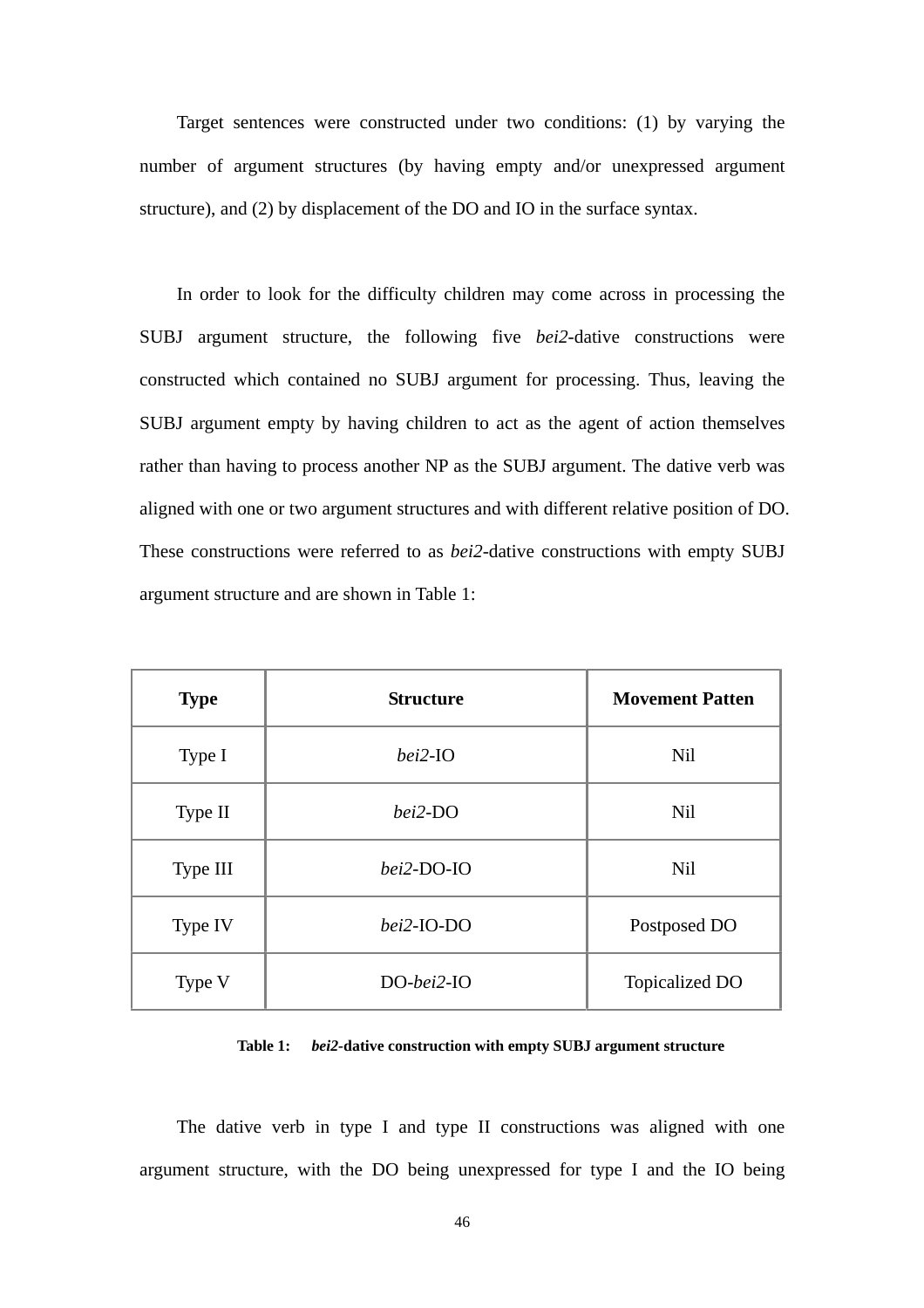Target sentences were constructed under two conditions: (1) by varying the number of argument structures (by having empty and/or unexpressed argument structure), and (2) by displacement of the DO and IO in the surface syntax.

In order to look for the difficulty children may come across in processing the SUBJ argument structure, the following five *bei2*-dative constructions were constructed which contained no SUBJ argument for processing. Thus, leaving the SUBJ argument empty by having children to act as the agent of action themselves rather than having to process another NP as the SUBJ argument. The dative verb was aligned with one or two argument structures and with different relative position of DO. These constructions were referred to as *bei2*-dative constructions with empty SUBJ argument structure and are shown in Table 1:

| **Type** | **Structure** | **Movement Patten** |
|---|---|---|
| Type I | *bei2*-IO | Nil |
| Type II | *bei2*-DO | Nil |
| Type III | *bei2*-DO-IO | Nil |
| Type IV | *bei2*-IO-DO | Postposed DO |
| Type V | DO-*bei2*-IO | Topicalized DO |

**Table 1: *bei2*-dative construction with empty SUBJ argument structure**

The dative verb in type I and type II constructions was aligned with one argument structure, with the DO being unexpressed for type I and the IO being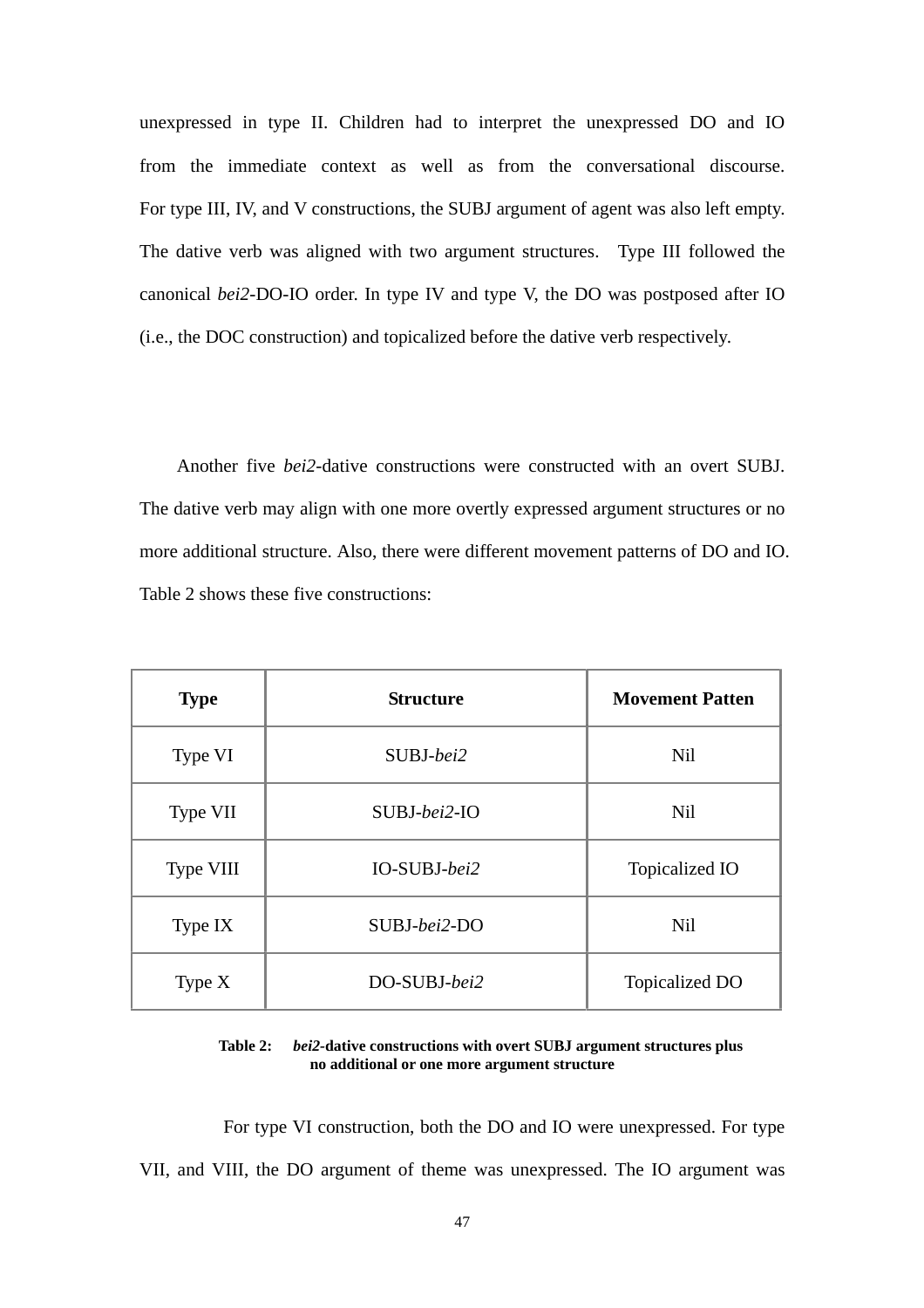unexpressed in type II. Children had to interpret the unexpressed DO and IO from the immediate context as well as from the conversational discourse. For type III, IV, and V constructions, the SUBJ argument of agent was also left empty. The dative verb was aligned with two argument structures. Type III followed the canonical *bei2*-DO-IO order. In type IV and type V, the DO was postposed after IO (i.e., the DOC construction) and topicalized before the dative verb respectively.

Another five *bei2*-dative constructions were constructed with an overt SUBJ. The dative verb may align with one more overtly expressed argument structures or no more additional structure. Also, there were different movement patterns of DO and IO. Table 2 shows these five constructions:

| **Type** | **Structure** | **Movement Patten** |
|---|---|---|
| Type VI | SUBJ-*bei2* | Nil |
| Type VII | SUBJ-*bei2*-IO | Nil |
| Type VIII | IO-SUBJ-*bei2* | Topicalized IO |
| Type IX | SUBJ-*bei2*-DO | Nil |
| Type X | DO-SUBJ-*bei2* | Topicalized DO |

**Table 2: *bei2*-dative constructions with overt SUBJ argument structures plus no additional or one more argument structure**

For type VI construction, both the DO and IO were unexpressed. For type VII, and VIII, the DO argument of theme was unexpressed. The IO argument was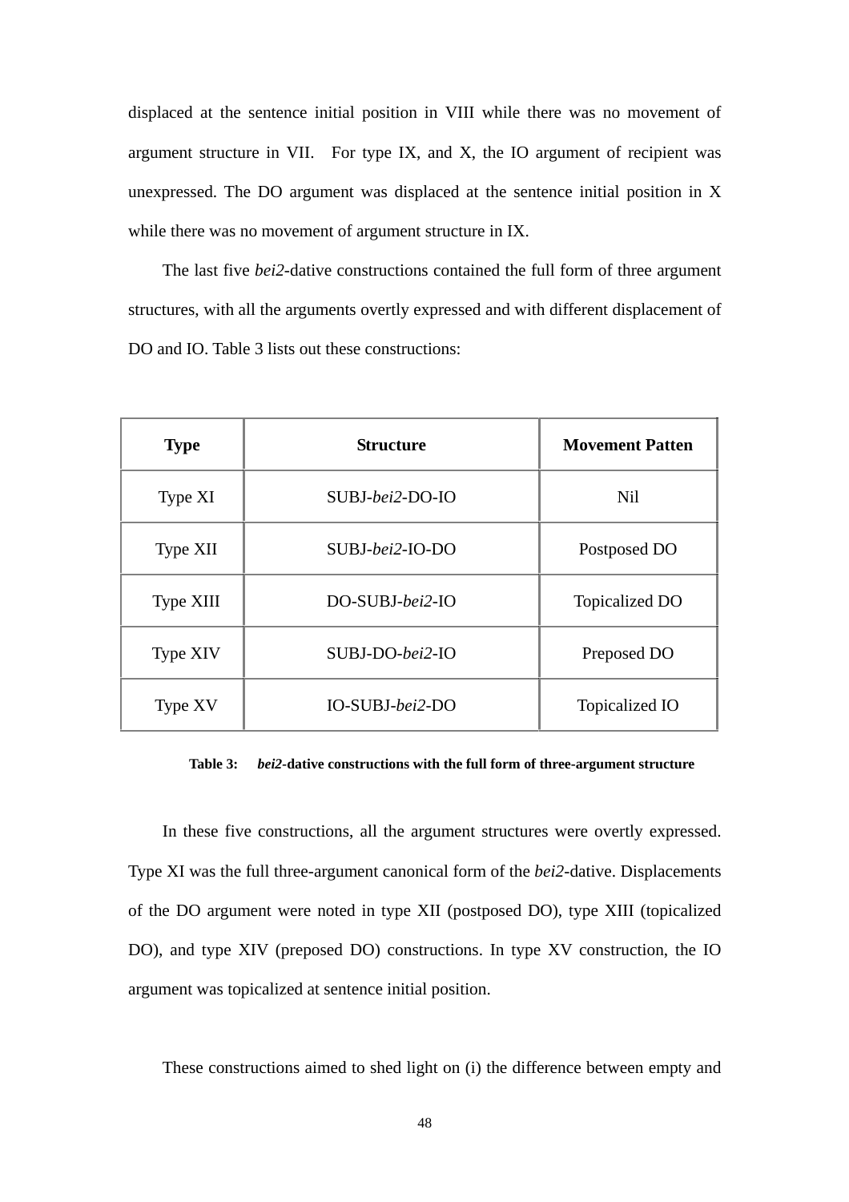displaced at the sentence initial position in VIII while there was no movement of argument structure in VII. For type IX, and X, the IO argument of recipient was unexpressed. The DO argument was displaced at the sentence initial position in X while there was no movement of argument structure in IX.

The last five *bei2*-dative constructions contained the full form of three argument structures, with all the arguments overtly expressed and with different displacement of DO and IO. Table 3 lists out these constructions:

| **Type** | **Structure** | **Movement Patten** |
|---|---|---|
| Type XI | SUBJ-*bei2*-DO-IO | Nil |
| Type XII | SUBJ-*bei2*-IO-DO | Postposed DO |
| Type XIII | DO-SUBJ-*bei2*-IO | Topicalized DO |
| Type XIV | SUBJ-DO-*bei2*-IO | Preposed DO |
| Type XV | IO-SUBJ-*bei2*-DO | Topicalized IO |

**Table 3: *bei2*-dative constructions with the full form of three-argument structure**

In these five constructions, all the argument structures were overtly expressed. Type XI was the full three-argument canonical form of the *bei2*-dative. Displacements of the DO argument were noted in type XII (postposed DO), type XIII (topicalized DO), and type XIV (preposed DO) constructions. In type XV construction, the IO argument was topicalized at sentence initial position.

These constructions aimed to shed light on (i) the difference between empty and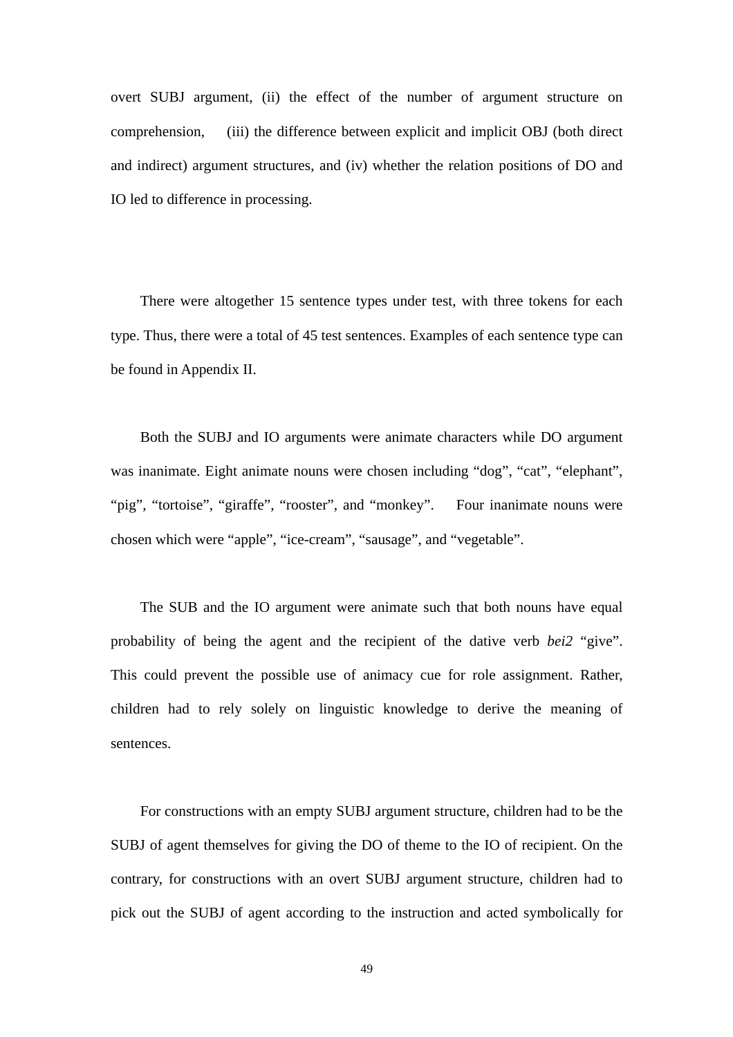overt SUBJ argument, (ii) the effect of the number of argument structure on comprehension, (iii) the difference between explicit and implicit OBJ (both direct and indirect) argument structures, and (iv) whether the relation positions of DO and IO led to difference in processing.

There were altogether 15 sentence types under test, with three tokens for each type. Thus, there were a total of 45 test sentences. Examples of each sentence type can be found in Appendix II.

Both the SUBJ and IO arguments were animate characters while DO argument was inanimate. Eight animate nouns were chosen including “dog”, “cat”, “elephant”, “pig”, “tortoise”, “giraffe”, “rooster”, and “monkey”. Four inanimate nouns were chosen which were “apple”, “ice-cream”, “sausage”, and “vegetable”.

The SUB and the IO argument were animate such that both nouns have equal probability of being the agent and the recipient of the dative verb *bei2* “give”. This could prevent the possible use of animacy cue for role assignment. Rather, children had to rely solely on linguistic knowledge to derive the meaning of sentences.

For constructions with an empty SUBJ argument structure, children had to be the SUBJ of agent themselves for giving the DO of theme to the IO of recipient. On the contrary, for constructions with an overt SUBJ argument structure, children had to pick out the SUBJ of agent according to the instruction and acted symbolically for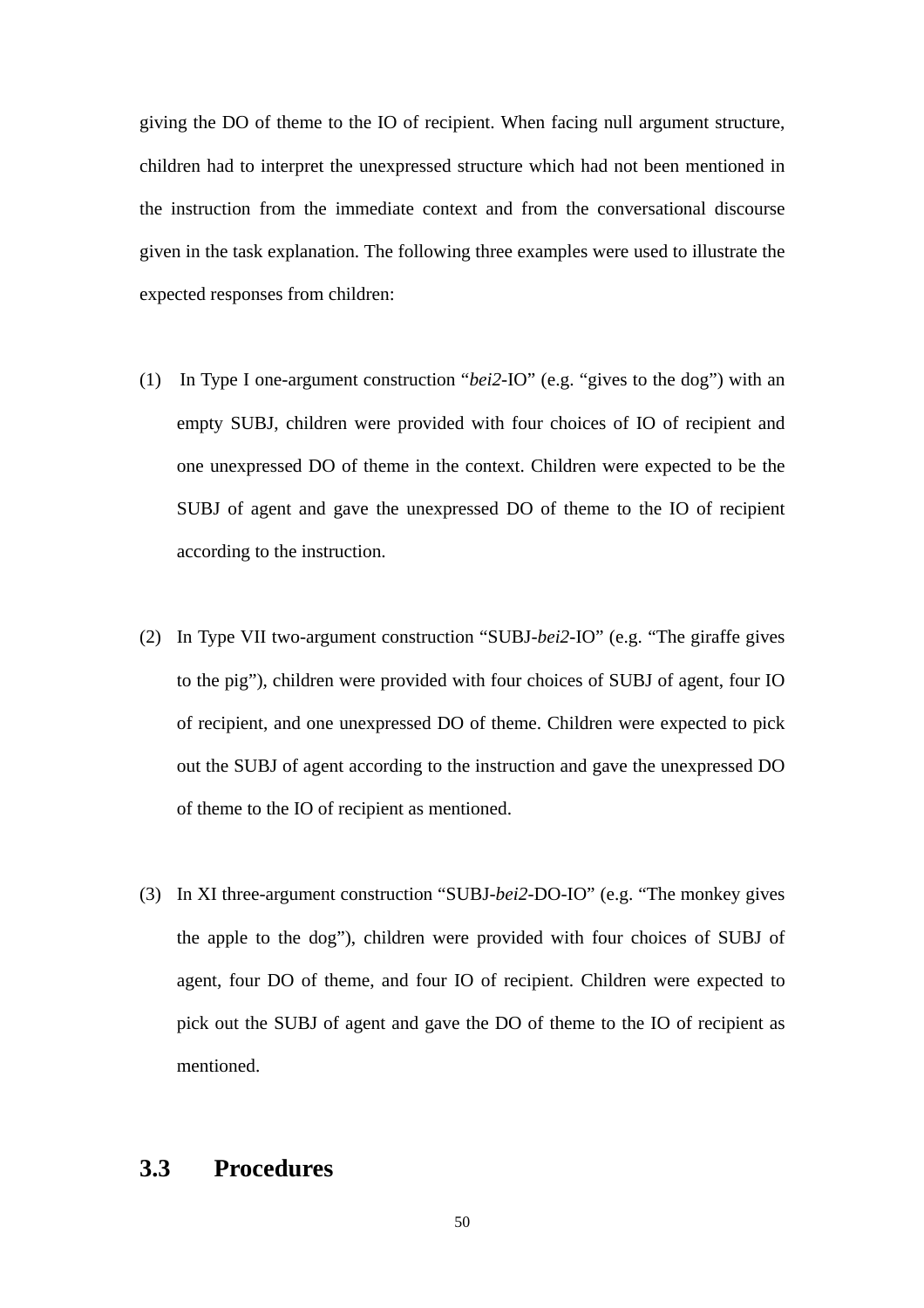giving the DO of theme to the IO of recipient. When facing null argument structure, children had to interpret the unexpressed structure which had not been mentioned in the instruction from the immediate context and from the conversational discourse given in the task explanation. The following three examples were used to illustrate the expected responses from children:

(1) In Type I one-argument construction "*bei2*-IO" (e.g. "gives to the dog") with an empty SUBJ, children were provided with four choices of IO of recipient and one unexpressed DO of theme in the context. Children were expected to be the SUBJ of agent and gave the unexpressed DO of theme to the IO of recipient according to the instruction.

(2) In Type VII two-argument construction "SUBJ-*bei2*-IO" (e.g. "The giraffe gives to the pig"), children were provided with four choices of SUBJ of agent, four IO of recipient, and one unexpressed DO of theme. Children were expected to pick out the SUBJ of agent according to the instruction and gave the unexpressed DO of theme to the IO of recipient as mentioned.

(3) In XI three-argument construction "SUBJ-*bei2*-DO-IO" (e.g. "The monkey gives the apple to the dog"), children were provided with four choices of SUBJ of agent, four DO of theme, and four IO of recipient. Children were expected to pick out the SUBJ of agent and gave the DO of theme to the IO of recipient as mentioned.

## 3.3 Procedures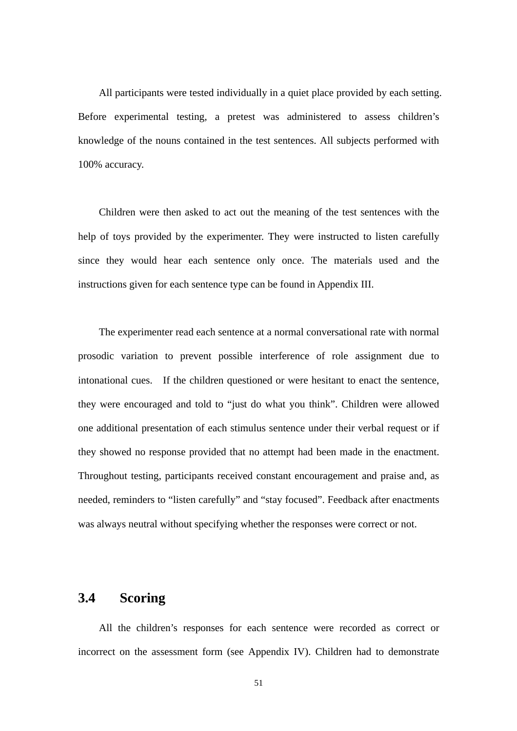All participants were tested individually in a quiet place provided by each setting. Before experimental testing, a pretest was administered to assess children's knowledge of the nouns contained in the test sentences. All subjects performed with 100% accuracy.

Children were then asked to act out the meaning of the test sentences with the help of toys provided by the experimenter. They were instructed to listen carefully since they would hear each sentence only once. The materials used and the instructions given for each sentence type can be found in Appendix III.

The experimenter read each sentence at a normal conversational rate with normal prosodic variation to prevent possible interference of role assignment due to intonational cues. If the children questioned or were hesitant to enact the sentence, they were encouraged and told to "just do what you think". Children were allowed one additional presentation of each stimulus sentence under their verbal request or if they showed no response provided that no attempt had been made in the enactment. Throughout testing, participants received constant encouragement and praise and, as needed, reminders to "listen carefully" and "stay focused". Feedback after enactments was always neutral without specifying whether the responses were correct or not.

## 3.4 Scoring

All the children's responses for each sentence were recorded as correct or incorrect on the assessment form (see Appendix IV). Children had to demonstrate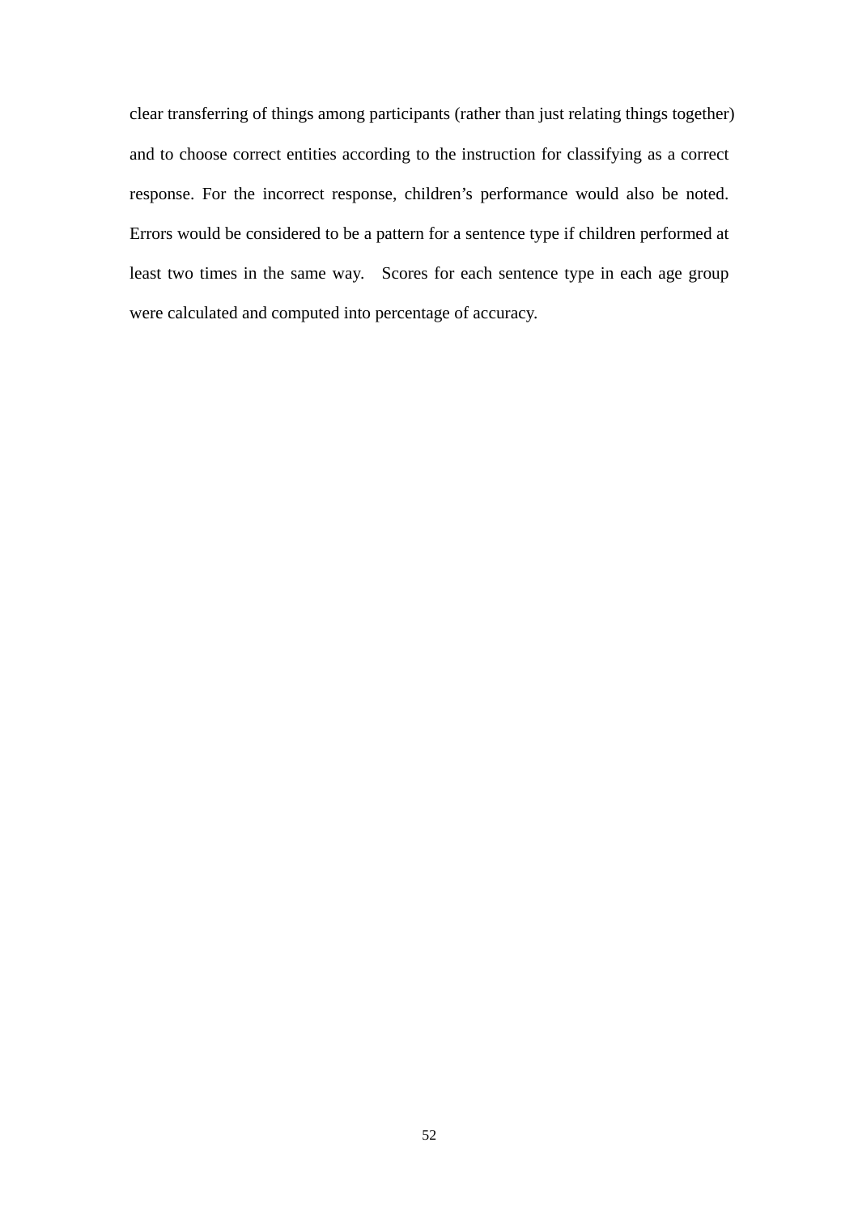clear transferring of things among participants (rather than just relating things together) and to choose correct entities according to the instruction for classifying as a correct response. For the incorrect response, children's performance would also be noted. Errors would be considered to be a pattern for a sentence type if children performed at least two times in the same way. Scores for each sentence type in each age group were calculated and computed into percentage of accuracy.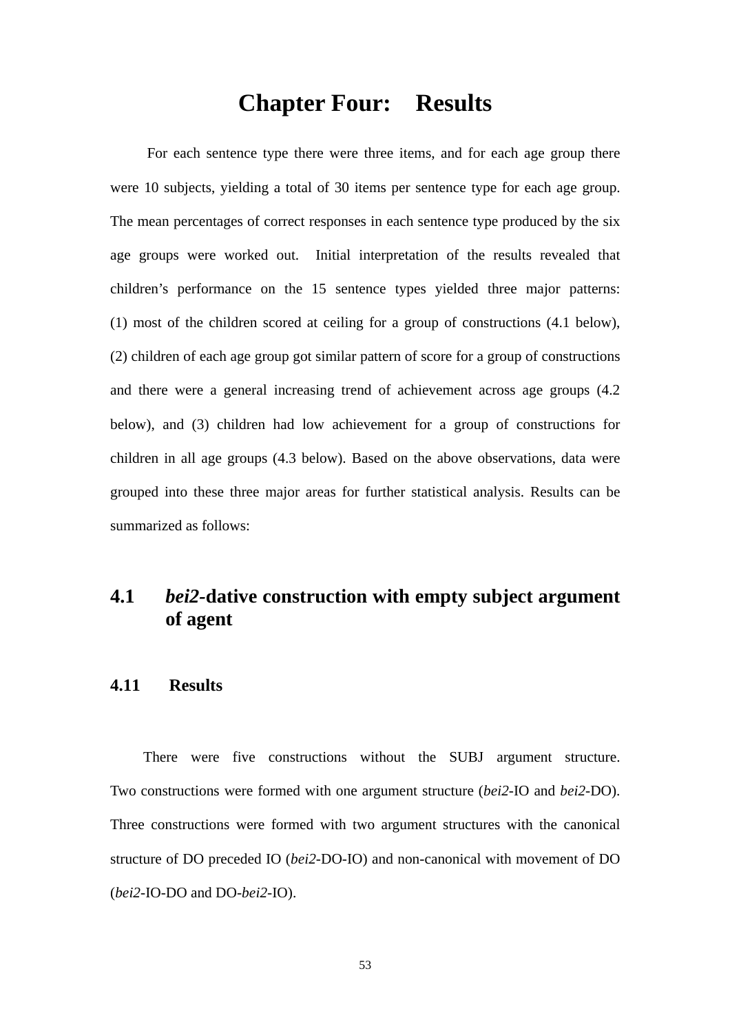# Chapter Four: Results

For each sentence type there were three items, and for each age group there were 10 subjects, yielding a total of 30 items per sentence type for each age group. The mean percentages of correct responses in each sentence type produced by the six age groups were worked out. Initial interpretation of the results revealed that children's performance on the 15 sentence types yielded three major patterns: (1) most of the children scored at ceiling for a group of constructions (4.1 below), (2) children of each age group got similar pattern of score for a group of constructions and there were a general increasing trend of achievement across age groups (4.2 below), and (3) children had low achievement for a group of constructions for children in all age groups (4.3 below). Based on the above observations, data were grouped into these three major areas for further statistical analysis. Results can be summarized as follows:

## 4.1 *bei2*-dative construction with empty subject argument of agent

### 4.11 Results

There were five constructions without the SUBJ argument structure. Two constructions were formed with one argument structure (*bei2*-IO and *bei2*-DO). Three constructions were formed with two argument structures with the canonical structure of DO preceded IO (*bei2*-DO-IO) and non-canonical with movement of DO (*bei2*-IO-DO and DO-*bei2*-IO).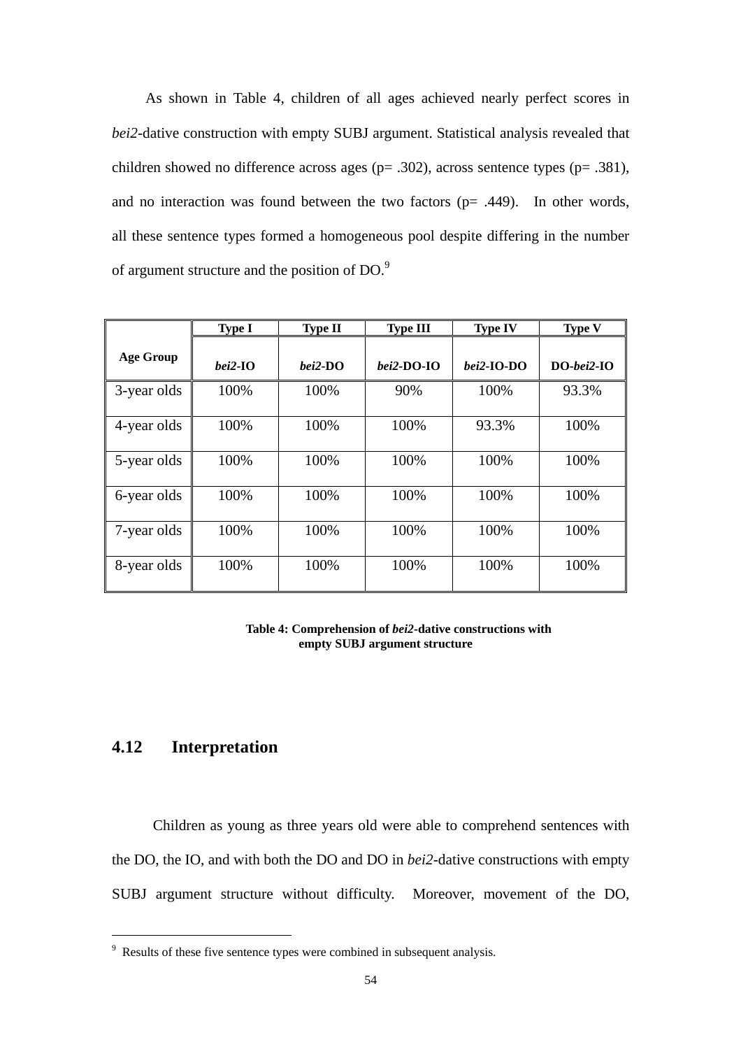As shown in Table 4, children of all ages achieved nearly perfect scores in *bei2*-dative construction with empty SUBJ argument. Statistical analysis revealed that children showed no difference across ages ($p= .302$), across sentence types ($p= .381$), and no interaction was found between the two factors ($p= .449$). In other words, all these sentence types formed a homogeneous pool despite differing in the number of argument structure and the position of DO.[9]

| Age Group | Type I | Type II | Type III | Type IV | Type V |
|---|---|---|---|---|---|
| | ***bei2*-IO** | ***bei2*-DO** | ***bei2*-DO-IO** | ***bei2*-IO-DO** | **DO-*bei2*-IO** |
| 3-year olds | 100% | 100% | 90% | 100% | 93.3% |
| 4-year olds | 100% | 100% | 100% | 93.3% | 100% |
| 5-year olds | 100% | 100% | 100% | 100% | 100% |
| 6-year olds | 100% | 100% | 100% | 100% | 100% |
| 7-year olds | 100% | 100% | 100% | 100% | 100% |
| 8-year olds | 100% | 100% | 100% | 100% | 100% |

**Table 4: Comprehension of *bei2*-dative constructions with empty SUBJ argument structure**

## 4.12 Interpretation

Children as young as three years old were able to comprehend sentences with the DO, the IO, and with both the DO and DO in *bei2*-dative constructions with empty SUBJ argument structure without difficulty. Moreover, movement of the DO,

[9] Results of these five sentence types were combined in subsequent analysis.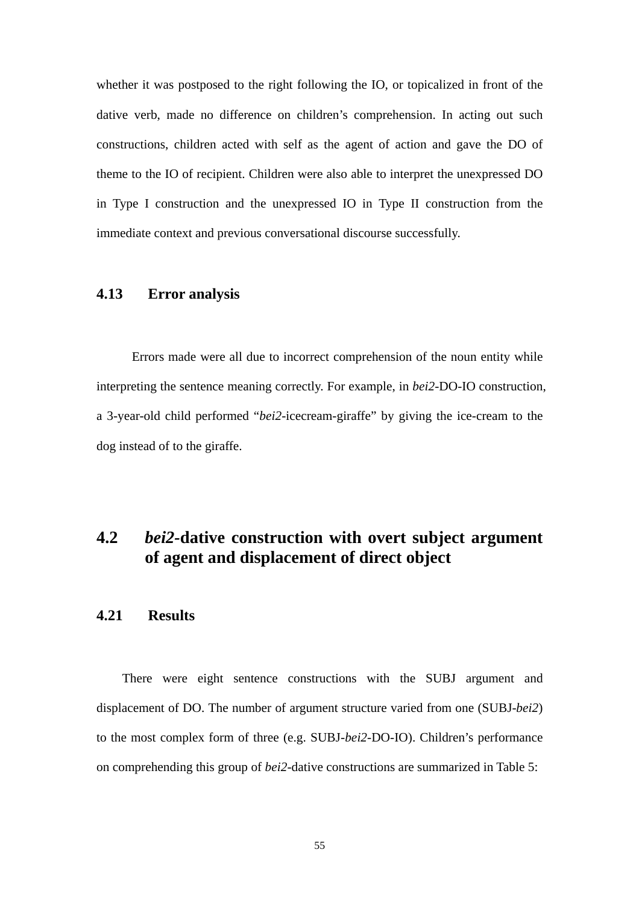whether it was postposed to the right following the IO, or topicalized in front of the dative verb, made no difference on children's comprehension. In acting out such constructions, children acted with self as the agent of action and gave the DO of theme to the IO of recipient. Children were also able to interpret the unexpressed DO in Type I construction and the unexpressed IO in Type II construction from the immediate context and previous conversational discourse successfully.

### 4.13 Error analysis

Errors made were all due to incorrect comprehension of the noun entity while interpreting the sentence meaning correctly. For example, in *bei2*-DO-IO construction, a 3-year-old child performed "*bei2*-icecream-giraffe" by giving the ice-cream to the dog instead of to the giraffe.

## 4.2 *bei2*-dative construction with overt subject argument of agent and displacement of direct object

### 4.21 Results

There were eight sentence constructions with the SUBJ argument and displacement of DO. The number of argument structure varied from one (SUBJ-*bei2*) to the most complex form of three (e.g. SUBJ-*bei2*-DO-IO). Children's performance on comprehending this group of *bei2*-dative constructions are summarized in Table 5: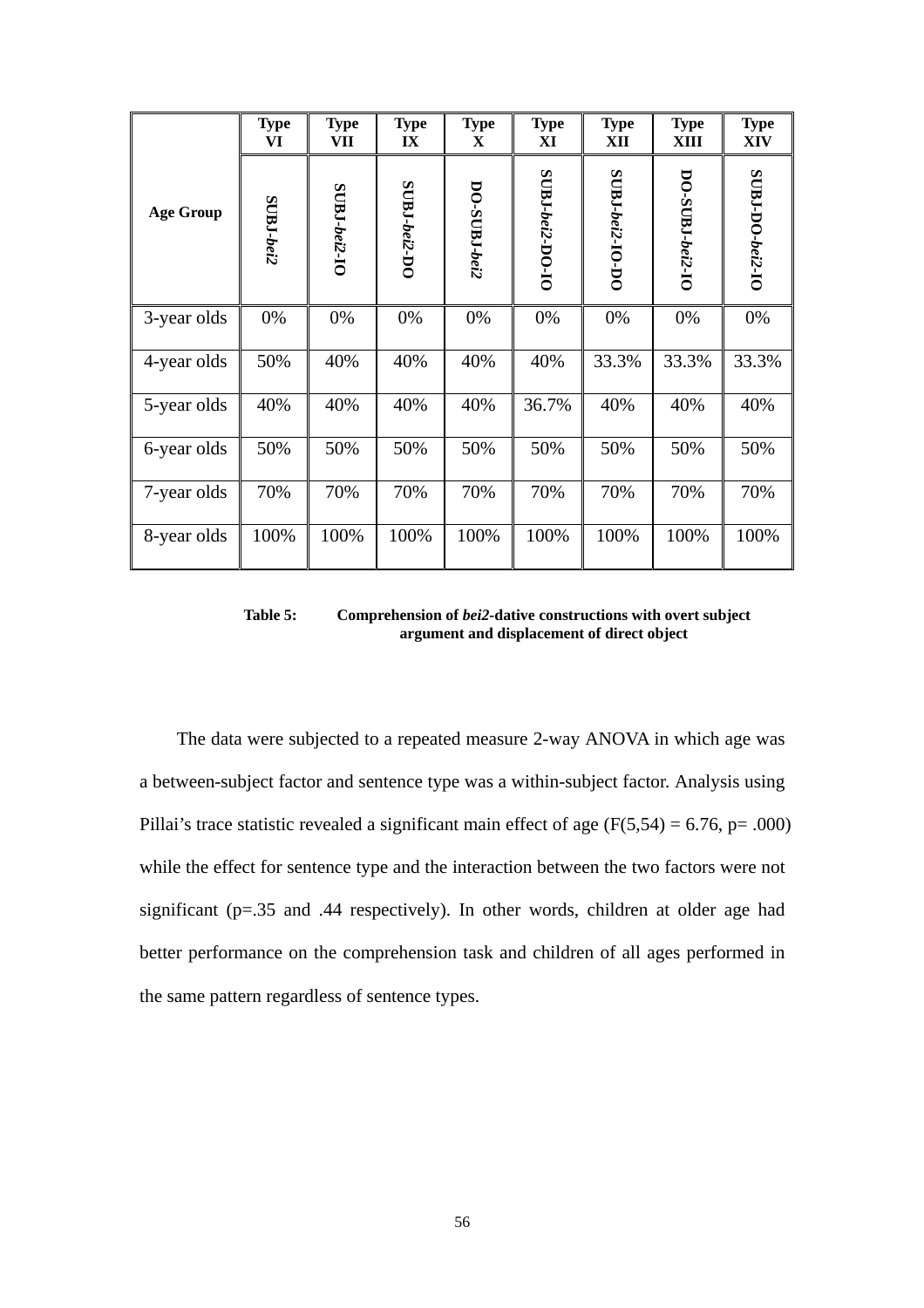| Age Group | Type VI | Type VII | Type IX | Type X | Type XI | Type XII | Type XIII | Type XIV |
|---|---|---|---|---|---|---|---|---|
| | SUBJ-*bei2* | SUBJ-*bei2*-IO | SUBJ-*bei2*-DO | DO-SUBJ-*bei2* | SUBJ-*bei2*-DO-IO | SUBJ-*bei2*-IO-DO | DO-SUBJ-*bei2*-IO | SUBJ-DO-*bei2*-IO |
| 3-year olds | 0% | 0% | 0% | 0% | 0% | 0% | 0% | 0% |
| 4-year olds | 50% | 40% | 40% | 40% | 40% | 33.3% | 33.3% | 33.3% |
| 5-year olds | 40% | 40% | 40% | 40% | 36.7% | 40% | 40% | 40% |
| 6-year olds | 50% | 50% | 50% | 50% | 50% | 50% | 50% | 50% |
| 7-year olds | 70% | 70% | 70% | 70% | 70% | 70% | 70% | 70% |
| 8-year olds | 100% | 100% | 100% | 100% | 100% | 100% | 100% | 100% |

**Table 5: Comprehension of *bei2*-dative constructions with overt subject argument and displacement of direct object**

The data were subjected to a repeated measure 2-way ANOVA in which age was a between-subject factor and sentence type was a within-subject factor. Analysis using Pillai's trace statistic revealed a significant main effect of age ($F(5,54) = 6.76$, $p = .000$) while the effect for sentence type and the interaction between the two factors were not significant ($p=.35$ and $.44$ respectively). In other words, children at older age had better performance on the comprehension task and children of all ages performed in the same pattern regardless of sentence types.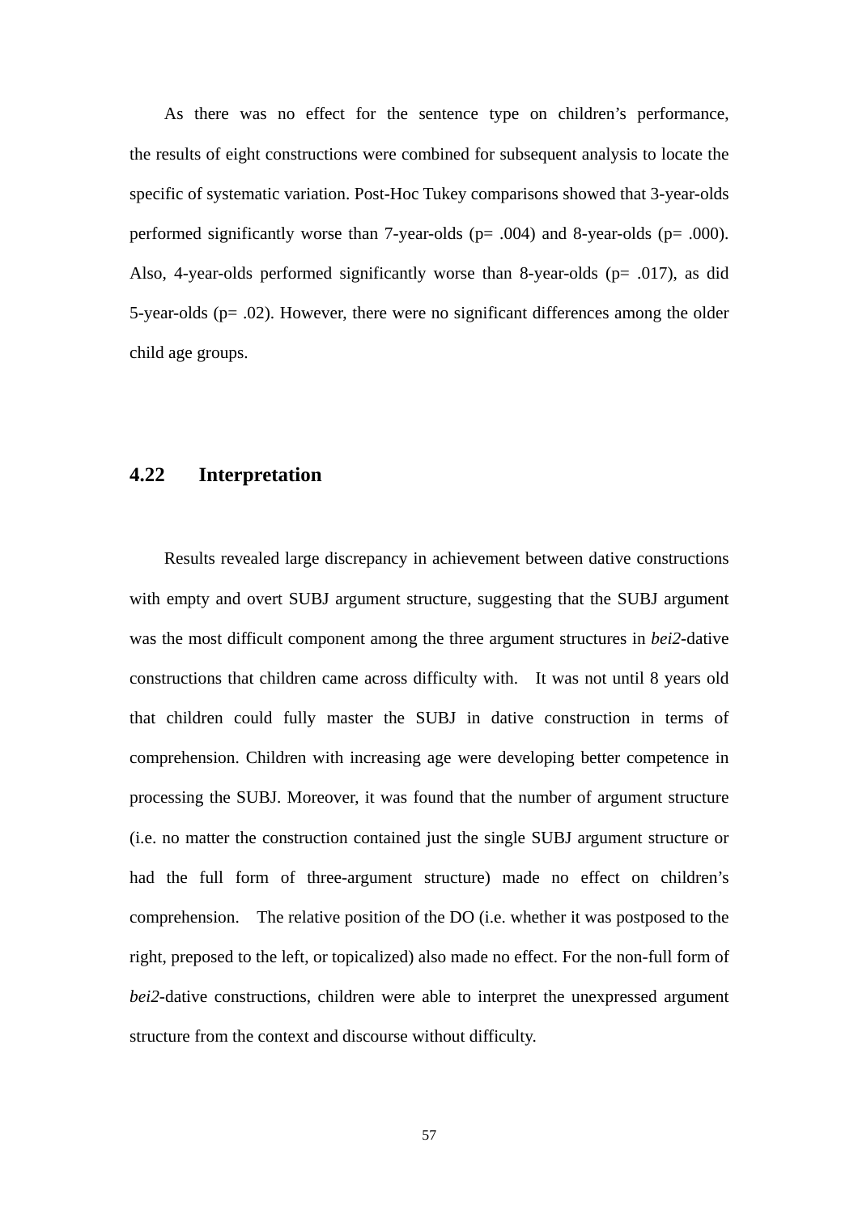As there was no effect for the sentence type on children's performance, the results of eight constructions were combined for subsequent analysis to locate the specific of systematic variation. Post-Hoc Tukey comparisons showed that 3-year-olds performed significantly worse than 7-year-olds ($p = .004$) and 8-year-olds ($p = .000$). Also, 4-year-olds performed significantly worse than 8-year-olds ($p = .017$), as did 5-year-olds ($p = .02$). However, there were no significant differences among the older child age groups.

### 4.22 Interpretation

Results revealed large discrepancy in achievement between dative constructions with empty and overt SUBJ argument structure, suggesting that the SUBJ argument was the most difficult component among the three argument structures in *bei2*-dative constructions that children came across difficulty with. It was not until 8 years old that children could fully master the SUBJ in dative construction in terms of comprehension. Children with increasing age were developing better competence in processing the SUBJ. Moreover, it was found that the number of argument structure (i.e. no matter the construction contained just the single SUBJ argument structure or had the full form of three-argument structure) made no effect on children's comprehension. The relative position of the DO (i.e. whether it was postposed to the right, preposed to the left, or topicalized) also made no effect. For the non-full form of *bei2*-dative constructions, children were able to interpret the unexpressed argument structure from the context and discourse without difficulty.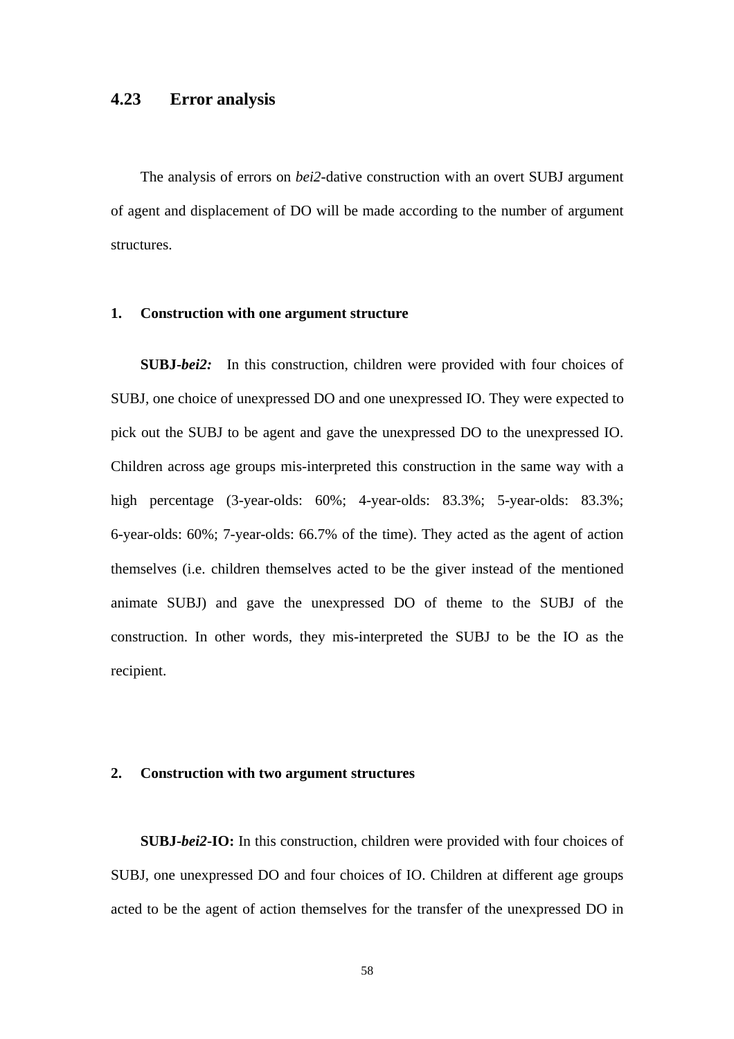## 4.23 Error analysis

The analysis of errors on *bei2*-dative construction with an overt SUBJ argument of agent and displacement of DO will be made according to the number of argument structures.

### 1. Construction with one argument structure

**SUBJ-*bei2:*** In this construction, children were provided with four choices of SUBJ, one choice of unexpressed DO and one unexpressed IO. They were expected to pick out the SUBJ to be agent and gave the unexpressed DO to the unexpressed IO. Children across age groups mis-interpreted this construction in the same way with a high percentage (3-year-olds: 60%; 4-year-olds: 83.3%; 5-year-olds: 83.3%; 6-year-olds: 60%; 7-year-olds: 66.7% of the time). They acted as the agent of action themselves (i.e. children themselves acted to be the giver instead of the mentioned animate SUBJ) and gave the unexpressed DO of theme to the SUBJ of the construction. In other words, they mis-interpreted the SUBJ to be the IO as the recipient.

### 2. Construction with two argument structures

**SUBJ-*bei2*-IO:** In this construction, children were provided with four choices of SUBJ, one unexpressed DO and four choices of IO. Children at different age groups acted to be the agent of action themselves for the transfer of the unexpressed DO in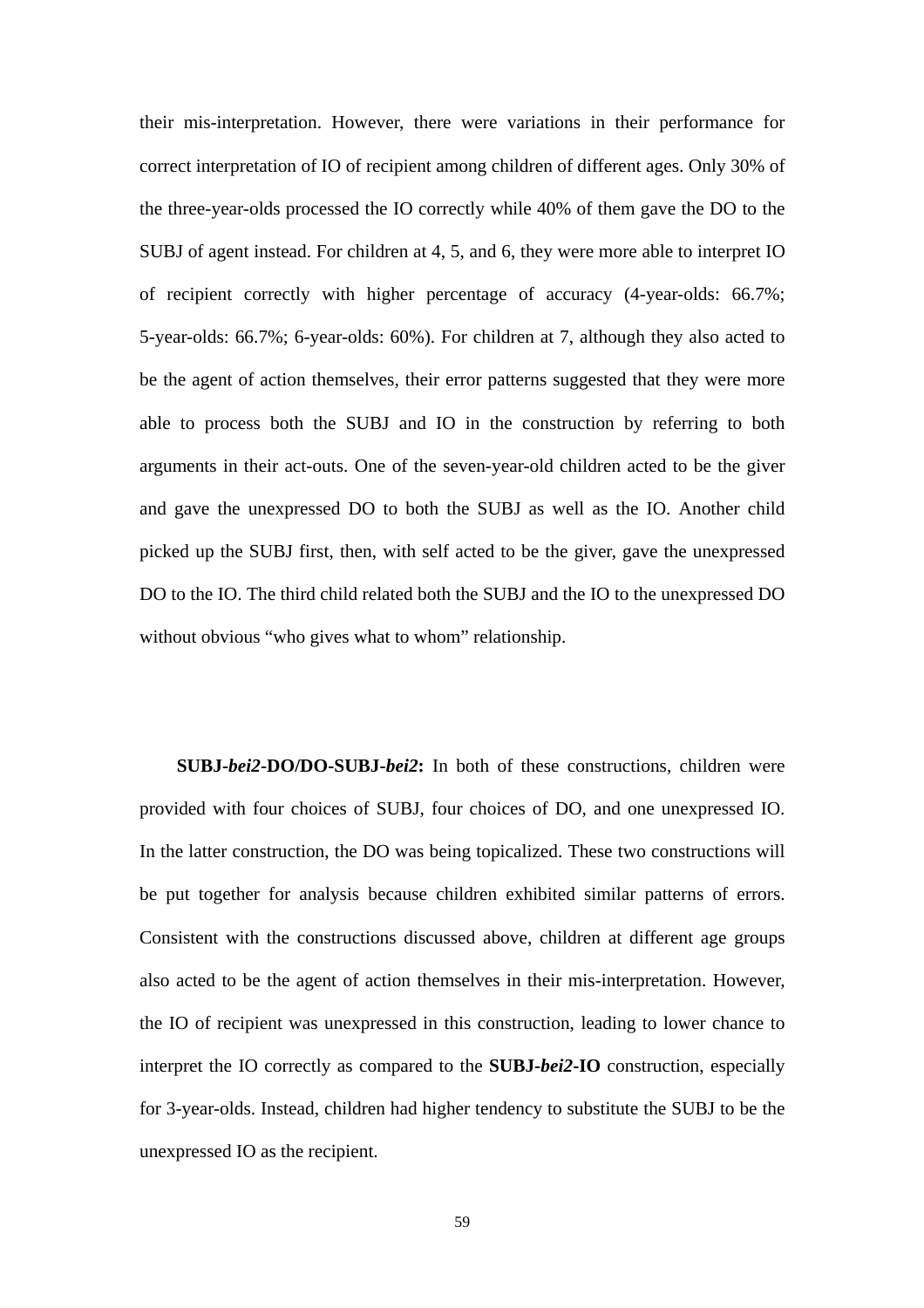their mis-interpretation. However, there were variations in their performance for correct interpretation of IO of recipient among children of different ages. Only 30% of the three-year-olds processed the IO correctly while 40% of them gave the DO to the SUBJ of agent instead. For children at 4, 5, and 6, they were more able to interpret IO of recipient correctly with higher percentage of accuracy (4-year-olds: 66.7%; 5-year-olds: 66.7%; 6-year-olds: 60%). For children at 7, although they also acted to be the agent of action themselves, their error patterns suggested that they were more able to process both the SUBJ and IO in the construction by referring to both arguments in their act-outs. One of the seven-year-old children acted to be the giver and gave the unexpressed DO to both the SUBJ as well as the IO. Another child picked up the SUBJ first, then, with self acted to be the giver, gave the unexpressed DO to the IO. The third child related both the SUBJ and the IO to the unexpressed DO without obvious "who gives what to whom" relationship.

**SUBJ-*bei2*-DO/DO-SUBJ-*bei2*:** In both of these constructions, children were provided with four choices of SUBJ, four choices of DO, and one unexpressed IO. In the latter construction, the DO was being topicalized. These two constructions will be put together for analysis because children exhibited similar patterns of errors. Consistent with the constructions discussed above, children at different age groups also acted to be the agent of action themselves in their mis-interpretation. However, the IO of recipient was unexpressed in this construction, leading to lower chance to interpret the IO correctly as compared to the **SUBJ-*bei2*-IO** construction, especially for 3-year-olds. Instead, children had higher tendency to substitute the SUBJ to be the unexpressed IO as the recipient.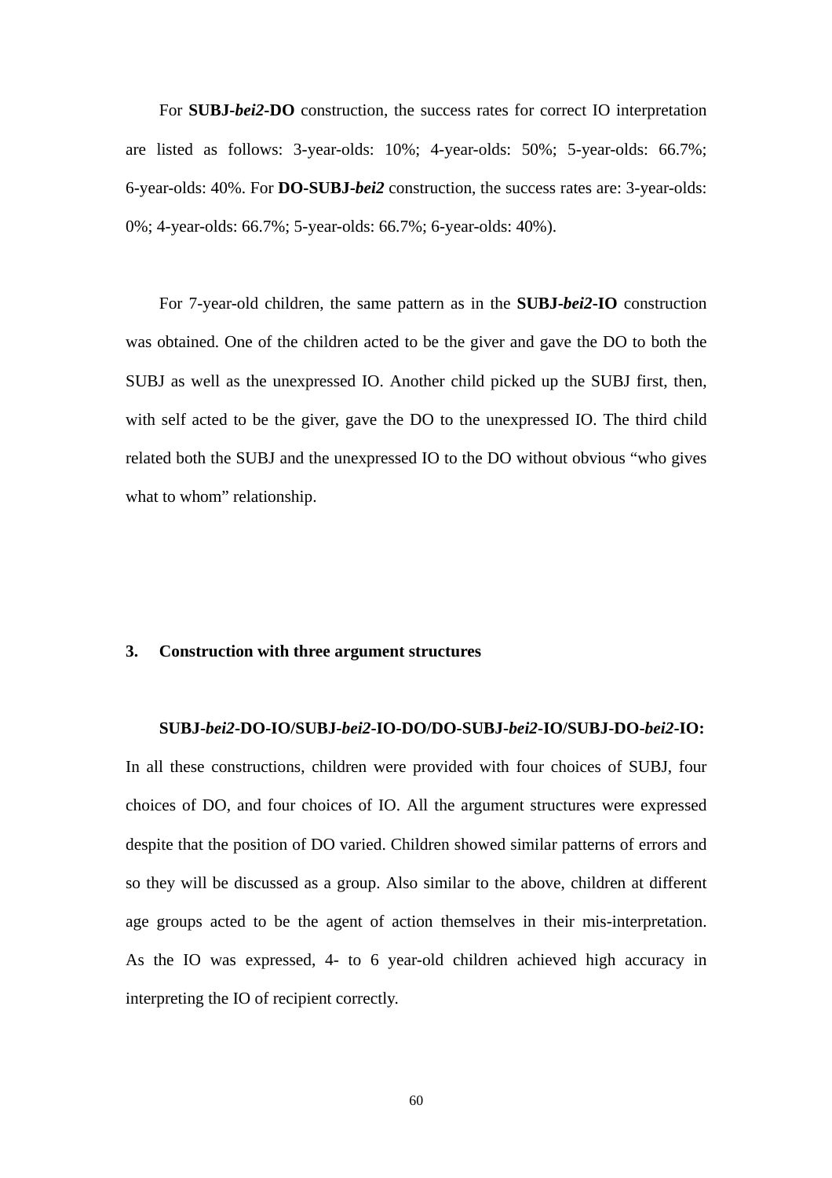For **SUBJ-*bei2*-DO** construction, the success rates for correct IO interpretation are listed as follows: 3-year-olds: 10%; 4-year-olds: 50%; 5-year-olds: 66.7%; 6-year-olds: 40%. For **DO-SUBJ-*bei2*** construction, the success rates are: 3-year-olds: 0%; 4-year-olds: 66.7%; 5-year-olds: 66.7%; 6-year-olds: 40%).

For 7-year-old children, the same pattern as in the **SUBJ-*bei2*-IO** construction was obtained. One of the children acted to be the giver and gave the DO to both the SUBJ as well as the unexpressed IO. Another child picked up the SUBJ first, then, with self acted to be the giver, gave the DO to the unexpressed IO. The third child related both the SUBJ and the unexpressed IO to the DO without obvious "who gives what to whom" relationship.

### 3. Construction with three argument structures

**SUBJ-*bei2*-DO-IO/SUBJ-*bei2*-IO-DO/DO-SUBJ-*bei2*-IO/SUBJ-DO-*bei2*-IO:** In all these constructions, children were provided with four choices of SUBJ, four choices of DO, and four choices of IO. All the argument structures were expressed despite that the position of DO varied. Children showed similar patterns of errors and so they will be discussed as a group. Also similar to the above, children at different age groups acted to be the agent of action themselves in their mis-interpretation. As the IO was expressed, 4- to 6 year-old children achieved high accuracy in interpreting the IO of recipient correctly.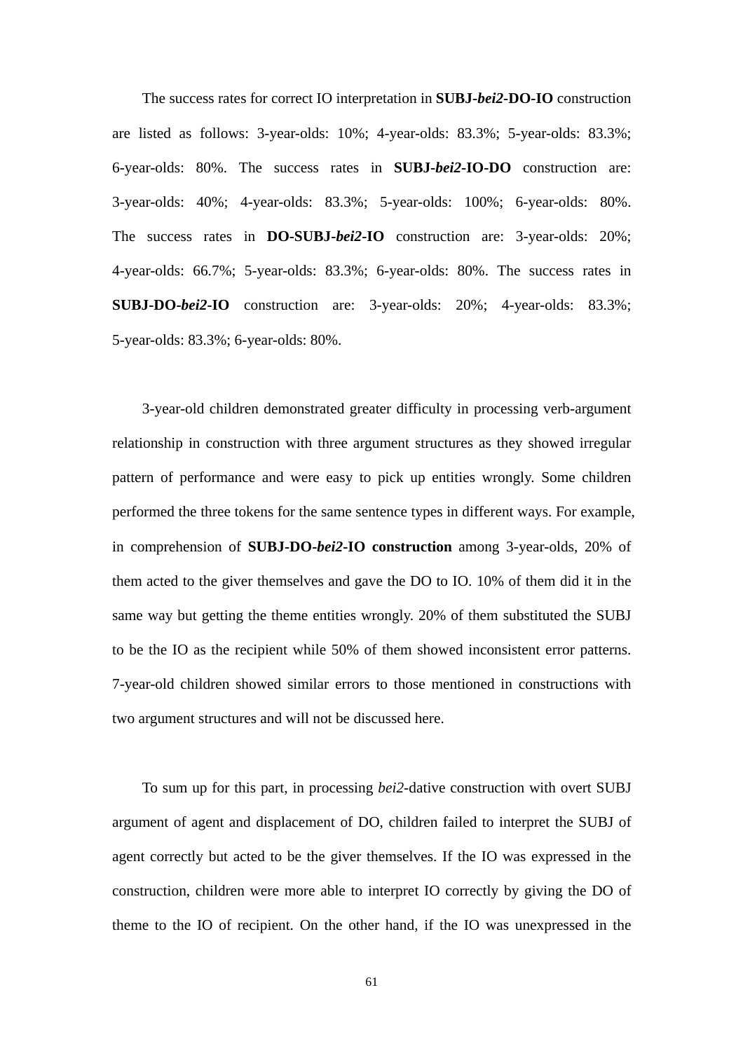The success rates for correct IO interpretation in **SUBJ-*bei2*-DO-IO** construction are listed as follows: 3-year-olds: 10%; 4-year-olds: 83.3%; 5-year-olds: 83.3%; 6-year-olds: 80%. The success rates in **SUBJ-*bei2*-IO-DO** construction are: 3-year-olds: 40%; 4-year-olds: 83.3%; 5-year-olds: 100%; 6-year-olds: 80%. The success rates in **DO-SUBJ-*bei2*-IO** construction are: 3-year-olds: 20%; 4-year-olds: 66.7%; 5-year-olds: 83.3%; 6-year-olds: 80%. The success rates in **SUBJ-DO-*bei2*-IO** construction are: 3-year-olds: 20%; 4-year-olds: 83.3%; 5-year-olds: 83.3%; 6-year-olds: 80%.

3-year-old children demonstrated greater difficulty in processing verb-argument relationship in construction with three argument structures as they showed irregular pattern of performance and were easy to pick up entities wrongly. Some children performed the three tokens for the same sentence types in different ways. For example, in comprehension of **SUBJ-DO-*bei2*-IO construction** among 3-year-olds, 20% of them acted to the giver themselves and gave the DO to IO. 10% of them did it in the same way but getting the theme entities wrongly. 20% of them substituted the SUBJ to be the IO as the recipient while 50% of them showed inconsistent error patterns. 7-year-old children showed similar errors to those mentioned in constructions with two argument structures and will not be discussed here.

To sum up for this part, in processing *bei2*-dative construction with overt SUBJ argument of agent and displacement of DO, children failed to interpret the SUBJ of agent correctly but acted to be the giver themselves. If the IO was expressed in the construction, children were more able to interpret IO correctly by giving the DO of theme to the IO of recipient. On the other hand, if the IO was unexpressed in the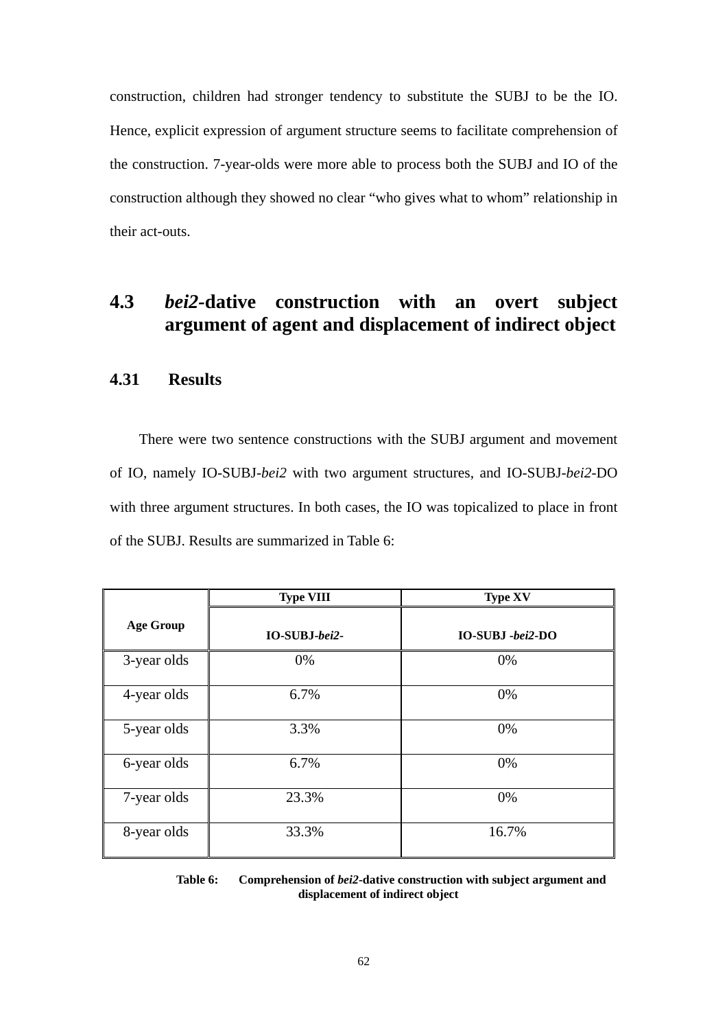construction, children had stronger tendency to substitute the SUBJ to be the IO. Hence, explicit expression of argument structure seems to facilitate comprehension of the construction. 7-year-olds were more able to process both the SUBJ and IO of the construction although they showed no clear "who gives what to whom" relationship in their act-outs.

## 4.3 *bei2*-dative construction with an overt subject argument of agent and displacement of indirect object

### 4.31 Results

There were two sentence constructions with the SUBJ argument and movement of IO, namely IO-SUBJ-*bei2* with two argument structures, and IO-SUBJ-*bei2*-DO with three argument structures. In both cases, the IO was topicalized to place in front of the SUBJ. Results are summarized in Table 6:

| Age Group | Type VIII<br>IO-SUBJ-*bei2*- | Type XV<br>IO-SUBJ -*bei2*-DO |
|---|---|---|
| 3-year olds | 0% | 0% |
| 4-year olds | 6.7% | 0% |
| 5-year olds | 3.3% | 0% |
| 6-year olds | 6.7% | 0% |
| 7-year olds | 23.3% | 0% |
| 8-year olds | 33.3% | 16.7% |

**Table 6: Comprehension of *bei2*-dative construction with subject argument and displacement of indirect object**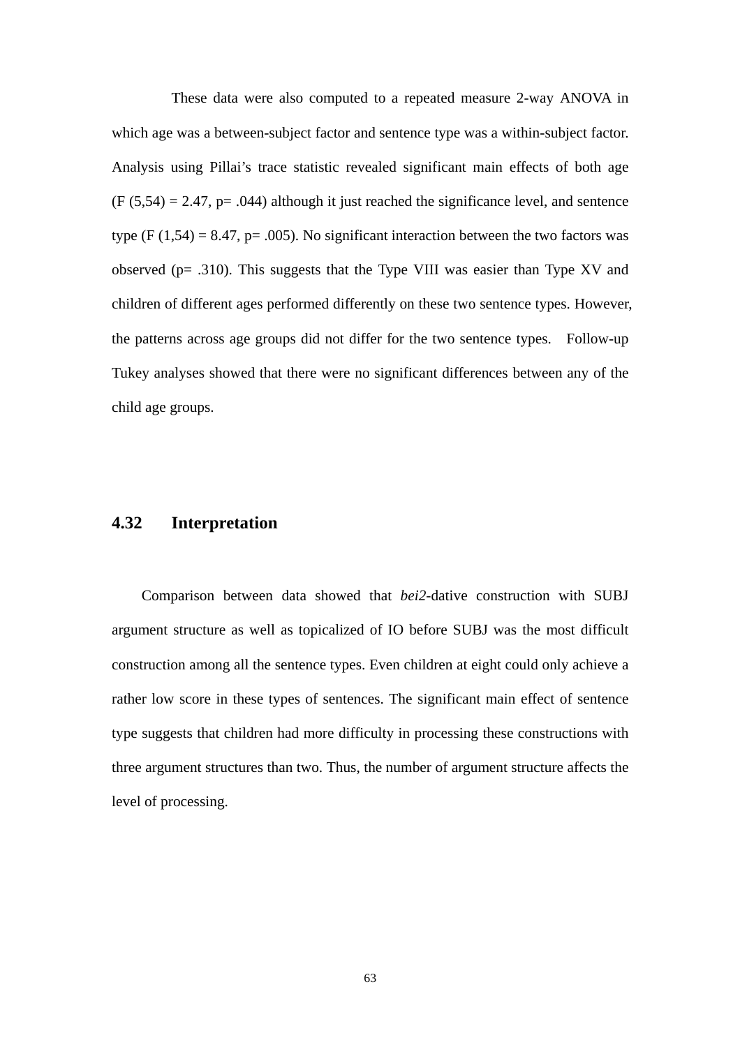These data were also computed to a repeated measure 2-way ANOVA in which age was a between-subject factor and sentence type was a within-subject factor. Analysis using Pillai's trace statistic revealed significant main effects of both age ($F(5,54) = 2.47$, $p = .044$) although it just reached the significance level, and sentence type ($F(1,54) = 8.47$, $p = .005$). No significant interaction between the two factors was observed ($p = .310$). This suggests that the Type VIII was easier than Type XV and children of different ages performed differently on these two sentence types. However, the patterns across age groups did not differ for the two sentence types. Follow-up Tukey analyses showed that there were no significant differences between any of the child age groups.

### 4.32 Interpretation

Comparison between data showed that *bei2*-dative construction with SUBJ argument structure as well as topicalized of IO before SUBJ was the most difficult construction among all the sentence types. Even children at eight could only achieve a rather low score in these types of sentences. The significant main effect of sentence type suggests that children had more difficulty in processing these constructions with three argument structures than two. Thus, the number of argument structure affects the level of processing.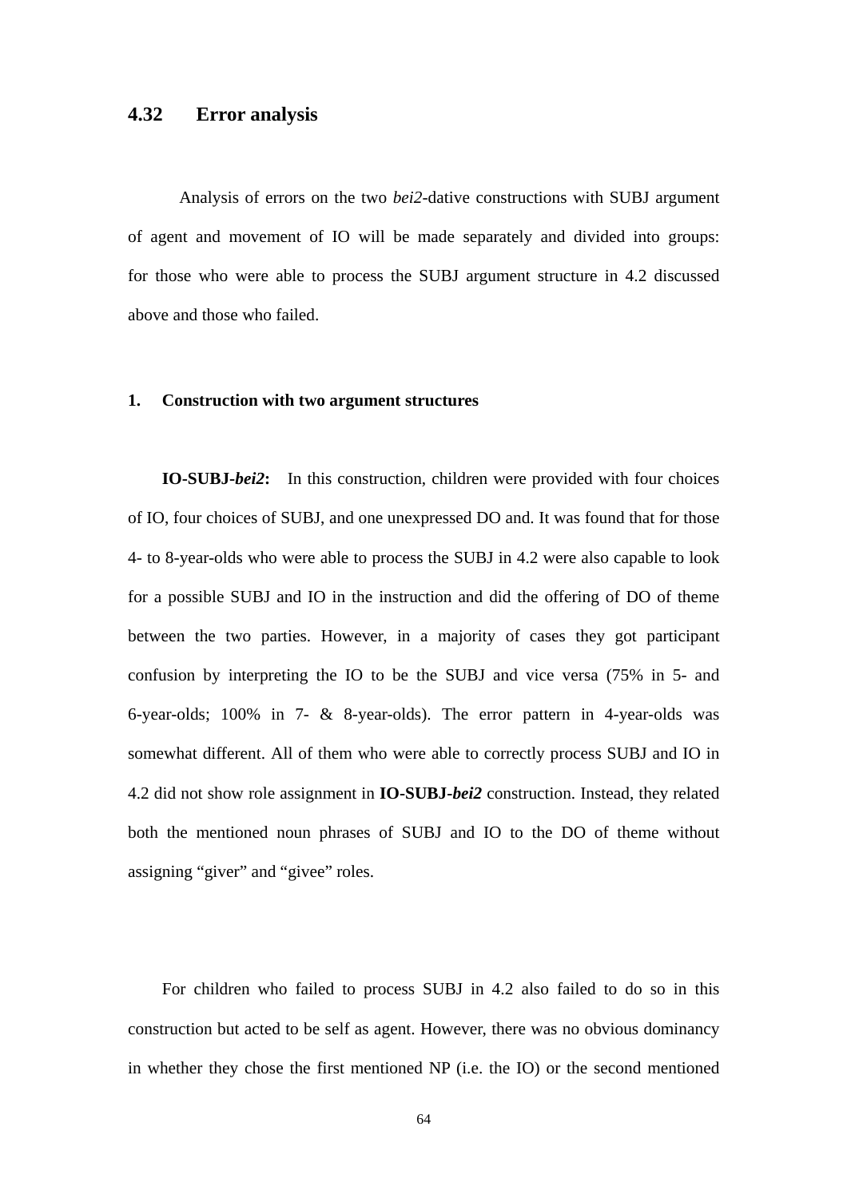### 4.32 Error analysis

Analysis of errors on the two *bei2*-dative constructions with SUBJ argument of agent and movement of IO will be made separately and divided into groups: for those who were able to process the SUBJ argument structure in 4.2 discussed above and those who failed.

#### 1. Construction with two argument structures

**IO-SUBJ-*bei2*:** In this construction, children were provided with four choices of IO, four choices of SUBJ, and one unexpressed DO and. It was found that for those 4- to 8-year-olds who were able to process the SUBJ in 4.2 were also capable to look for a possible SUBJ and IO in the instruction and did the offering of DO of theme between the two parties. However, in a majority of cases they got participant confusion by interpreting the IO to be the SUBJ and vice versa (75% in 5- and 6-year-olds; 100% in 7- & 8-year-olds). The error pattern in 4-year-olds was somewhat different. All of them who were able to correctly process SUBJ and IO in 4.2 did not show role assignment in **IO-SUBJ-*bei2*** construction. Instead, they related both the mentioned noun phrases of SUBJ and IO to the DO of theme without assigning “giver” and “givee” roles.

For children who failed to process SUBJ in 4.2 also failed to do so in this construction but acted to be self as agent. However, there was no obvious dominancy in whether they chose the first mentioned NP (i.e. the IO) or the second mentioned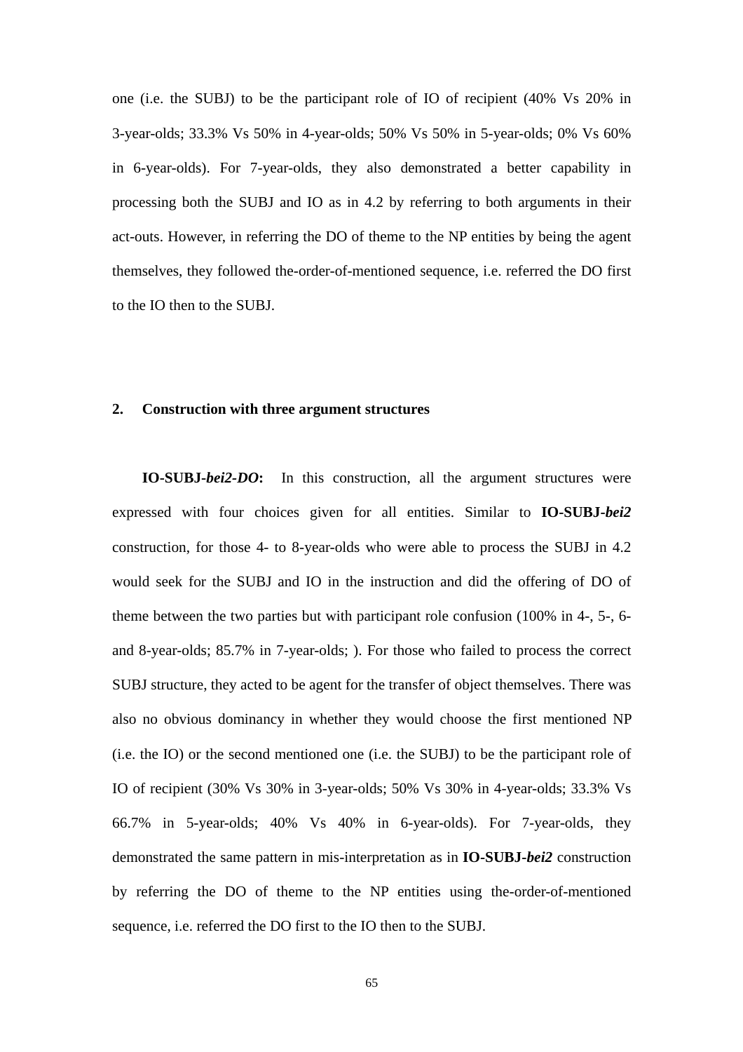one (i.e. the SUBJ) to be the participant role of IO of recipient (40% Vs 20% in 3-year-olds; 33.3% Vs 50% in 4-year-olds; 50% Vs 50% in 5-year-olds; 0% Vs 60% in 6-year-olds). For 7-year-olds, they also demonstrated a better capability in processing both the SUBJ and IO as in 4.2 by referring to both arguments in their act-outs. However, in referring the DO of theme to the NP entities by being the agent themselves, they followed the-order-of-mentioned sequence, i.e. referred the DO first to the IO then to the SUBJ.

**2. Construction with three argument structures**

**IO-SUBJ-*bei2*-*DO*:** In this construction, all the argument structures were expressed with four choices given for all entities. Similar to **IO-SUBJ-*bei2*** construction, for those 4- to 8-year-olds who were able to process the SUBJ in 4.2 would seek for the SUBJ and IO in the instruction and did the offering of DO of theme between the two parties but with participant role confusion (100% in 4-, 5-, 6- and 8-year-olds; 85.7% in 7-year-olds; ). For those who failed to process the correct SUBJ structure, they acted to be agent for the transfer of object themselves. There was also no obvious dominancy in whether they would choose the first mentioned NP (i.e. the IO) or the second mentioned one (i.e. the SUBJ) to be the participant role of IO of recipient (30% Vs 30% in 3-year-olds; 50% Vs 30% in 4-year-olds; 33.3% Vs 66.7% in 5-year-olds; 40% Vs 40% in 6-year-olds). For 7-year-olds, they demonstrated the same pattern in mis-interpretation as in **IO-SUBJ-*bei2*** construction by referring the DO of theme to the NP entities using the-order-of-mentioned sequence, i.e. referred the DO first to the IO then to the SUBJ.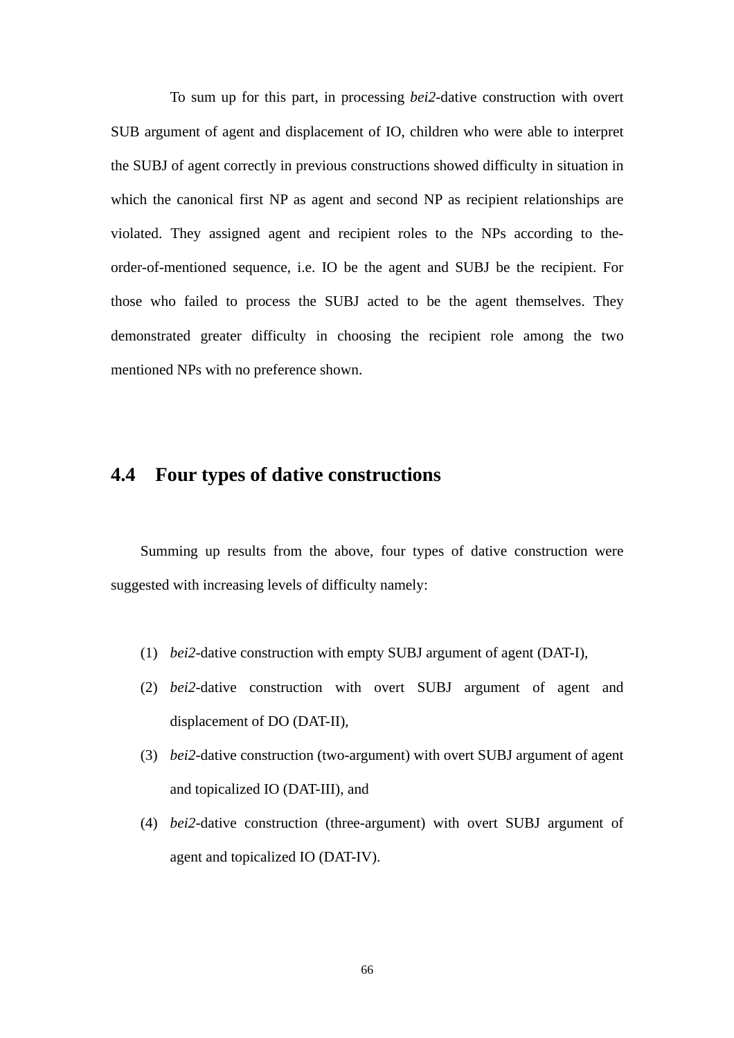To sum up for this part, in processing *bei2*-dative construction with overt SUB argument of agent and displacement of IO, children who were able to interpret the SUBJ of agent correctly in previous constructions showed difficulty in situation in which the canonical first NP as agent and second NP as recipient relationships are violated. They assigned agent and recipient roles to the NPs according to the-order-of-mentioned sequence, i.e. IO be the agent and SUBJ be the recipient. For those who failed to process the SUBJ acted to be the agent themselves. They demonstrated greater difficulty in choosing the recipient role among the two mentioned NPs with no preference shown.

## 4.4 Four types of dative constructions

Summing up results from the above, four types of dative construction were suggested with increasing levels of difficulty namely:

(1) *bei2*-dative construction with empty SUBJ argument of agent (DAT-I),

(2) *bei2*-dative construction with overt SUBJ argument of agent and displacement of DO (DAT-II),

(3) *bei2*-dative construction (two-argument) with overt SUBJ argument of agent and topicalized IO (DAT-III), and

(4) *bei2*-dative construction (three-argument) with overt SUBJ argument of agent and topicalized IO (DAT-IV).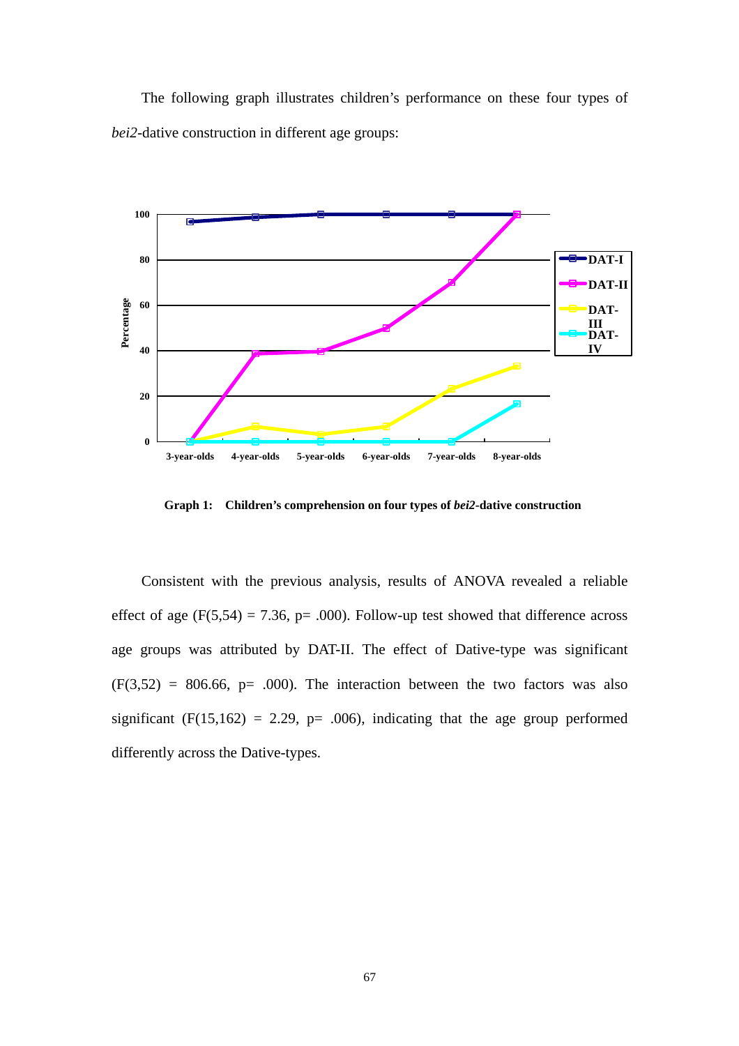The following graph illustrates children's performance on these four types of *bei2*-dative construction in different age groups:

**Graph 1: Children's comprehension on four types of *bei2*-dative construction**

Consistent with the previous analysis, results of ANOVA revealed a reliable effect of age ($F(5,54) = 7.36$, $p= .000$). Follow-up test showed that difference across age groups was attributed by DAT-II. The effect of Dative-type was significant ($F(3,52) = 806.66$, $p= .000$). The interaction between the two factors was also significant ($F(15,162) = 2.29$, $p= .006$), indicating that the age group performed differently across the Dative-types.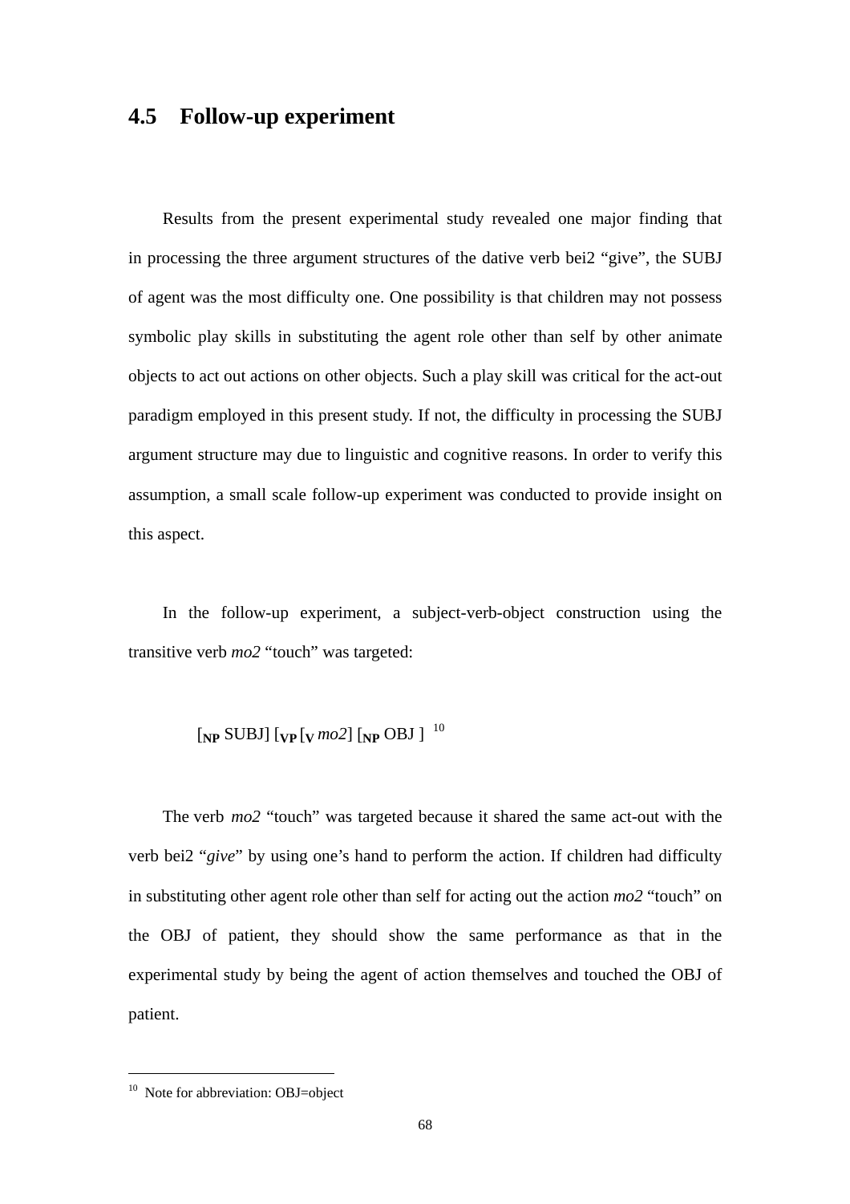## 4.5 Follow-up experiment

Results from the present experimental study revealed one major finding that in processing the three argument structures of the dative verb bei2 "give", the SUBJ of agent was the most difficulty one. One possibility is that children may not possess symbolic play skills in substituting the agent role other than self by other animate objects to act out actions on other objects. Such a play skill was critical for the act-out paradigm employed in this present study. If not, the difficulty in processing the SUBJ argument structure may due to linguistic and cognitive reasons. In order to verify this assumption, a small scale follow-up experiment was conducted to provide insight on this aspect.

In the follow-up experiment, a subject-verb-object construction using the transitive verb *mo2* "touch" was targeted:

$[_{\mathbf{NP}}$ SUBJ$]$ $[_{\mathbf{VP}}$ $[_{\mathbf{V}}$ *mo2*$]$ $[_{\mathbf{NP}}$ OBJ $]$ [10]

The verb *mo2* "touch" was targeted because it shared the same act-out with the verb bei2 "*give*" by using one's hand to perform the action. If children had difficulty in substituting other agent role other than self for acting out the action *mo2* "touch" on the OBJ of patient, they should show the same performance as that in the experimental study by being the agent of action themselves and touched the OBJ of patient.

---

[10] Note for abbreviation: OBJ=object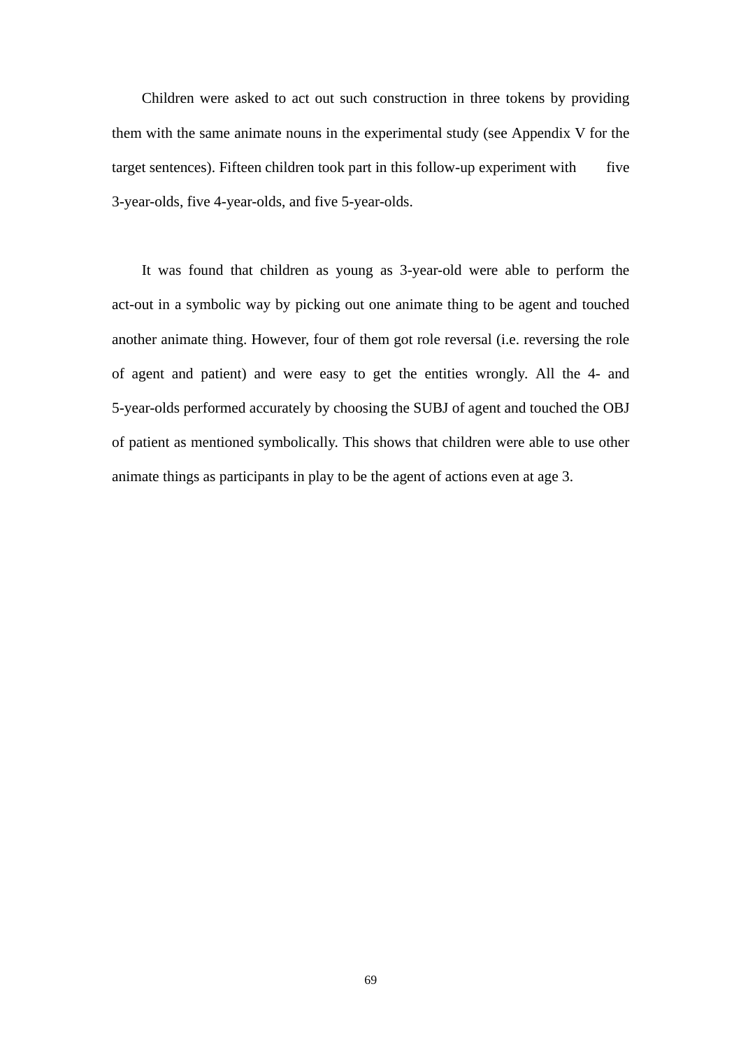Children were asked to act out such construction in three tokens by providing them with the same animate nouns in the experimental study (see Appendix V for the target sentences). Fifteen children took part in this follow-up experiment with five 3-year-olds, five 4-year-olds, and five 5-year-olds.

It was found that children as young as 3-year-old were able to perform the act-out in a symbolic way by picking out one animate thing to be agent and touched another animate thing. However, four of them got role reversal (i.e. reversing the role of agent and patient) and were easy to get the entities wrongly. All the 4- and 5-year-olds performed accurately by choosing the SUBJ of agent and touched the OBJ of patient as mentioned symbolically. This shows that children were able to use other animate things as participants in play to be the agent of actions even at age 3.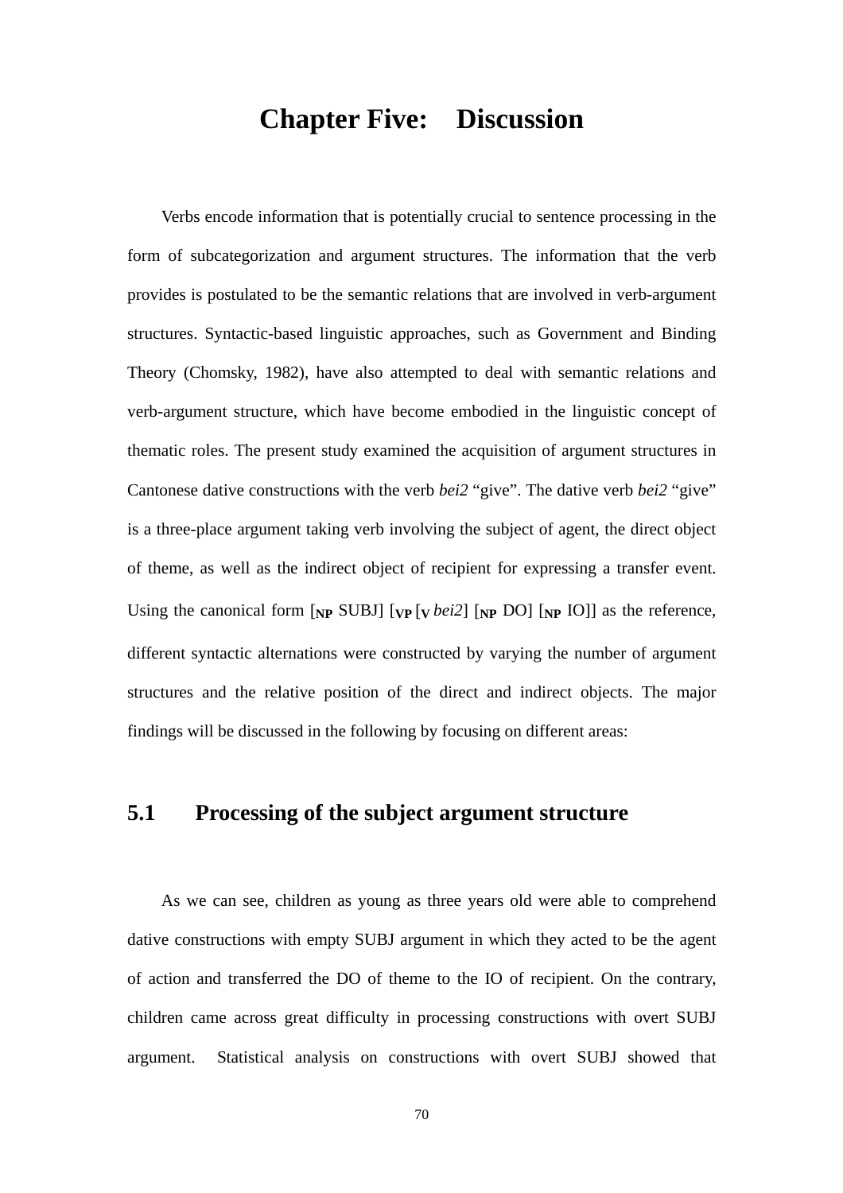# Chapter Five: Discussion

Verbs encode information that is potentially crucial to sentence processing in the form of subcategorization and argument structures. The information that the verb provides is postulated to be the semantic relations that are involved in verb-argument structures. Syntactic-based linguistic approaches, such as Government and Binding Theory (Chomsky, 1982), have also attempted to deal with semantic relations and verb-argument structure, which have become embodied in the linguistic concept of thematic roles. The present study examined the acquisition of argument structures in Cantonese dative constructions with the verb *bei2* "give". The dative verb *bei2* "give" is a three-place argument taking verb involving the subject of agent, the direct object of theme, as well as the indirect object of recipient for expressing a transfer event. Using the canonical form [$_{\textbf{NP}}$ SUBJ] [$_{\textbf{VP}}$ [$_{\textbf{V}}$ *bei2*] [$_{\textbf{NP}}$ DO] [$_{\textbf{NP}}$ IO]] as the reference, different syntactic alternations were constructed by varying the number of argument structures and the relative position of the direct and indirect objects. The major findings will be discussed in the following by focusing on different areas:

## 5.1 Processing of the subject argument structure

As we can see, children as young as three years old were able to comprehend dative constructions with empty SUBJ argument in which they acted to be the agent of action and transferred the DO of theme to the IO of recipient. On the contrary, children came across great difficulty in processing constructions with overt SUBJ argument. Statistical analysis on constructions with overt SUBJ showed that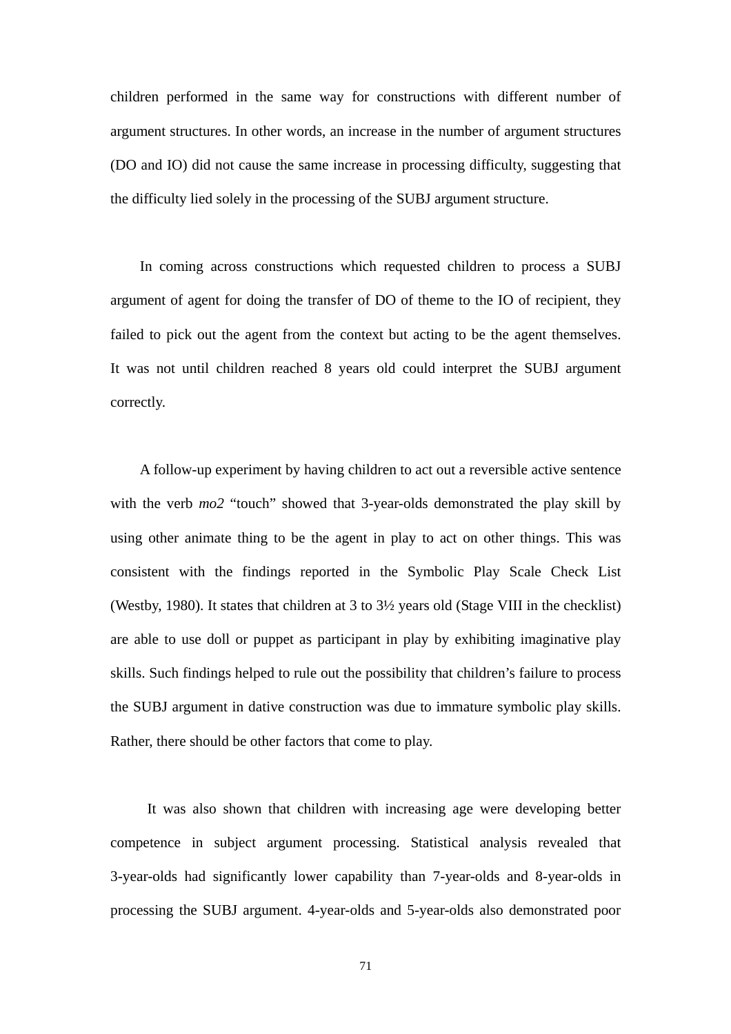children performed in the same way for constructions with different number of argument structures. In other words, an increase in the number of argument structures (DO and IO) did not cause the same increase in processing difficulty, suggesting that the difficulty lied solely in the processing of the SUBJ argument structure.

In coming across constructions which requested children to process a SUBJ argument of agent for doing the transfer of DO of theme to the IO of recipient, they failed to pick out the agent from the context but acting to be the agent themselves. It was not until children reached 8 years old could interpret the SUBJ argument correctly.

A follow-up experiment by having children to act out a reversible active sentence with the verb *mo2* "touch" showed that 3-year-olds demonstrated the play skill by using other animate thing to be the agent in play to act on other things. This was consistent with the findings reported in the Symbolic Play Scale Check List (Westby, 1980). It states that children at 3 to 3½ years old (Stage VIII in the checklist) are able to use doll or puppet as participant in play by exhibiting imaginative play skills. Such findings helped to rule out the possibility that children's failure to process the SUBJ argument in dative construction was due to immature symbolic play skills. Rather, there should be other factors that come to play.

It was also shown that children with increasing age were developing better competence in subject argument processing. Statistical analysis revealed that 3-year-olds had significantly lower capability than 7-year-olds and 8-year-olds in processing the SUBJ argument. 4-year-olds and 5-year-olds also demonstrated poor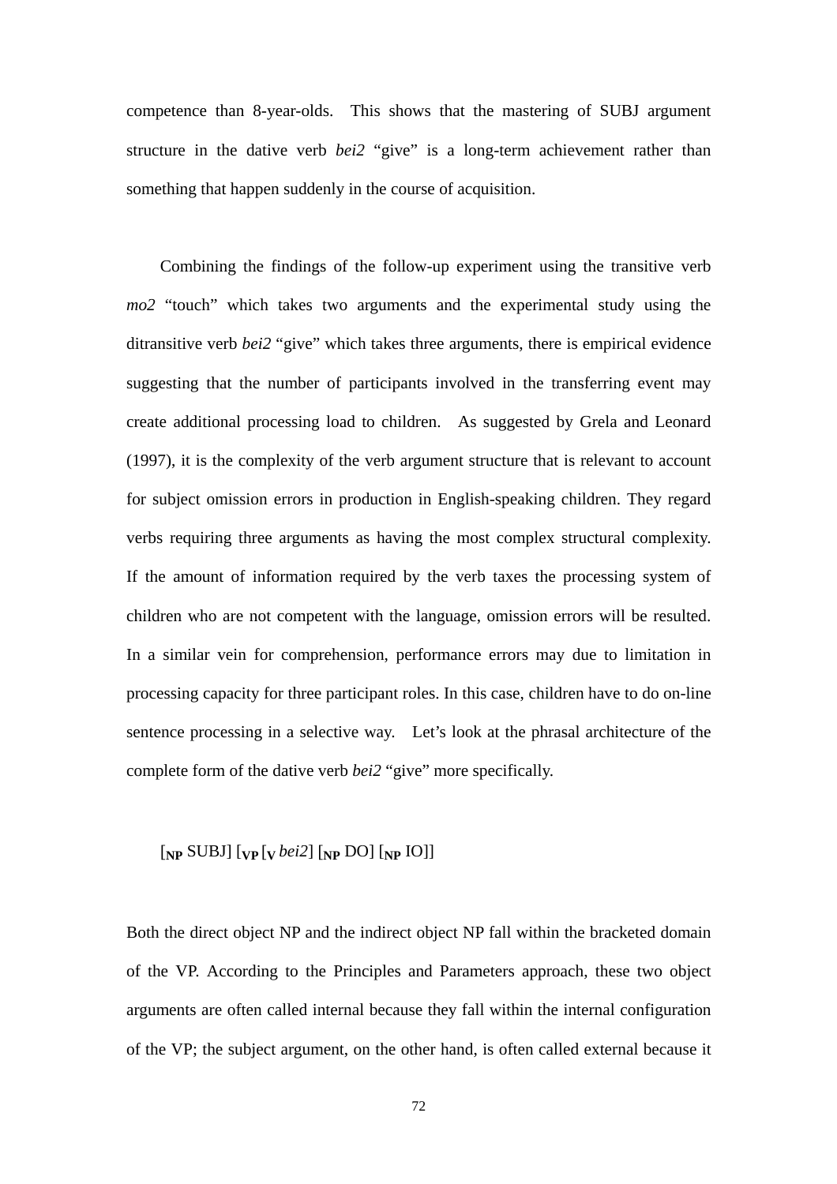competence than 8-year-olds. This shows that the mastering of SUBJ argument structure in the dative verb *bei2* "give" is a long-term achievement rather than something that happen suddenly in the course of acquisition.

Combining the findings of the follow-up experiment using the transitive verb *mo2* "touch" which takes two arguments and the experimental study using the ditransitive verb *bei2* "give" which takes three arguments, there is empirical evidence suggesting that the number of participants involved in the transferring event may create additional processing load to children. As suggested by Grela and Leonard (1997), it is the complexity of the verb argument structure that is relevant to account for subject omission errors in production in English-speaking children. They regard verbs requiring three arguments as having the most complex structural complexity. If the amount of information required by the verb taxes the processing system of children who are not competent with the language, omission errors will be resulted. In a similar vein for comprehension, performance errors may due to limitation in processing capacity for three participant roles. In this case, children have to do on-line sentence processing in a selective way. Let's look at the phrasal architecture of the complete form of the dative verb *bei2* "give" more specifically.

[$_{\mathbf{NP}}$ SUBJ] [$_{\mathbf{VP}}$ [$_{\mathbf{V}}$ *bei2*] [$_{\mathbf{NP}}$ DO] [$_{\mathbf{NP}}$ IO]]

Both the direct object NP and the indirect object NP fall within the bracketed domain of the VP. According to the Principles and Parameters approach, these two object arguments are often called internal because they fall within the internal configuration of the VP; the subject argument, on the other hand, is often called external because it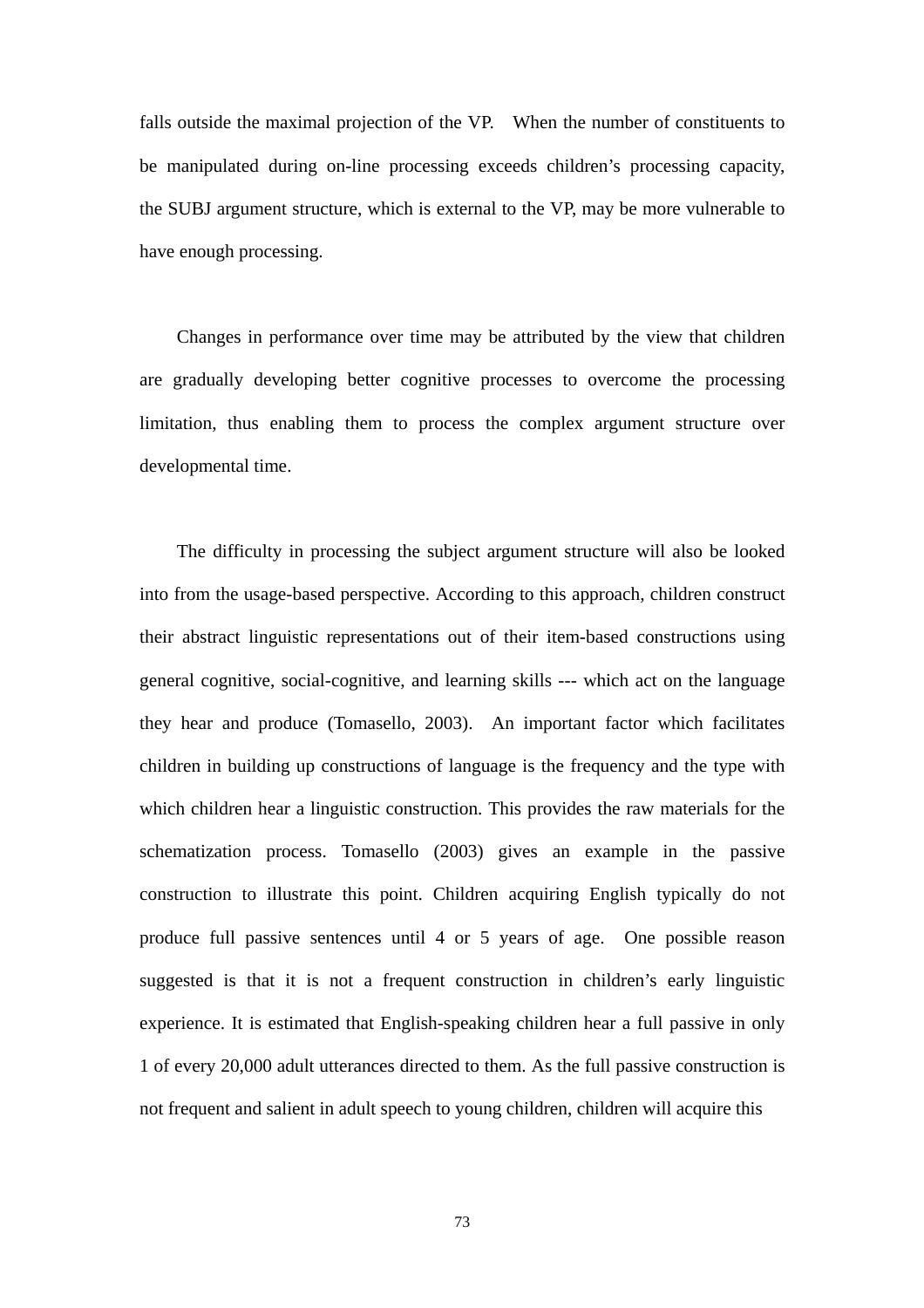falls outside the maximal projection of the VP. When the number of constituents to be manipulated during on-line processing exceeds children's processing capacity, the SUBJ argument structure, which is external to the VP, may be more vulnerable to have enough processing.

Changes in performance over time may be attributed by the view that children are gradually developing better cognitive processes to overcome the processing limitation, thus enabling them to process the complex argument structure over developmental time.

The difficulty in processing the subject argument structure will also be looked into from the usage-based perspective. According to this approach, children construct their abstract linguistic representations out of their item-based constructions using general cognitive, social-cognitive, and learning skills --- which act on the language they hear and produce (Tomasello, 2003). An important factor which facilitates children in building up constructions of language is the frequency and the type with which children hear a linguistic construction. This provides the raw materials for the schematization process. Tomasello (2003) gives an example in the passive construction to illustrate this point. Children acquiring English typically do not produce full passive sentences until 4 or 5 years of age. One possible reason suggested is that it is not a frequent construction in children's early linguistic experience. It is estimated that English-speaking children hear a full passive in only 1 of every 20,000 adult utterances directed to them. As the full passive construction is not frequent and salient in adult speech to young children, children will acquire this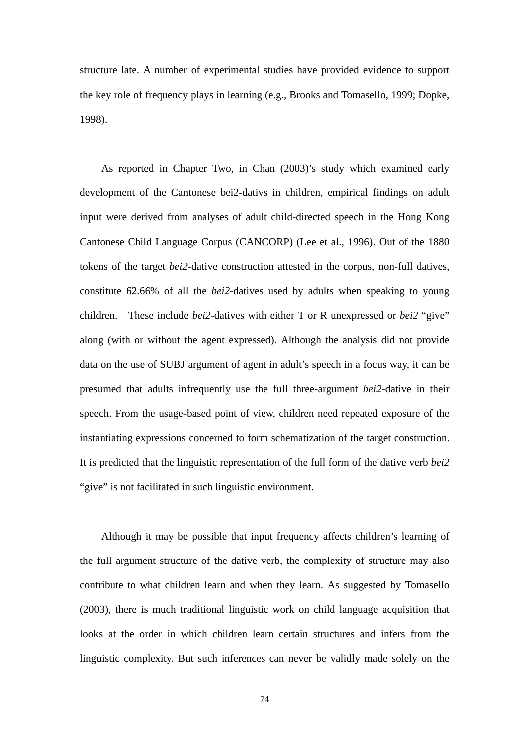structure late. A number of experimental studies have provided evidence to support the key role of frequency plays in learning (e.g., Brooks and Tomasello, 1999; Dopke, 1998).

As reported in Chapter Two, in Chan (2003)'s study which examined early development of the Cantonese bei2-dativs in children, empirical findings on adult input were derived from analyses of adult child-directed speech in the Hong Kong Cantonese Child Language Corpus (CANCORP) (Lee et al., 1996). Out of the 1880 tokens of the target *bei2*-dative construction attested in the corpus, non-full datives, constitute 62.66% of all the *bei2*-datives used by adults when speaking to young children. These include *bei2*-datives with either T or R unexpressed or *bei2* "give" along (with or without the agent expressed). Although the analysis did not provide data on the use of SUBJ argument of agent in adult's speech in a focus way, it can be presumed that adults infrequently use the full three-argument *bei2*-dative in their speech. From the usage-based point of view, children need repeated exposure of the instantiating expressions concerned to form schematization of the target construction. It is predicted that the linguistic representation of the full form of the dative verb *bei2* "give" is not facilitated in such linguistic environment.

Although it may be possible that input frequency affects children's learning of the full argument structure of the dative verb, the complexity of structure may also contribute to what children learn and when they learn. As suggested by Tomasello (2003), there is much traditional linguistic work on child language acquisition that looks at the order in which children learn certain structures and infers from the linguistic complexity. But such inferences can never be validly made solely on the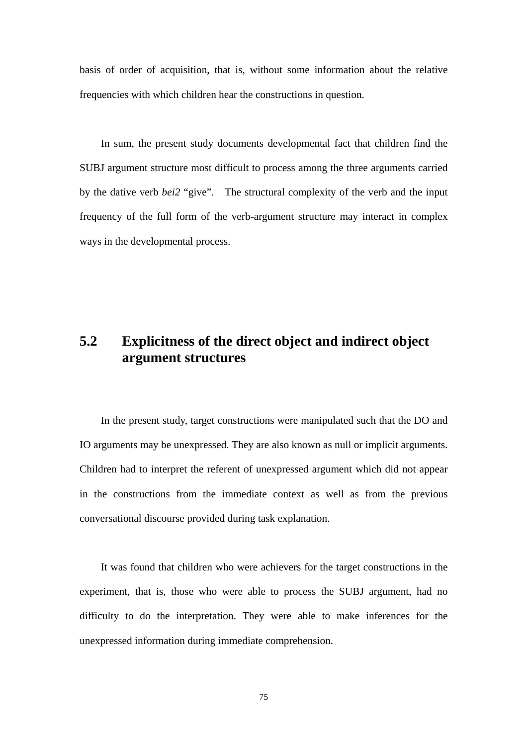basis of order of acquisition, that is, without some information about the relative frequencies with which children hear the constructions in question.

In sum, the present study documents developmental fact that children find the SUBJ argument structure most difficult to process among the three arguments carried by the dative verb *bei2* "give". The structural complexity of the verb and the input frequency of the full form of the verb-argument structure may interact in complex ways in the developmental process.

## 5.2 Explicitness of the direct object and indirect object argument structures

In the present study, target constructions were manipulated such that the DO and IO arguments may be unexpressed. They are also known as null or implicit arguments. Children had to interpret the referent of unexpressed argument which did not appear in the constructions from the immediate context as well as from the previous conversational discourse provided during task explanation.

It was found that children who were achievers for the target constructions in the experiment, that is, those who were able to process the SUBJ argument, had no difficulty to do the interpretation. They were able to make inferences for the unexpressed information during immediate comprehension.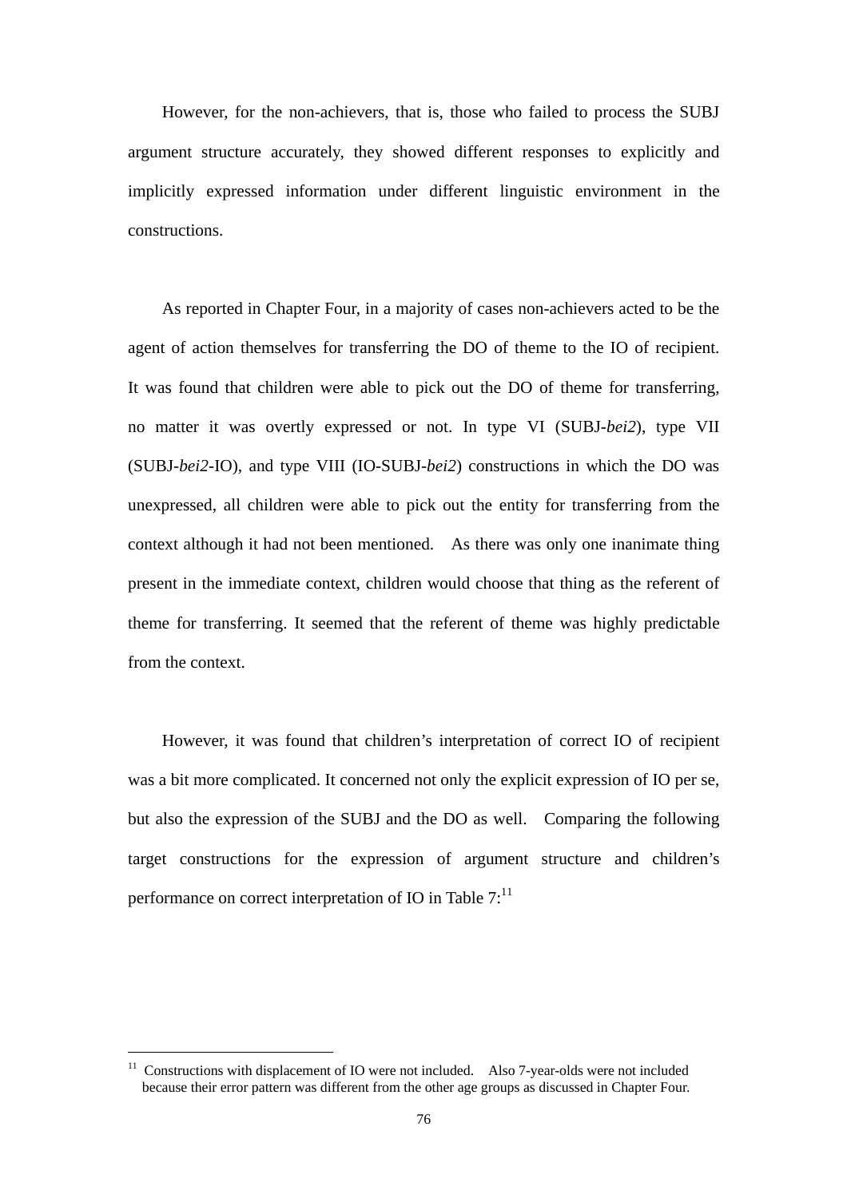However, for the non-achievers, that is, those who failed to process the SUBJ argument structure accurately, they showed different responses to explicitly and implicitly expressed information under different linguistic environment in the constructions.

As reported in Chapter Four, in a majority of cases non-achievers acted to be the agent of action themselves for transferring the DO of theme to the IO of recipient. It was found that children were able to pick out the DO of theme for transferring, no matter it was overtly expressed or not. In type VI (SUBJ-*bei2*), type VII (SUBJ-*bei2*-IO), and type VIII (IO-SUBJ-*bei2*) constructions in which the DO was unexpressed, all children were able to pick out the entity for transferring from the context although it had not been mentioned. As there was only one inanimate thing present in the immediate context, children would choose that thing as the referent of theme for transferring. It seemed that the referent of theme was highly predictable from the context.

However, it was found that children's interpretation of correct IO of recipient was a bit more complicated. It concerned not only the explicit expression of IO per se, but also the expression of the SUBJ and the DO as well. Comparing the following target constructions for the expression of argument structure and children's performance on correct interpretation of IO in Table 7:[11]

[11] Constructions with displacement of IO were not included. Also 7-year-olds were not included because their error pattern was different from the other age groups as discussed in Chapter Four.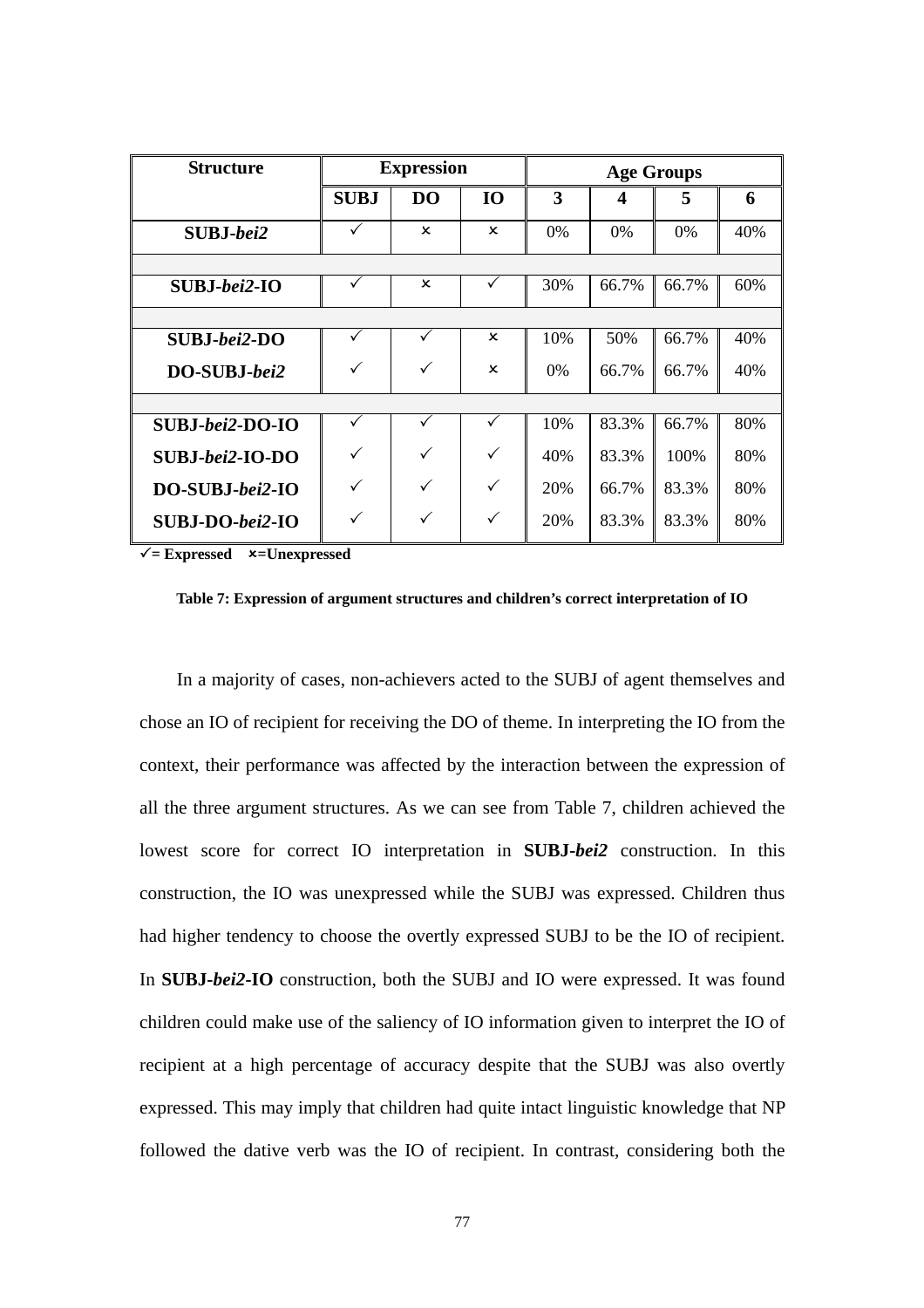| Structure | Expression | | | Age Groups | | | |
|---|---|---|---|---|---|---|---|
| | SUBJ | DO | IO | 3 | 4 | 5 | 6 |
| **SUBJ-*bei2*** | ✓ | × | × | 0% | 0% | 0% | 40% |
| | | | | | | | |
| **SUBJ-*bei2*-IO** | ✓ | × | ✓ | 30% | 66.7% | 66.7% | 60% |
| | | | | | | | |
| **SUBJ-*bei2*-DO** | ✓ | ✓ | × | 10% | 50% | 66.7% | 40% |
| **DO-SUBJ-*bei2*** | ✓ | ✓ | × | 0% | 66.7% | 66.7% | 40% |
| | | | | | | | |
| **SUBJ-*bei2*-DO-IO** | ✓ | ✓ | ✓ | 10% | 83.3% | 66.7% | 80% |
| **SUBJ-*bei2*-IO-DO** | ✓ | ✓ | ✓ | 40% | 83.3% | 100% | 80% |
| **DO-SUBJ-*bei2*-IO** | ✓ | ✓ | ✓ | 20% | 66.7% | 83.3% | 80% |
| **SUBJ-DO-*bei2*-IO** | ✓ | ✓ | ✓ | 20% | 83.3% | 83.3% | 80% |

**✓= Expressed ×=Unexpressed**

**Table 7: Expression of argument structures and children's correct interpretation of IO**

In a majority of cases, non-achievers acted to the SUBJ of agent themselves and chose an IO of recipient for receiving the DO of theme. In interpreting the IO from the context, their performance was affected by the interaction between the expression of all the three argument structures. As we can see from Table 7, children achieved the lowest score for correct IO interpretation in **SUBJ-*bei2*** construction. In this construction, the IO was unexpressed while the SUBJ was expressed. Children thus had higher tendency to choose the overtly expressed SUBJ to be the IO of recipient. In **SUBJ-*bei2*-IO** construction, both the SUBJ and IO were expressed. It was found children could make use of the saliency of IO information given to interpret the IO of recipient at a high percentage of accuracy despite that the SUBJ was also overtly expressed. This may imply that children had quite intact linguistic knowledge that NP followed the dative verb was the IO of recipient. In contrast, considering both the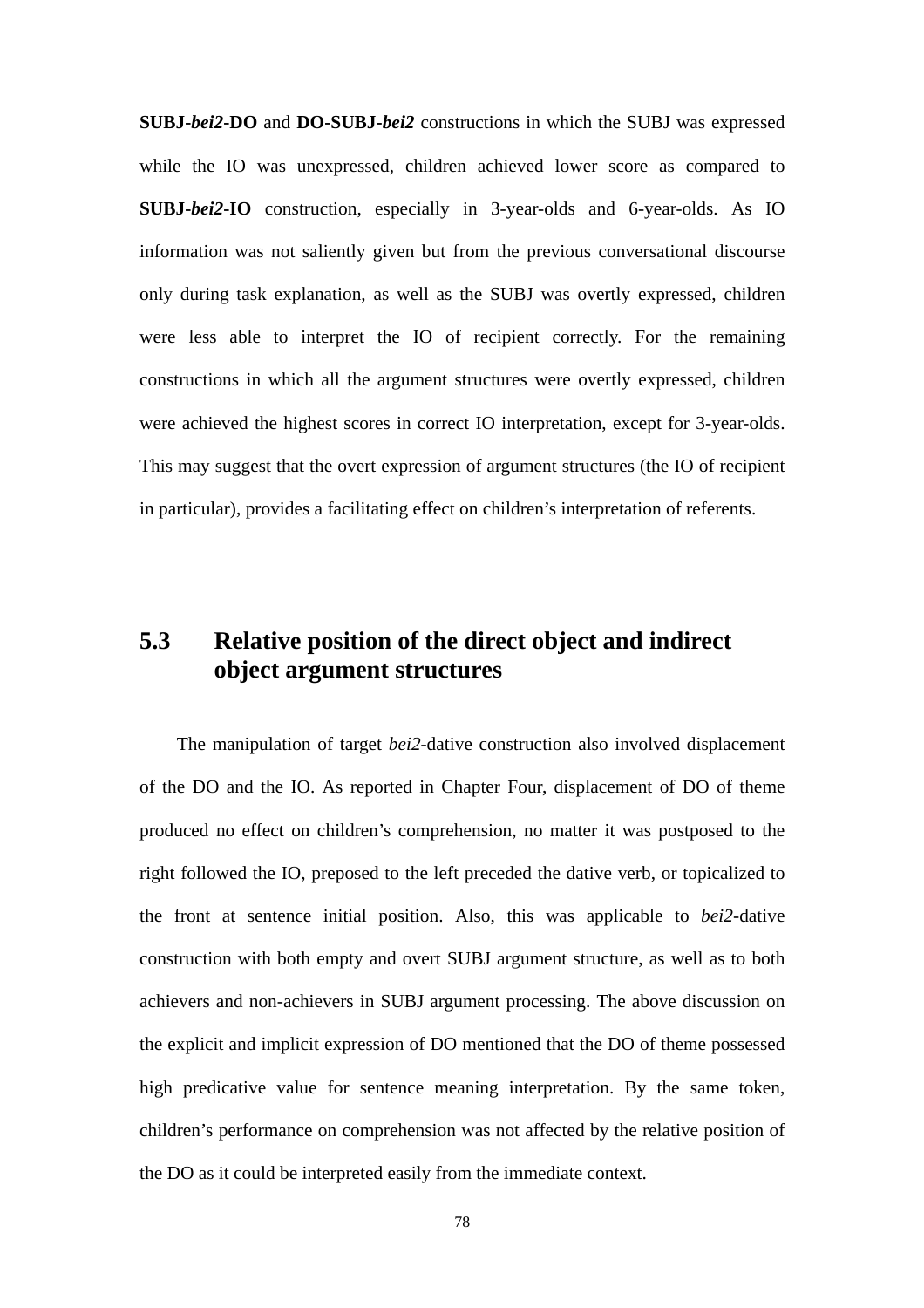**SUBJ-*bei2*-DO** and **DO-SUBJ-*bei2*** constructions in which the SUBJ was expressed while the IO was unexpressed, children achieved lower score as compared to **SUBJ-*bei2*-IO** construction, especially in 3-year-olds and 6-year-olds. As IO information was not saliently given but from the previous conversational discourse only during task explanation, as well as the SUBJ was overtly expressed, children were less able to interpret the IO of recipient correctly. For the remaining constructions in which all the argument structures were overtly expressed, children were achieved the highest scores in correct IO interpretation, except for 3-year-olds. This may suggest that the overt expression of argument structures (the IO of recipient in particular), provides a facilitating effect on children's interpretation of referents.

## 5.3 Relative position of the direct object and indirect object argument structures

The manipulation of target *bei2*-dative construction also involved displacement of the DO and the IO. As reported in Chapter Four, displacement of DO of theme produced no effect on children's comprehension, no matter it was postposed to the right followed the IO, preposed to the left preceded the dative verb, or topicalized to the front at sentence initial position. Also, this was applicable to *bei2*-dative construction with both empty and overt SUBJ argument structure, as well as to both achievers and non-achievers in SUBJ argument processing. The above discussion on the explicit and implicit expression of DO mentioned that the DO of theme possessed high predicative value for sentence meaning interpretation. By the same token, children's performance on comprehension was not affected by the relative position of the DO as it could be interpreted easily from the immediate context.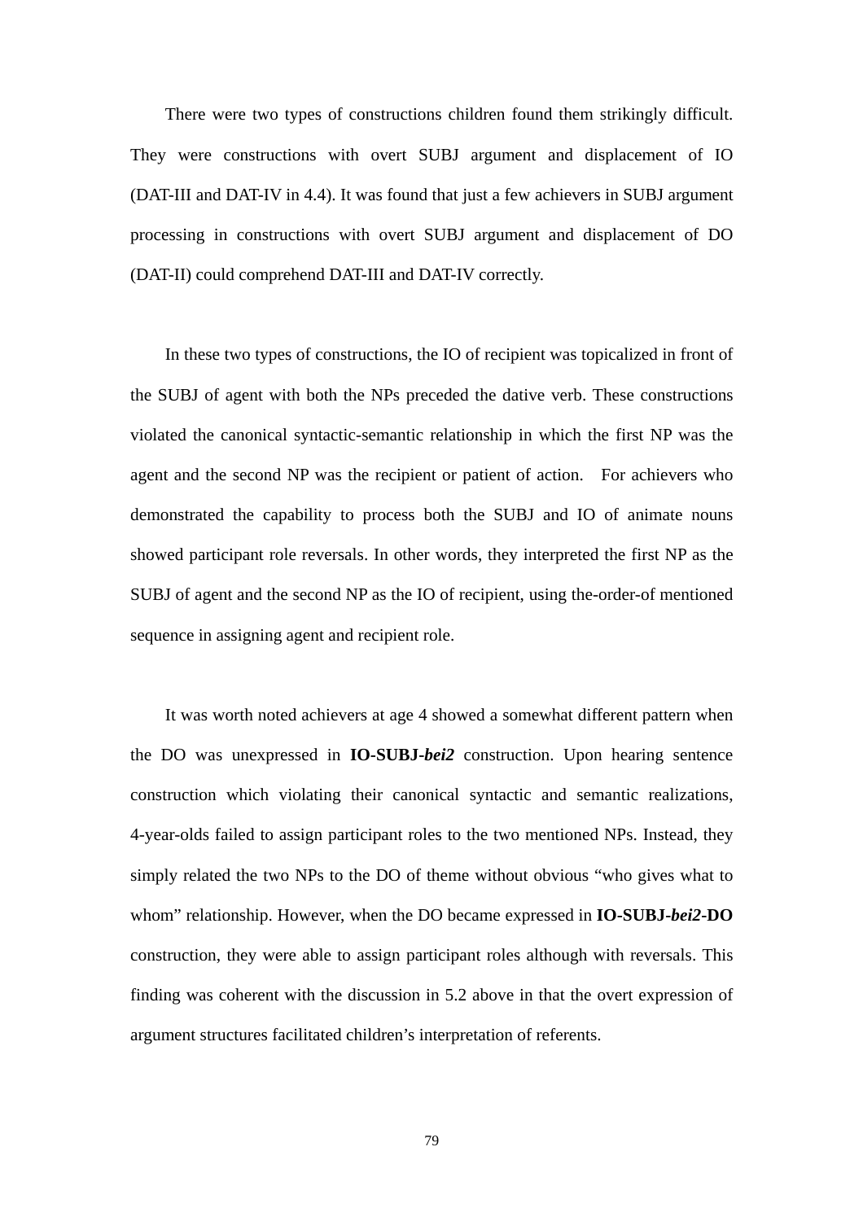There were two types of constructions children found them strikingly difficult. They were constructions with overt SUBJ argument and displacement of IO (DAT-III and DAT-IV in 4.4). It was found that just a few achievers in SUBJ argument processing in constructions with overt SUBJ argument and displacement of DO (DAT-II) could comprehend DAT-III and DAT-IV correctly.

In these two types of constructions, the IO of recipient was topicalized in front of the SUBJ of agent with both the NPs preceded the dative verb. These constructions violated the canonical syntactic-semantic relationship in which the first NP was the agent and the second NP was the recipient or patient of action. For achievers who demonstrated the capability to process both the SUBJ and IO of animate nouns showed participant role reversals. In other words, they interpreted the first NP as the SUBJ of agent and the second NP as the IO of recipient, using the-order-of mentioned sequence in assigning agent and recipient role.

It was worth noted achievers at age 4 showed a somewhat different pattern when the DO was unexpressed in **IO-SUBJ-*bei2*** construction. Upon hearing sentence construction which violating their canonical syntactic and semantic realizations, 4-year-olds failed to assign participant roles to the two mentioned NPs. Instead, they simply related the two NPs to the DO of theme without obvious “who gives what to whom” relationship. However, when the DO became expressed in **IO-SUBJ-*bei2*-DO** construction, they were able to assign participant roles although with reversals. This finding was coherent with the discussion in 5.2 above in that the overt expression of argument structures facilitated children’s interpretation of referents.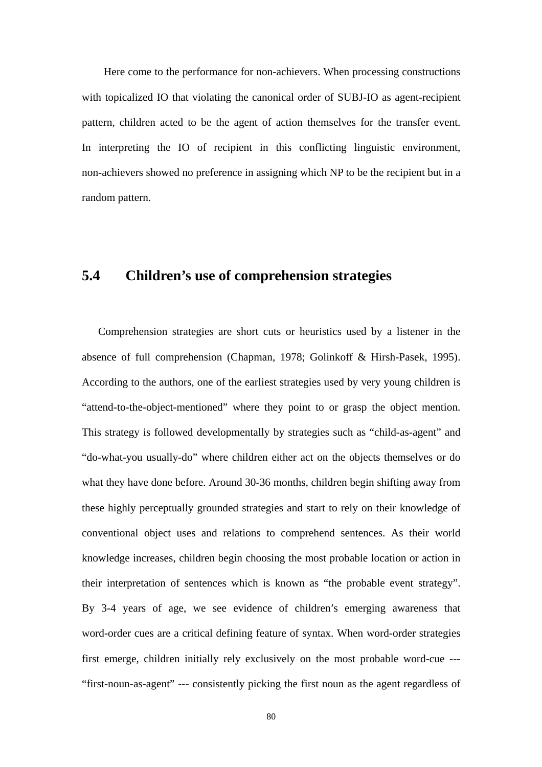Here come to the performance for non-achievers. When processing constructions with topicalized IO that violating the canonical order of SUBJ-IO as agent-recipient pattern, children acted to be the agent of action themselves for the transfer event. In interpreting the IO of recipient in this conflicting linguistic environment, non-achievers showed no preference in assigning which NP to be the recipient but in a random pattern.

## 5.4 Children's use of comprehension strategies

Comprehension strategies are short cuts or heuristics used by a listener in the absence of full comprehension (Chapman, 1978; Golinkoff & Hirsh-Pasek, 1995). According to the authors, one of the earliest strategies used by very young children is "attend-to-the-object-mentioned" where they point to or grasp the object mention. This strategy is followed developmentally by strategies such as "child-as-agent" and "do-what-you usually-do" where children either act on the objects themselves or do what they have done before. Around 30-36 months, children begin shifting away from these highly perceptually grounded strategies and start to rely on their knowledge of conventional object uses and relations to comprehend sentences. As their world knowledge increases, children begin choosing the most probable location or action in their interpretation of sentences which is known as "the probable event strategy". By 3-4 years of age, we see evidence of children's emerging awareness that word-order cues are a critical defining feature of syntax. When word-order strategies first emerge, children initially rely exclusively on the most probable word-cue --- "first-noun-as-agent" --- consistently picking the first noun as the agent regardless of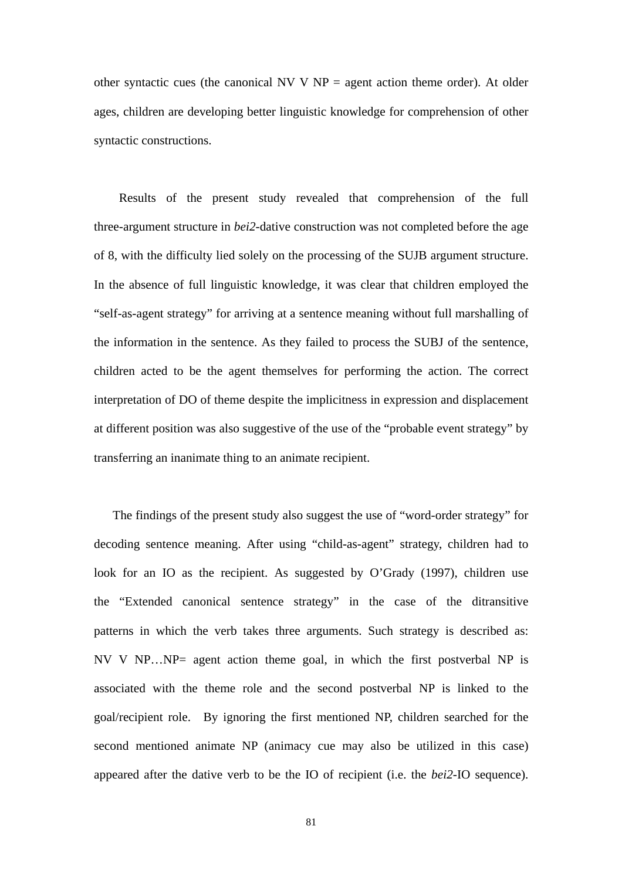other syntactic cues (the canonical NV V NP = agent action theme order). At older ages, children are developing better linguistic knowledge for comprehension of other syntactic constructions.

Results of the present study revealed that comprehension of the full three-argument structure in *bei2*-dative construction was not completed before the age of 8, with the difficulty lied solely on the processing of the SUJB argument structure. In the absence of full linguistic knowledge, it was clear that children employed the "self-as-agent strategy" for arriving at a sentence meaning without full marshalling of the information in the sentence. As they failed to process the SUBJ of the sentence, children acted to be the agent themselves for performing the action. The correct interpretation of DO of theme despite the implicitness in expression and displacement at different position was also suggestive of the use of the "probable event strategy" by transferring an inanimate thing to an animate recipient.

The findings of the present study also suggest the use of "word-order strategy" for decoding sentence meaning. After using "child-as-agent" strategy, children had to look for an IO as the recipient. As suggested by O'Grady (1997), children use the "Extended canonical sentence strategy" in the case of the ditransitive patterns in which the verb takes three arguments. Such strategy is described as: NV V NP…NP= agent action theme goal, in which the first postverbal NP is associated with the theme role and the second postverbal NP is linked to the goal/recipient role. By ignoring the first mentioned NP, children searched for the second mentioned animate NP (animacy cue may also be utilized in this case) appeared after the dative verb to be the IO of recipient (i.e. the *bei2*-IO sequence).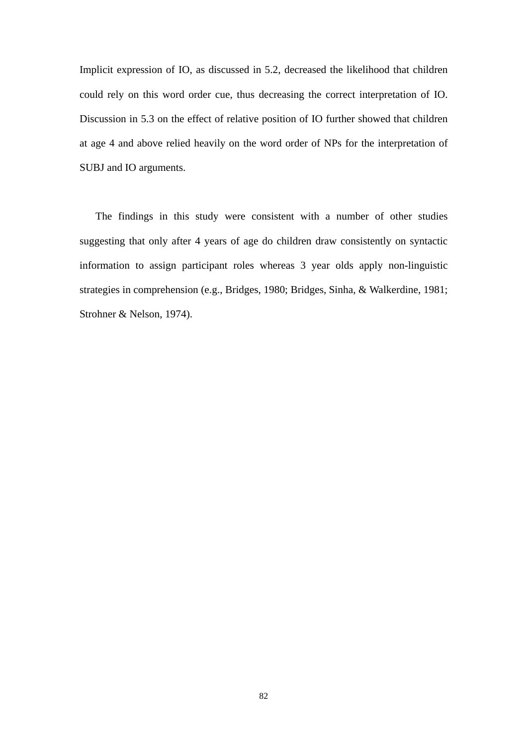Implicit expression of IO, as discussed in 5.2, decreased the likelihood that children could rely on this word order cue, thus decreasing the correct interpretation of IO. Discussion in 5.3 on the effect of relative position of IO further showed that children at age 4 and above relied heavily on the word order of NPs for the interpretation of SUBJ and IO arguments.

The findings in this study were consistent with a number of other studies suggesting that only after 4 years of age do children draw consistently on syntactic information to assign participant roles whereas 3 year olds apply non-linguistic strategies in comprehension (e.g., Bridges, 1980; Bridges, Sinha, & Walkerdine, 1981; Strohner & Nelson, 1974).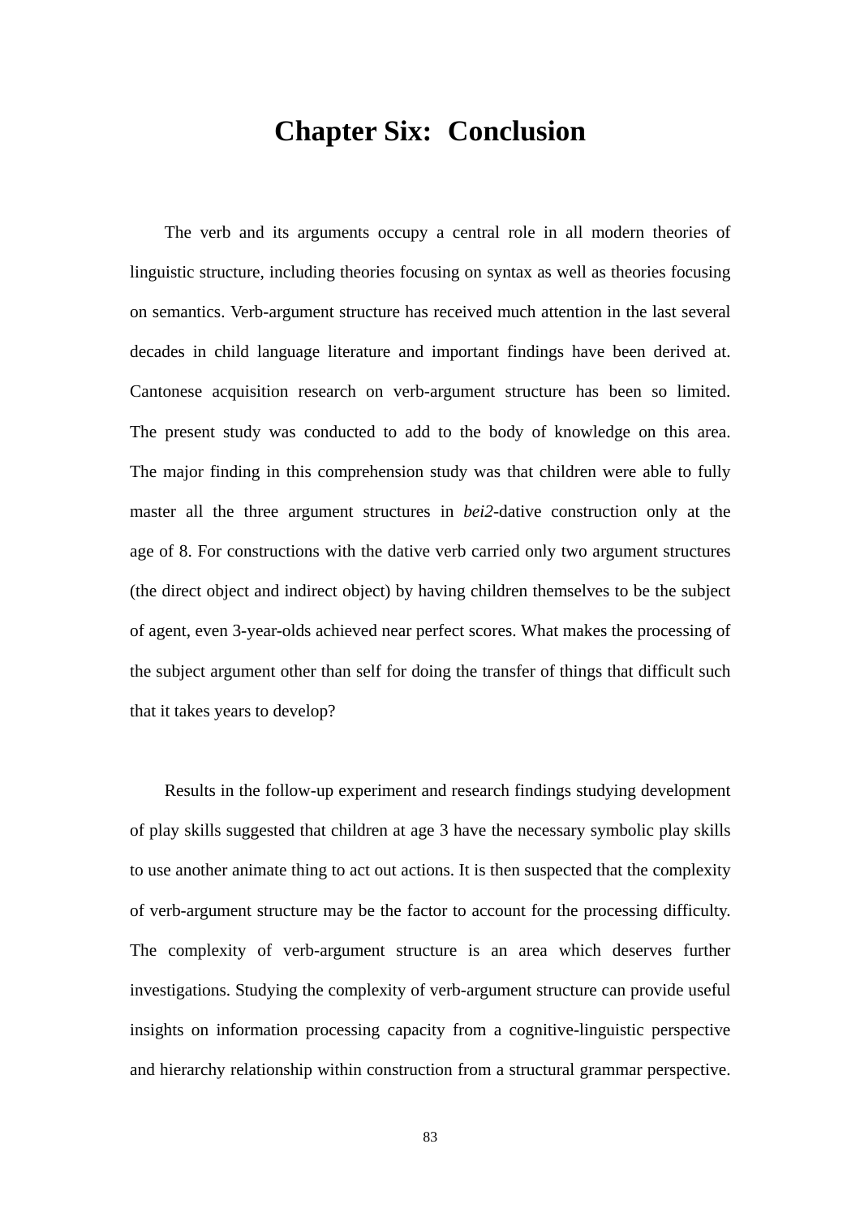# Chapter Six: Conclusion

The verb and its arguments occupy a central role in all modern theories of linguistic structure, including theories focusing on syntax as well as theories focusing on semantics. Verb-argument structure has received much attention in the last several decades in child language literature and important findings have been derived at. Cantonese acquisition research on verb-argument structure has been so limited. The present study was conducted to add to the body of knowledge on this area. The major finding in this comprehension study was that children were able to fully master all the three argument structures in *bei2*-dative construction only at the age of 8. For constructions with the dative verb carried only two argument structures (the direct object and indirect object) by having children themselves to be the subject of agent, even 3-year-olds achieved near perfect scores. What makes the processing of the subject argument other than self for doing the transfer of things that difficult such that it takes years to develop?

Results in the follow-up experiment and research findings studying development of play skills suggested that children at age 3 have the necessary symbolic play skills to use another animate thing to act out actions. It is then suspected that the complexity of verb-argument structure may be the factor to account for the processing difficulty. The complexity of verb-argument structure is an area which deserves further investigations. Studying the complexity of verb-argument structure can provide useful insights on information processing capacity from a cognitive-linguistic perspective and hierarchy relationship within construction from a structural grammar perspective.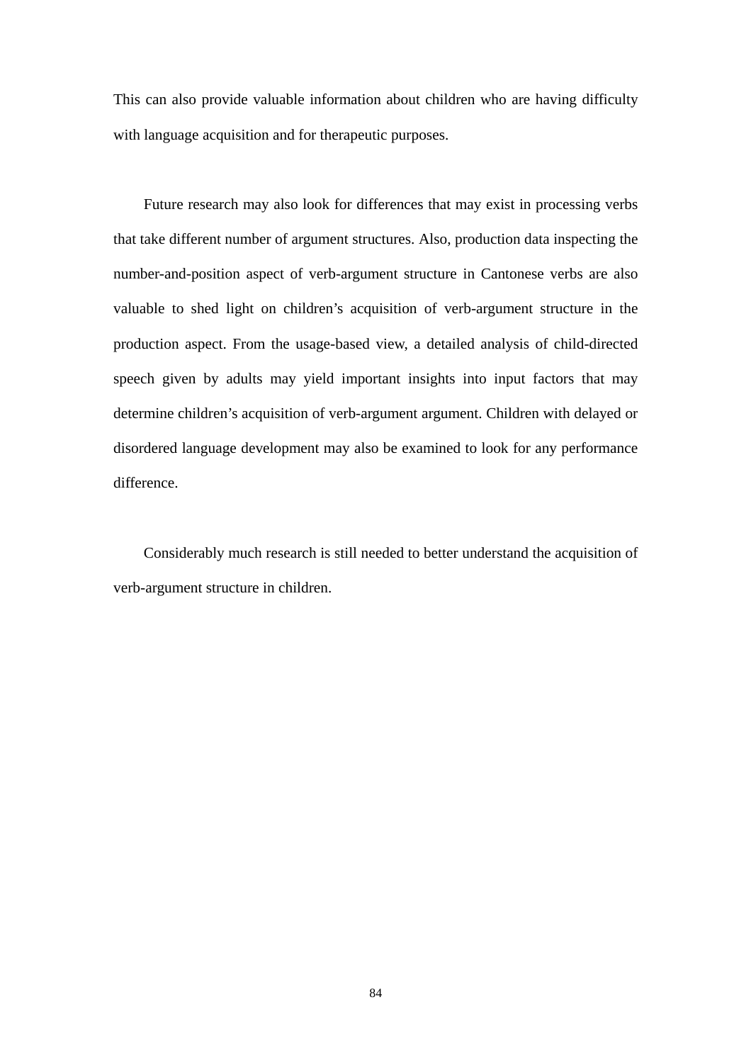This can also provide valuable information about children who are having difficulty with language acquisition and for therapeutic purposes.

Future research may also look for differences that may exist in processing verbs that take different number of argument structures. Also, production data inspecting the number-and-position aspect of verb-argument structure in Cantonese verbs are also valuable to shed light on children's acquisition of verb-argument structure in the production aspect. From the usage-based view, a detailed analysis of child-directed speech given by adults may yield important insights into input factors that may determine children's acquisition of verb-argument argument. Children with delayed or disordered language development may also be examined to look for any performance difference.

Considerably much research is still needed to better understand the acquisition of verb-argument structure in children.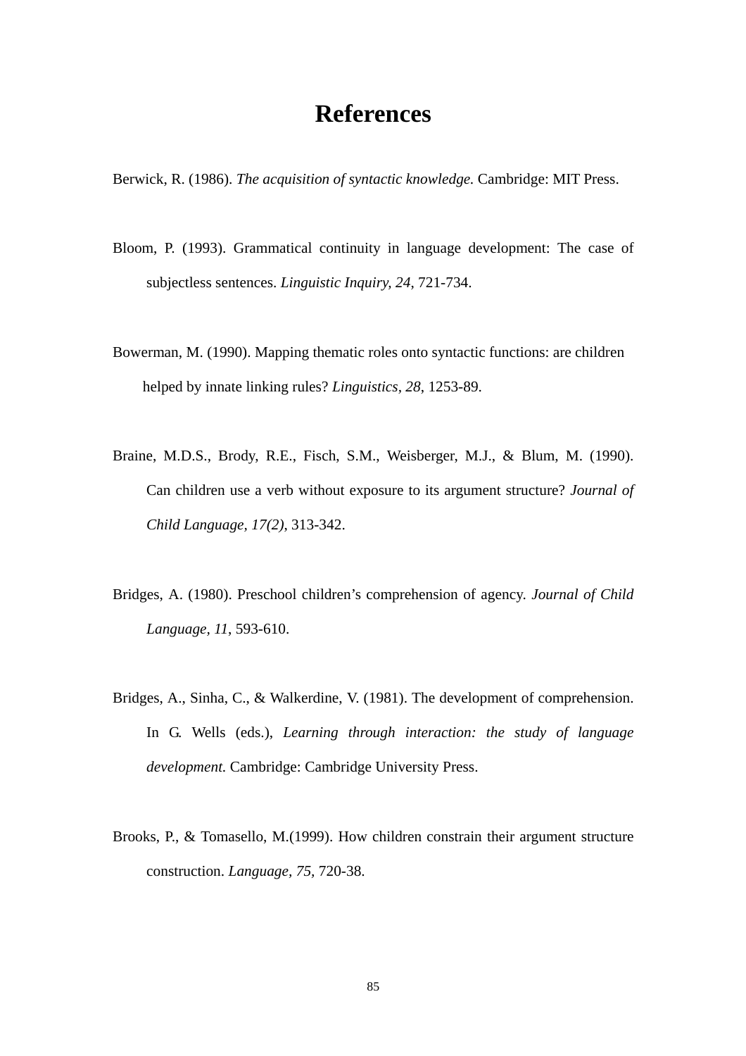# References

Berwick, R. (1986). *The acquisition of syntactic knowledge.* Cambridge: MIT Press.

Bloom, P. (1993). Grammatical continuity in language development: The case of subjectless sentences. *Linguistic Inquiry, 24*, 721-734.

Bowerman, M. (1990). Mapping thematic roles onto syntactic functions: are children helped by innate linking rules? *Linguistics, 28*, 1253-89.

Braine, M.D.S., Brody, R.E., Fisch, S.M., Weisberger, M.J., & Blum, M. (1990). Can children use a verb without exposure to its argument structure? *Journal of Child Language, 17(2)*, 313-342.

Bridges, A. (1980). Preschool children's comprehension of agency. *Journal of Child Language, 11*, 593-610.

Bridges, A., Sinha, C., & Walkerdine, V. (1981). The development of comprehension. In G. Wells (eds.), *Learning through interaction: the study of language development.* Cambridge: Cambridge University Press.

Brooks, P., & Tomasello, M.(1999). How children constrain their argument structure construction. *Language, 75,* 720-38.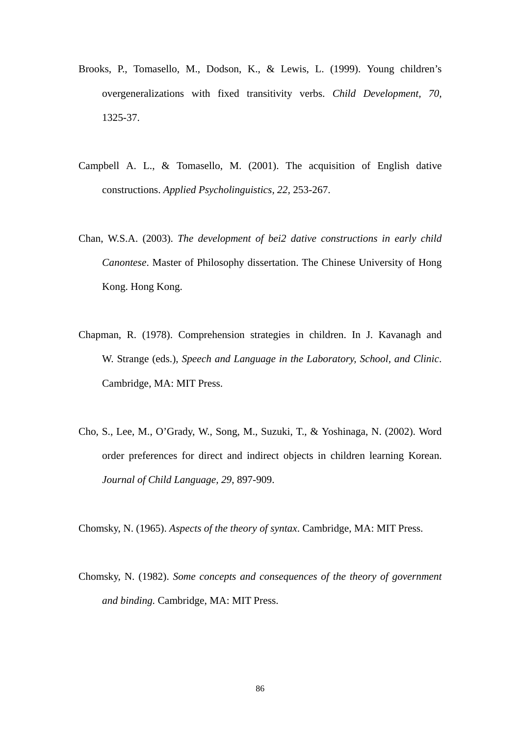Brooks, P., Tomasello, M., Dodson, K., & Lewis, L. (1999). Young children's overgeneralizations with fixed transitivity verbs. *Child Development, 70*, 1325-37.

Campbell A. L., & Tomasello, M. (2001). The acquisition of English dative constructions. *Applied Psycholinguistics, 22*, 253-267.

Chan, W.S.A. (2003). *The development of bei2 dative constructions in early child Canontese*. Master of Philosophy dissertation. The Chinese University of Hong Kong. Hong Kong.

Chapman, R. (1978). Comprehension strategies in children. In J. Kavanagh and W. Strange (eds.), *Speech and Language in the Laboratory, School, and Clinic*. Cambridge, MA: MIT Press.

Cho, S., Lee, M., O'Grady, W., Song, M., Suzuki, T., & Yoshinaga, N. (2002). Word order preferences for direct and indirect objects in children learning Korean. *Journal of Child Language, 29*, 897-909.

Chomsky, N. (1965). *Aspects of the theory of syntax*. Cambridge, MA: MIT Press.

Chomsky, N. (1982). *Some concepts and consequences of the theory of government and binding.* Cambridge, MA: MIT Press.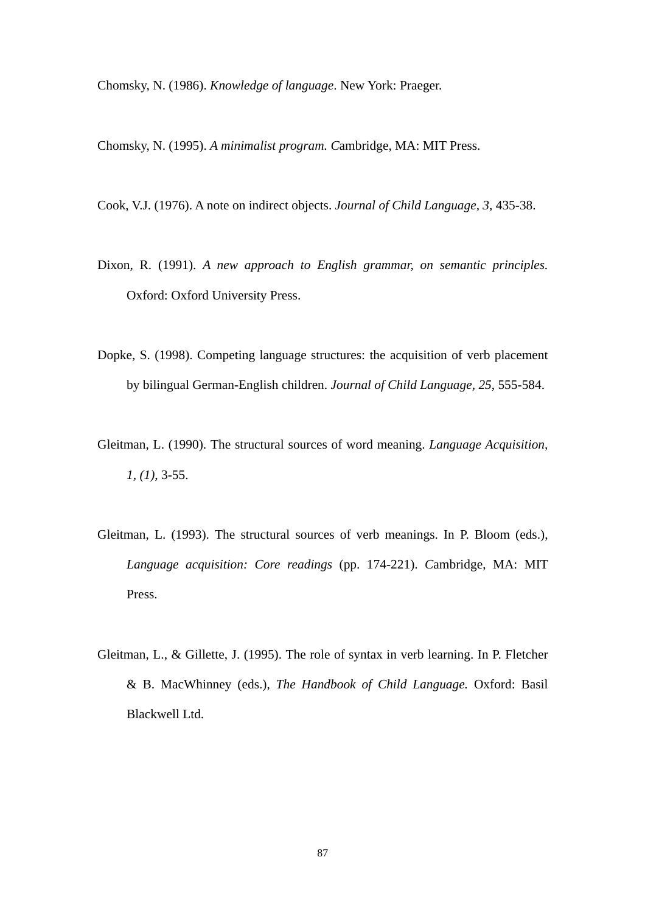Chomsky, N. (1986). *Knowledge of language*. New York: Praeger.

Chomsky, N. (1995). *A minimalist program. C*ambridge, MA: MIT Press.

Cook, V.J. (1976). A note on indirect objects. *Journal of Child Language, 3*, 435-38.

Dixon, R. (1991). *A new approach to English grammar, on semantic principles.* Oxford: Oxford University Press.

Dopke, S. (1998). Competing language structures: the acquisition of verb placement by bilingual German-English children. *Journal of Child Language*, *25*, 555-584.

Gleitman, L. (1990). The structural sources of word meaning. *Language Acquisition*, *1*, *(1)*, 3-55.

Gleitman, L. (1993). The structural sources of verb meanings. In P. Bloom (eds.), *Language acquisition: Core readings* (pp. 174-221). *C*ambridge, MA: MIT Press.

Gleitman, L., & Gillette, J. (1995). The role of syntax in verb learning. In P. Fletcher & B. MacWhinney (eds.), *The Handbook of Child Language.* Oxford: Basil Blackwell Ltd.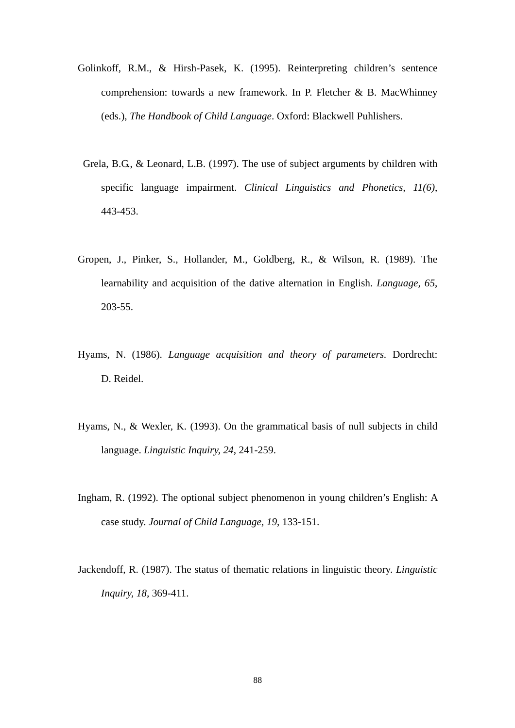Golinkoff, R.M., & Hirsh-Pasek, K. (1995). Reinterpreting children's sentence comprehension: towards a new framework. In P. Fletcher & B. MacWhinney (eds.), *The Handbook of Child Language*. Oxford: Blackwell Puhlishers.

Grela, B.G.., & Leonard, L.B. (1997). The use of subject arguments by children with specific language impairment. *Clinical Linguistics and Phonetics, 11(6)*, 443-453.

Gropen, J., Pinker, S., Hollander, M., Goldberg, R., & Wilson, R. (1989). The learnability and acquisition of the dative alternation in English. *Language, 65*, 203-55.

Hyams, N. (1986). *Language acquisition and theory of parameters.* Dordrecht: D. Reidel.

Hyams, N., & Wexler, K. (1993). On the grammatical basis of null subjects in child language. *Linguistic Inquiry, 24*, 241-259.

Ingham, R. (1992). The optional subject phenomenon in young children's English: A case study. *Journal of Child Language, 19*, 133-151.

Jackendoff, R. (1987). The status of thematic relations in linguistic theory. *Linguistic Inquiry, 18*, 369-411.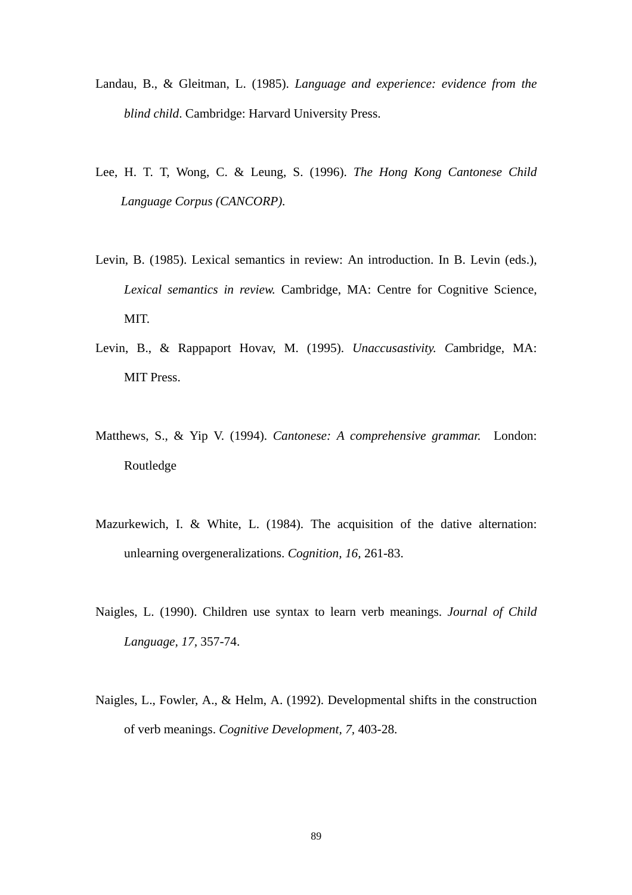Landau, B., & Gleitman, L. (1985). *Language and experience: evidence from the blind child*. Cambridge: Harvard University Press.

Lee, H. T. T, Wong, C. & Leung, S. (1996). *The Hong Kong Cantonese Child Language Corpus (CANCORP).*

Levin, B. (1985). Lexical semantics in review: An introduction. In B. Levin (eds.), *Lexical semantics in review.* Cambridge, MA: Centre for Cognitive Science, MIT.

Levin, B., & Rappaport Hovav, M. (1995). *Unaccusativity. C*ambridge, MA: MIT Press.

Matthews, S., & Yip V. (1994). *Cantonese: A comprehensive grammar.* London: Routledge

Mazurkewich, I. & White, L. (1984). The acquisition of the dative alternation: unlearning overgeneralizations. *Cognition, 16,* 261-83.

Naigles, L. (1990). Children use syntax to learn verb meanings. *Journal of Child Language, 17,* 357-74.

Naigles, L., Fowler, A., & Helm, A. (1992). Developmental shifts in the construction of verb meanings. *Cognitive Development, 7,* 403-28.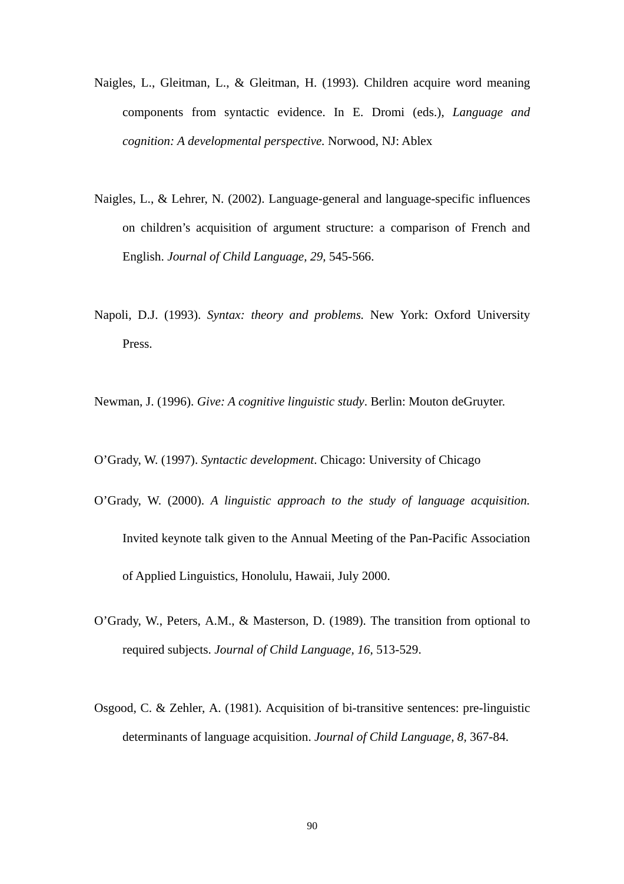Naigles, L., Gleitman, L., & Gleitman, H. (1993). Children acquire word meaning components from syntactic evidence. In E. Dromi (eds.), *Language and cognition: A developmental perspective.* Norwood, NJ: Ablex

Naigles, L., & Lehrer, N. (2002). Language-general and language-specific influences on children's acquisition of argument structure: a comparison of French and English. *Journal of Child Language, 29,* 545-566.

Napoli, D.J. (1993). *Syntax: theory and problems.* New York: Oxford University Press.

Newman, J. (1996). *Give: A cognitive linguistic study*. Berlin: Mouton deGruyter.

O'Grady, W. (1997). *Syntactic development*. Chicago: University of Chicago

O'Grady, W. (2000). *A linguistic approach to the study of language acquisition.* Invited keynote talk given to the Annual Meeting of the Pan-Pacific Association of Applied Linguistics, Honolulu, Hawaii, July 2000.

O'Grady, W., Peters, A.M., & Masterson, D. (1989). The transition from optional to required subjects. *Journal of Child Language, 16,* 513-529.

Osgood, C. & Zehler, A. (1981). Acquisition of bi-transitive sentences: pre-linguistic determinants of language acquisition. *Journal of Child Language, 8,* 367-84.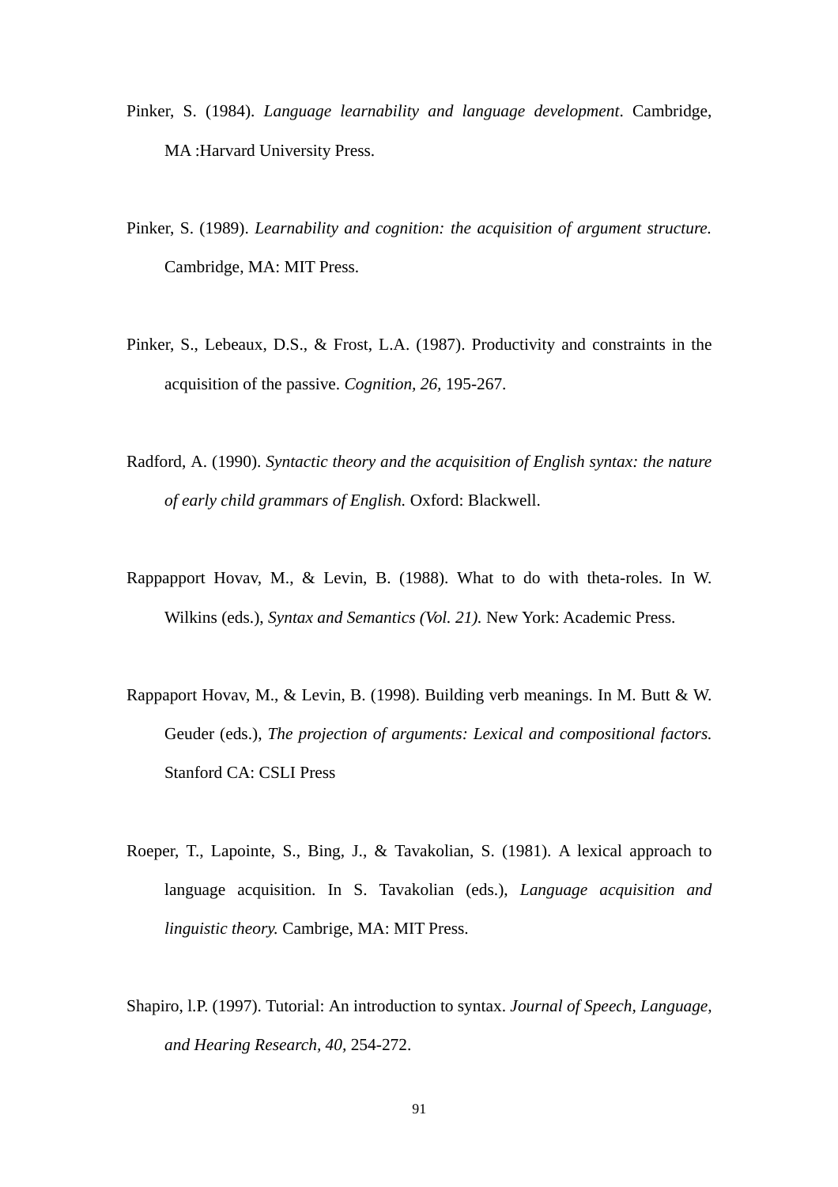Pinker, S. (1984). *Language learnability and language development*. Cambridge, MA :Harvard University Press.

Pinker, S. (1989). *Learnability and cognition: the acquisition of argument structure.* Cambridge, MA: MIT Press.

Pinker, S., Lebeaux, D.S., & Frost, L.A. (1987). Productivity and constraints in the acquisition of the passive. *Cognition, 26*, 195-267.

Radford, A. (1990). *Syntactic theory and the acquisition of English syntax: the nature of early child grammars of English.* Oxford: Blackwell.

Rappapport Hovav, M., & Levin, B. (1988). What to do with theta-roles. In W. Wilkins (eds.), *Syntax and Semantics (Vol. 21).* New York: Academic Press.

Rappaport Hovav, M., & Levin, B. (1998). Building verb meanings. In M. Butt & W. Geuder (eds.), *The projection of arguments: Lexical and compositional factors.* Stanford CA: CSLI Press

Roeper, T., Lapointe, S., Bing, J., & Tavakolian, S. (1981). A lexical approach to language acquisition. In S. Tavakolian (eds.), *Language acquisition and linguistic theory.* Cambrige, MA: MIT Press.

Shapiro, l.P. (1997). Tutorial: An introduction to syntax. *Journal of Speech, Language, and Hearing Research, 40*, 254-272.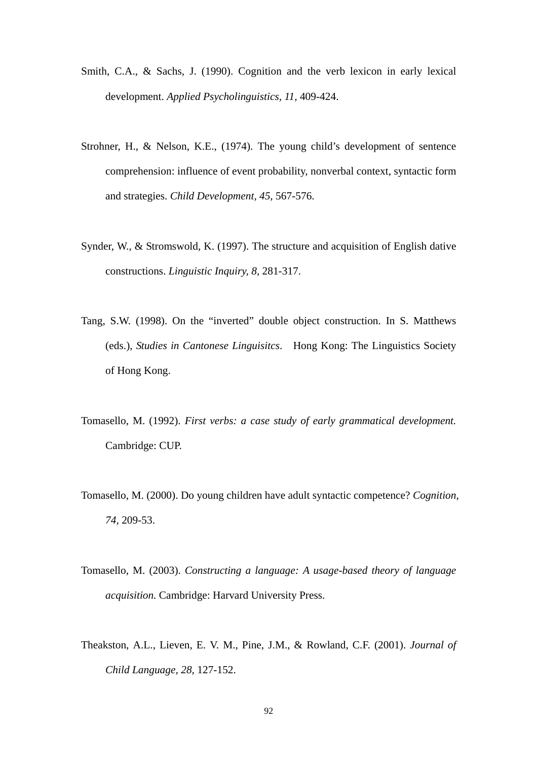Smith, C.A., & Sachs, J. (1990). Cognition and the verb lexicon in early lexical development. *Applied Psycholinguistics, 11,* 409-424.

Strohner, H., & Nelson, K.E., (1974). The young child's development of sentence comprehension: influence of event probability, nonverbal context, syntactic form and strategies. *Child Development, 45,* 567-576.

Synder, W., & Stromswold, K. (1997). The structure and acquisition of English dative constructions. *Linguistic Inquiry, 8*, 281-317.

Tang, S.W. (1998). On the "inverted" double object construction. In S. Matthews (eds.), *Studies in Cantonese Linguisitcs*. Hong Kong: The Linguistics Society of Hong Kong.

Tomasello, M. (1992). *First verbs: a case study of early grammatical development.* Cambridge: CUP.

Tomasello, M. (2000). Do young children have adult syntactic competence? *Cognition, 74*, 209-53.

Tomasello, M. (2003). *Constructing a language: A usage-based theory of language acquisition.* Cambridge: Harvard University Press.

Theakston, A.L., Lieven, E. V. M., Pine, J.M., & Rowland, C.F. (2001). *Journal of Child Language, 28,* 127-152.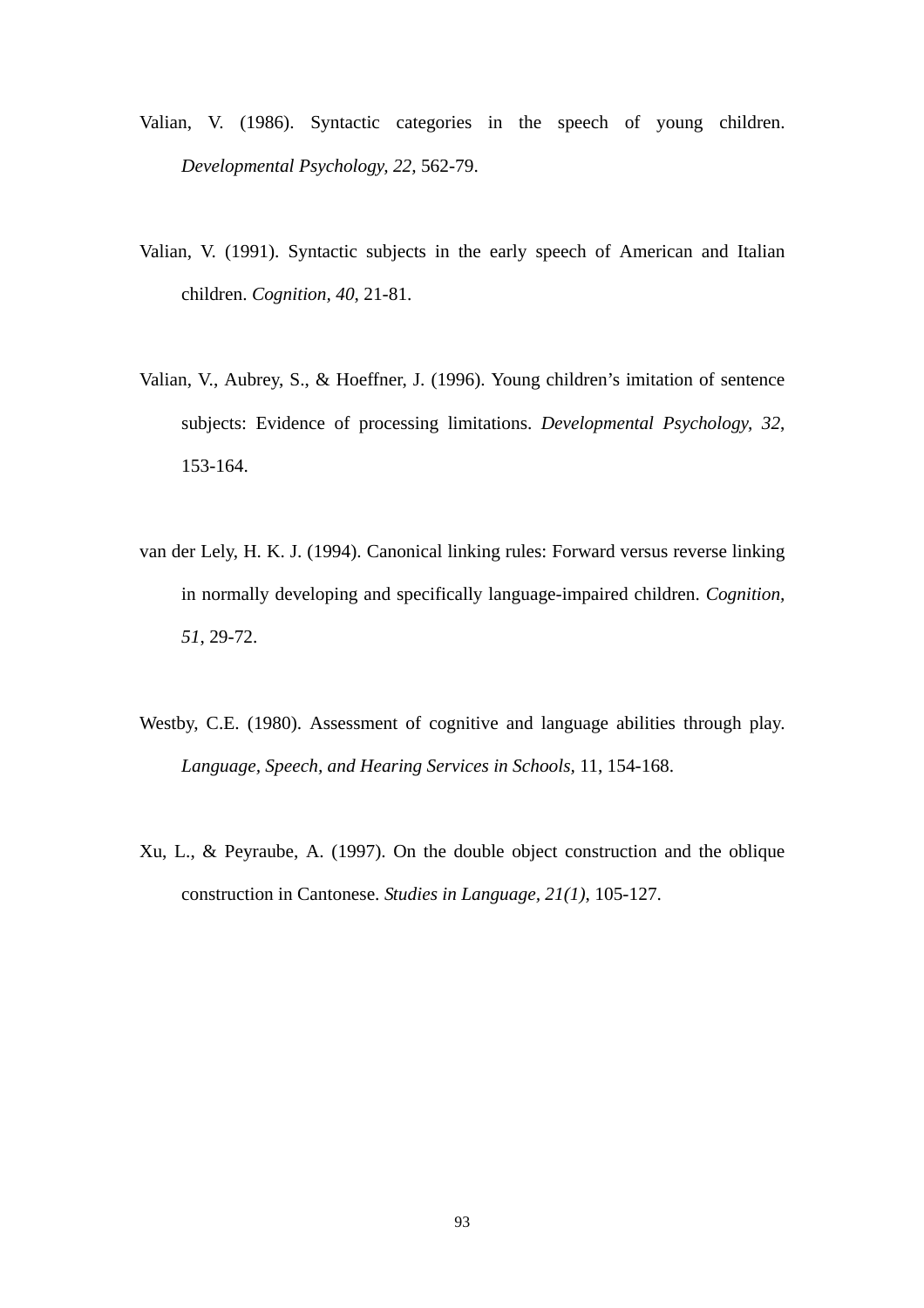Valian, V. (1986). Syntactic categories in the speech of young children. *Developmental Psychology, 22,* 562-79.

Valian, V. (1991). Syntactic subjects in the early speech of American and Italian children. *Cognition, 40*, 21-81.

Valian, V., Aubrey, S., & Hoeffner, J. (1996). Young children's imitation of sentence subjects: Evidence of processing limitations. *Developmental Psychology, 32*, 153-164.

van der Lely, H. K. J. (1994). Canonical linking rules: Forward versus reverse linking in normally developing and specifically language-impaired children. *Cognition*, *51*, 29-72.

Westby, C.E. (1980). Assessment of cognitive and language abilities through play. *Language, Speech, and Hearing Services in Schools,* 11, 154-168.

Xu, L., & Peyraube, A. (1997). On the double object construction and the oblique construction in Cantonese. *Studies in Language, 21(1)*, 105-127.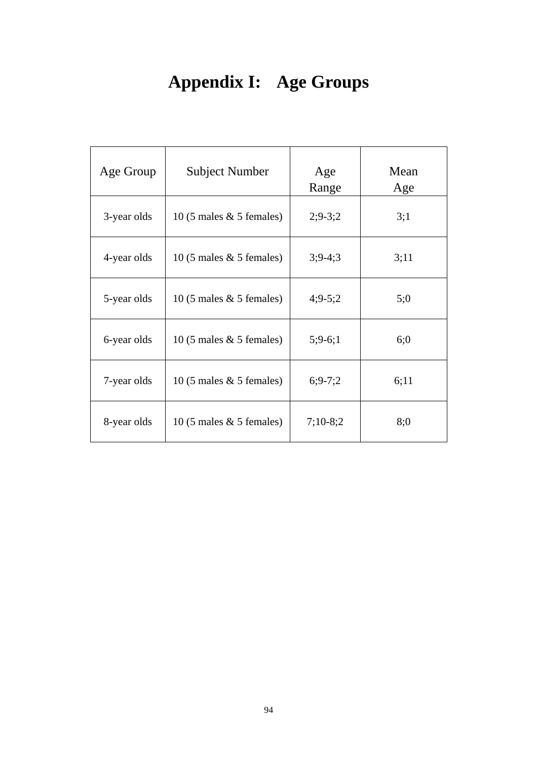# Appendix I: Age Groups

| Age Group | Subject Number | Age Range | Mean Age |
|---|---|---|---|
| 3-year olds | 10 (5 males & 5 females) | 2;9-3;2 | 3;1 |
| 4-year olds | 10 (5 males & 5 females) | 3;9-4;3 | 3;11 |
| 5-year olds | 10 (5 males & 5 females) | 4;9-5;2 | 5;0 |
| 6-year olds | 10 (5 males & 5 females) | 5;9-6;1 | 6;0 |
| 7-year olds | 10 (5 males & 5 females) | 6;9-7;2 | 6;11 |
| 8-year olds | 10 (5 males & 5 females) | 7;10-8;2 | 8;0 |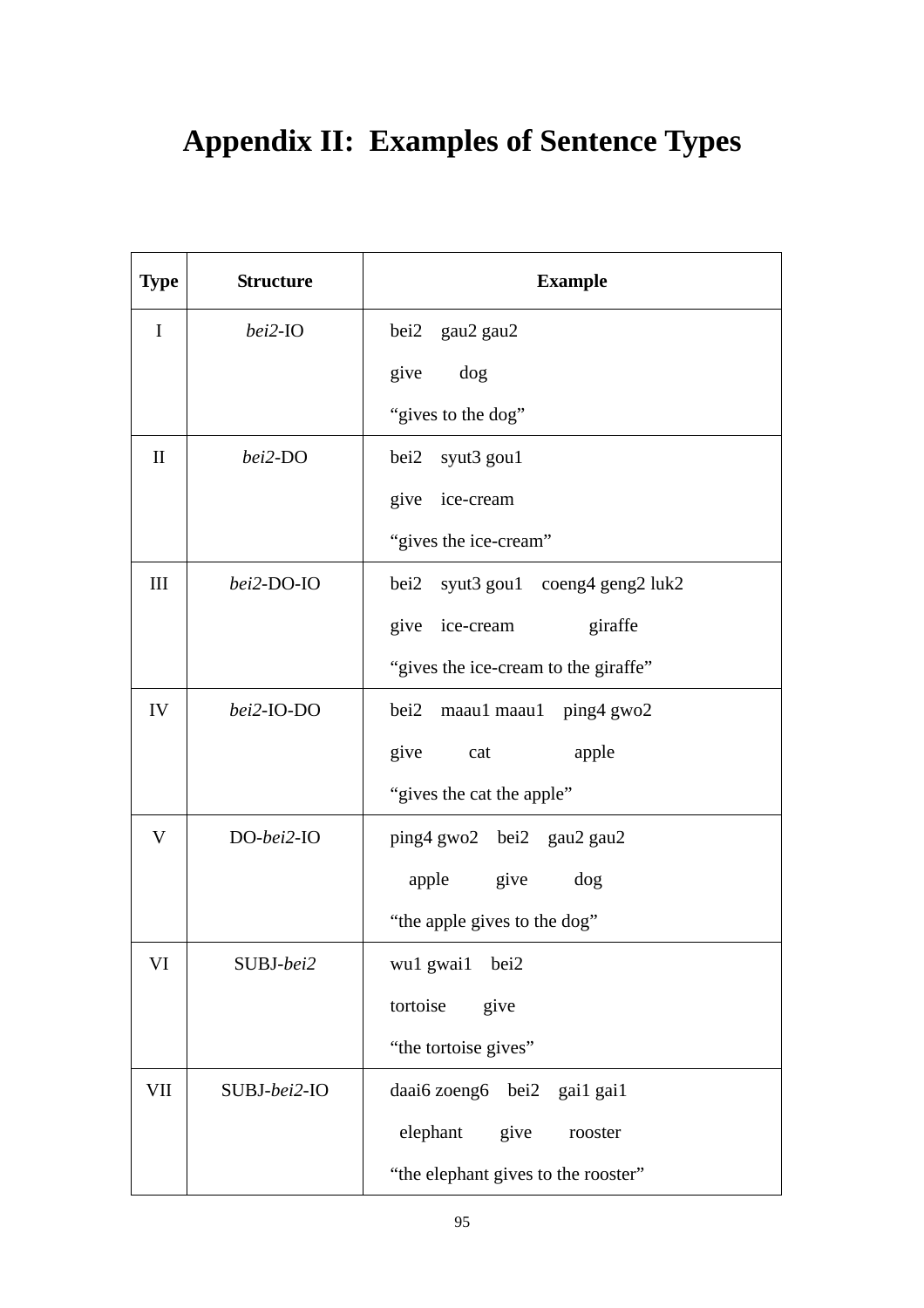# Appendix II: Examples of Sentence Types

| Type | Structure | Example |
|---|---|---|
| I | *bei2*-IO | bei2 gau2 gau2<br>give dog<br>"gives to the dog" |
| II | *bei2*-DO | bei2 syut3 gou1<br>give ice-cream<br>"gives the ice-cream" |
| III | *bei2*-DO-IO | bei2 syut3 gou1 coeng4 geng2 luk2<br>give ice-cream giraffe<br>"gives the ice-cream to the giraffe" |
| IV | *bei2*-IO-DO | bei2 maau1 maau1 ping4 gwo2<br>give cat apple<br>"gives the cat the apple" |
| V | DO-*bei2*-IO | ping4 gwo2 bei2 gau2 gau2<br>apple give dog<br>"the apple gives to the dog" |
| VI | SUBJ-*bei2* | wu1 gwai1 bei2<br>tortoise give<br>"the tortoise gives" |
| VII | SUBJ-*bei2*-IO | daai6 zoeng6 bei2 gai1 gai1<br>elephant give rooster<br>"the elephant gives to the rooster" |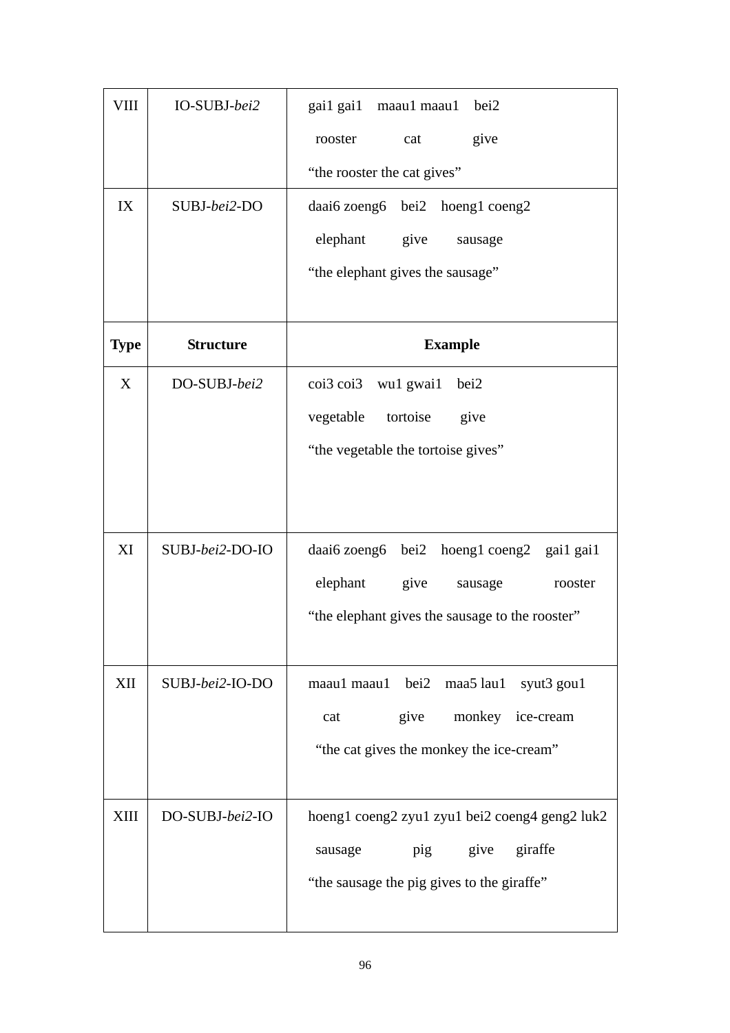| Type | Structure | Example |
|---|---|---|
| VIII | IO-SUBJ-*bei2* | gai1 gai1 maau1 maau1 bei2<br>rooster cat give<br>"the rooster the cat gives" |
| IX | SUBJ-*bei2*-DO | daai6 zoeng6 bei2 hoeng1 coeng2<br>elephant give sausage<br>"the elephant gives the sausage" |
| X | DO-SUBJ-*bei2* | coi3 coi3 wu1 gwai1 bei2<br>vegetable tortoise give<br>"the vegetable the tortoise gives" |
| XI | SUBJ-*bei2*-DO-IO | daai6 zoeng6 bei2 hoeng1 coeng2 gai1 gai1<br>elephant give sausage rooster<br>"the elephant gives the sausage to the rooster" |
| XII | SUBJ-*bei2*-IO-DO | maau1 maau1 bei2 maa5 lau1 syut3 gou1<br>cat give monkey ice-cream<br>"the cat gives the monkey the ice-cream" |
| XIII | DO-SUBJ-*bei2*-IO | hoeng1 coeng2 zyu1 zyu1 bei2 coeng4 geng2 luk2<br>sausage pig give giraffe<br>"the sausage the pig gives to the giraffe" |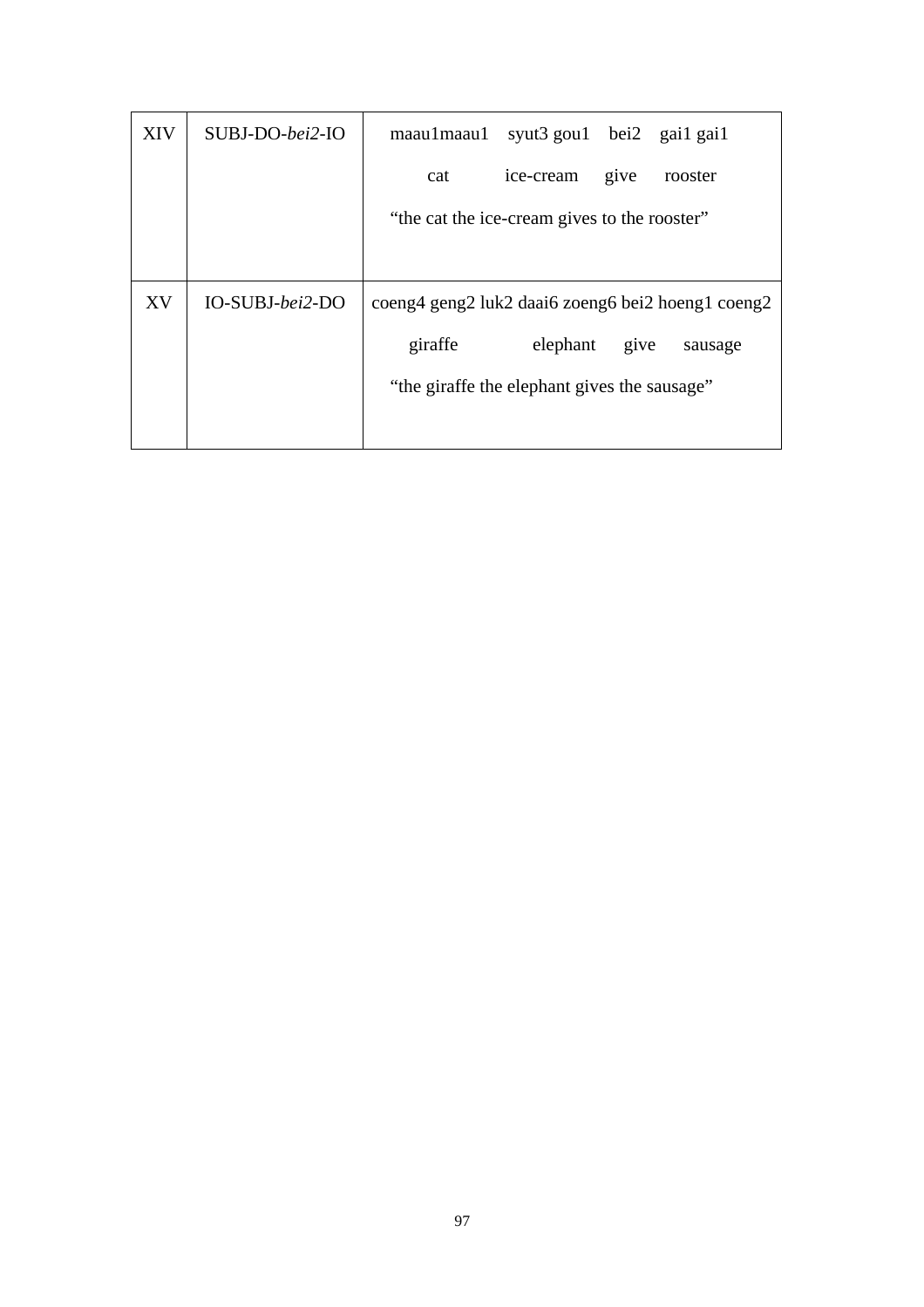| XIV | SUBJ-DO-*bei2*-IO | maau1maau1 syut3 gou1 bei2 gai1 gai1<br>cat ice-cream give rooster<br>“the cat the ice-cream gives to the rooster” |
|---|---|---|
| XV | IO-SUBJ-*bei2*-DO | coeng4 geng2 luk2 daai6 zoeng6 bei2 hoeng1 coeng2<br>giraffe elephant give sausage<br>“the giraffe the elephant gives the sausage” |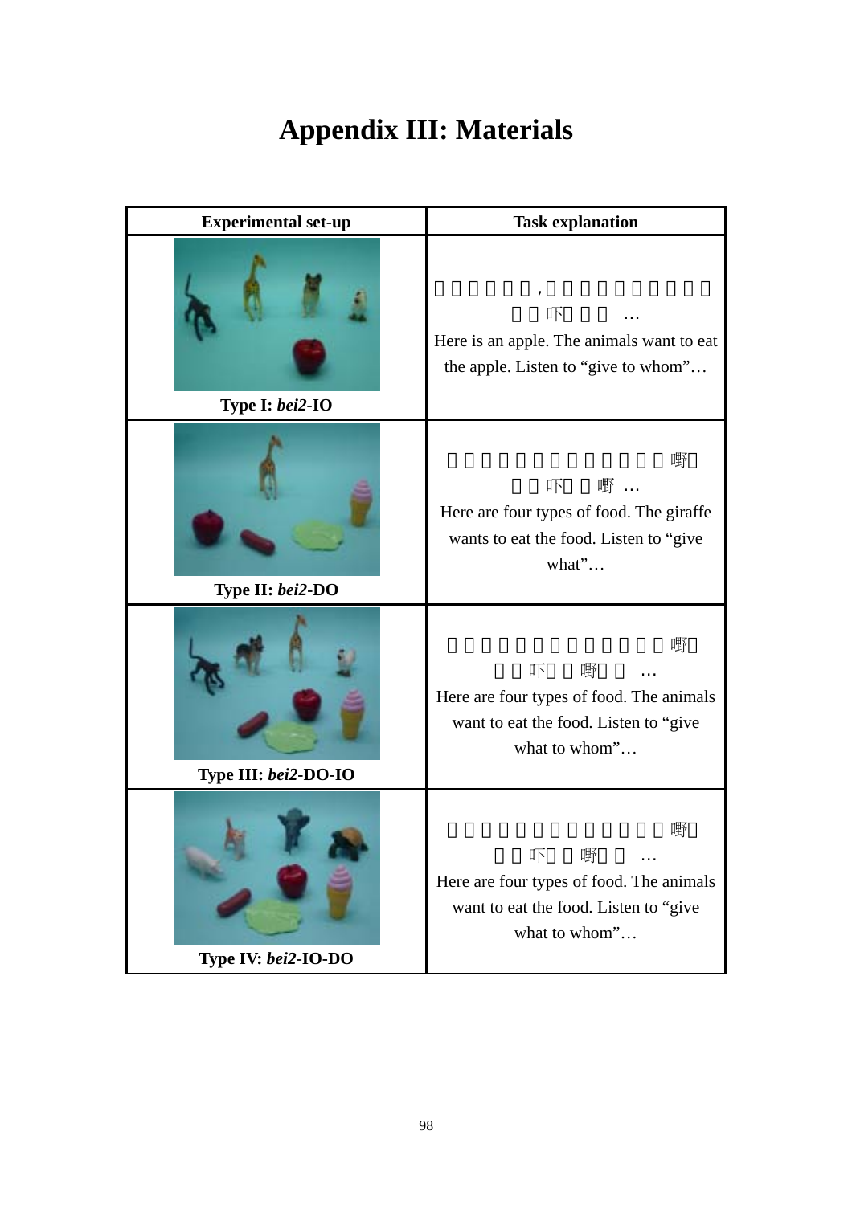# Appendix III: Materials

| Experimental set-up | Task explanation |
|---|---|
| Type I: ***bei2*-IO** | □□□□□□,□□□□□□□□□□ □□吓□□□ … Here is an apple. The animals want to eat the apple. Listen to "give to whom"… |
| Type II: ***bei2*-DO** | □□□□□□□□□□□□□□嘢□ □□吓□□嘢 … Here are four types of food. The giraffe wants to eat the food. Listen to "give what"… |
| Type III: ***bei2*-DO-IO** | □□□□□□□□□□□□□□嘢□ □□吓□□嘢□□ … Here are four types of food. The animals want to eat the food. Listen to "give what to whom"… |
| Type IV: ***bei2*-IO-DO** | □□□□□□□□□□□□□□嘢□ □□吓□□嘢□□ … Here are four types of food. The animals want to eat the food. Listen to "give what to whom"… |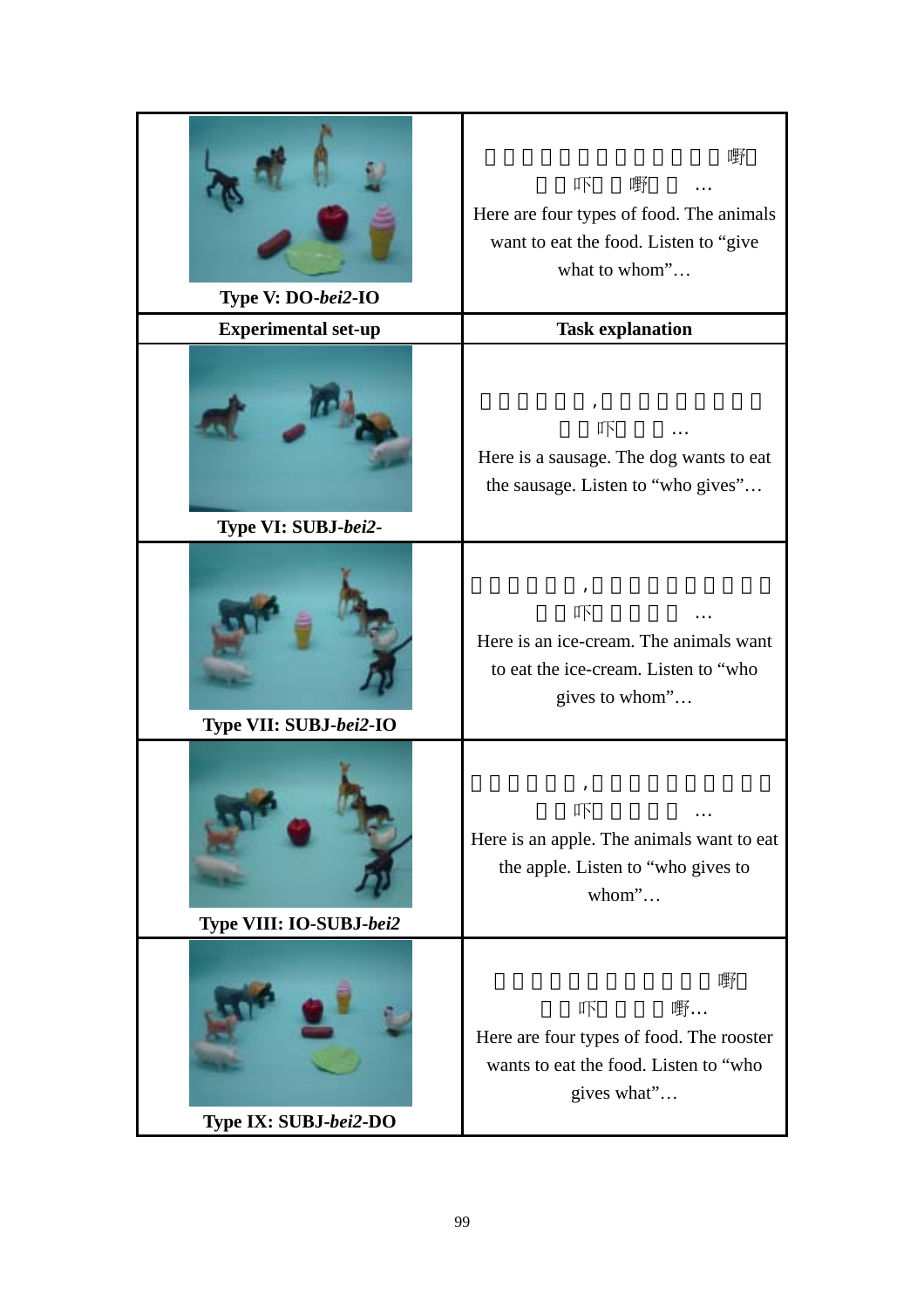| Experimental set-up | Task explanation |
|---|---|
| Type V: DO-*bei2*-IO | Here are four types of food. The animals want to eat the food. Listen to "give what to whom"… |
| Type VI: SUBJ-*bei2*- | Here is a sausage. The dog wants to eat the sausage. Listen to "who gives"… |
| Type VII: SUBJ-*bei2*-IO | Here is an ice-cream. The animals want to eat the ice-cream. Listen to "who gives to whom"… |
| Type VIII: IO-SUBJ-*bei2* | Here is an apple. The animals want to eat the apple. Listen to "who gives to whom"… |
| Type IX: SUBJ-*bei2*-DO | Here are four types of food. The rooster wants to eat the food. Listen to "who gives what"… |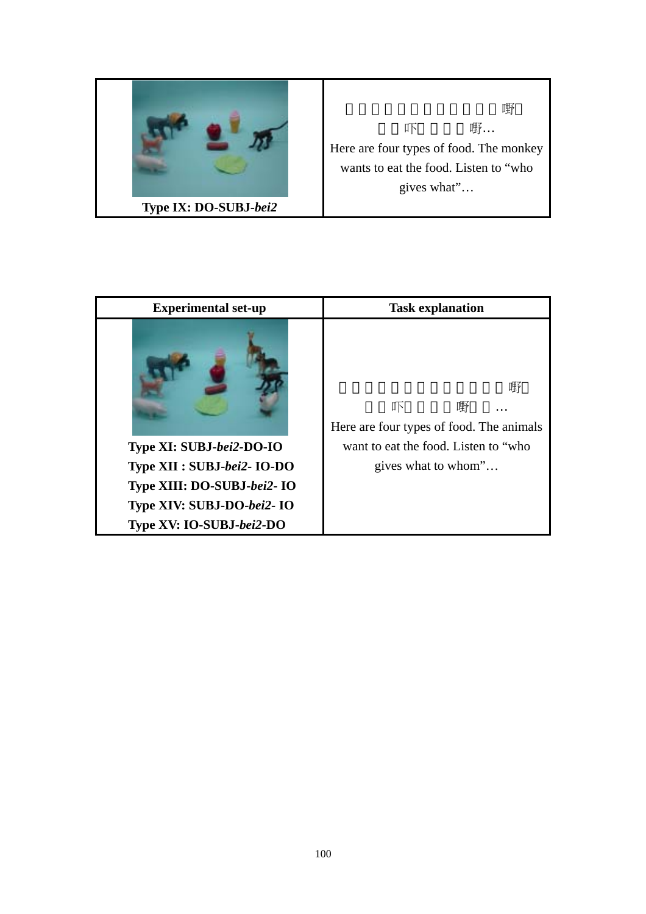| | |
|---|---|
| **Type IX: DO-SUBJ-*bei2*** | 嘢 吓 嘢… Here are four types of food. The monkey wants to eat the food. Listen to "who gives what"… |

| Experimental set-up | Task explanation |
|---|---|
| **Type XI: SUBJ-*bei2*-DO-IO** **Type XII : SUBJ-*bei2*- IO-DO** **Type XIII: DO-SUBJ-*bei2*- IO** **Type XIV: SUBJ-DO-*bei2*- IO** **Type XV: IO-SUBJ-*bei2*-DO** | 嘢 吓 嘢 … Here are four types of food. The animals want to eat the food. Listen to "who gives what to whom"… |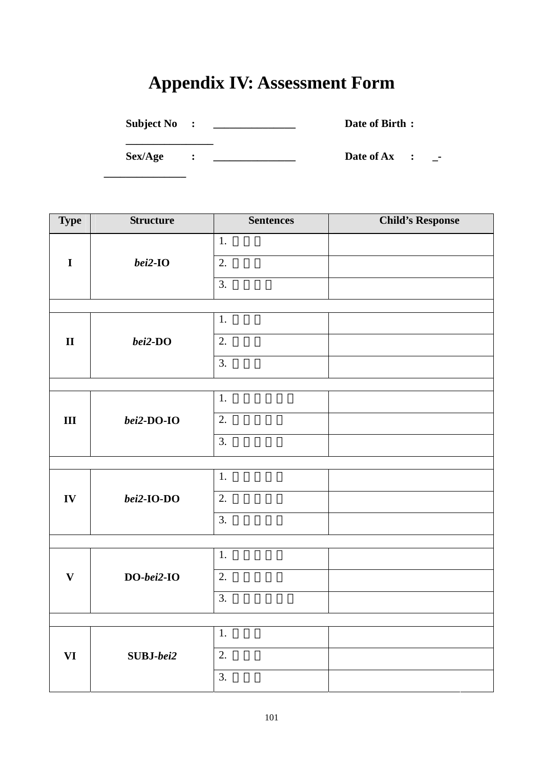# Appendix IV: Assessment Form

**Subject No :** _______________ **Date of Birth :** ________________

**Sex/Age :** _______________ **Date of Ax :** _-_______________

| Type | Structure | Sentences | Child's Response |
|---|---|---|---|
| **I** | ***bei2*-IO** | 1. □□□ | |
| | | 2. □□□ | |
| | | 3. □□□□ | |
| | | | |
| **II** | ***bei2*-DO** | 1. □□□ | |
| | | 2. □□□ | |
| | | 3. □□□ | |
| | | | |
| **III** | ***bei2*-DO-IO** | 1. □□□□□□ | |
| | | 2. □□□□□ | |
| | | 3. □□□□□ | |
| | | | |
| **IV** | ***bei2*-IO-DO** | 1. □□□□□ | |
| | | 2. □□□□□ | |
| | | 3. □□□□□ | |
| | | | |
| **V** | **DO-*bei2*-IO** | 1. □□□□□ | |
| | | 2. □□□□□ | |
| | | 3. □□□□□□ | |
| | | | |
| **VI** | **SUBJ-*bei2*** | 1. □□□ | |
| | | 2. □□□ | |
| | | 3. □□□ | |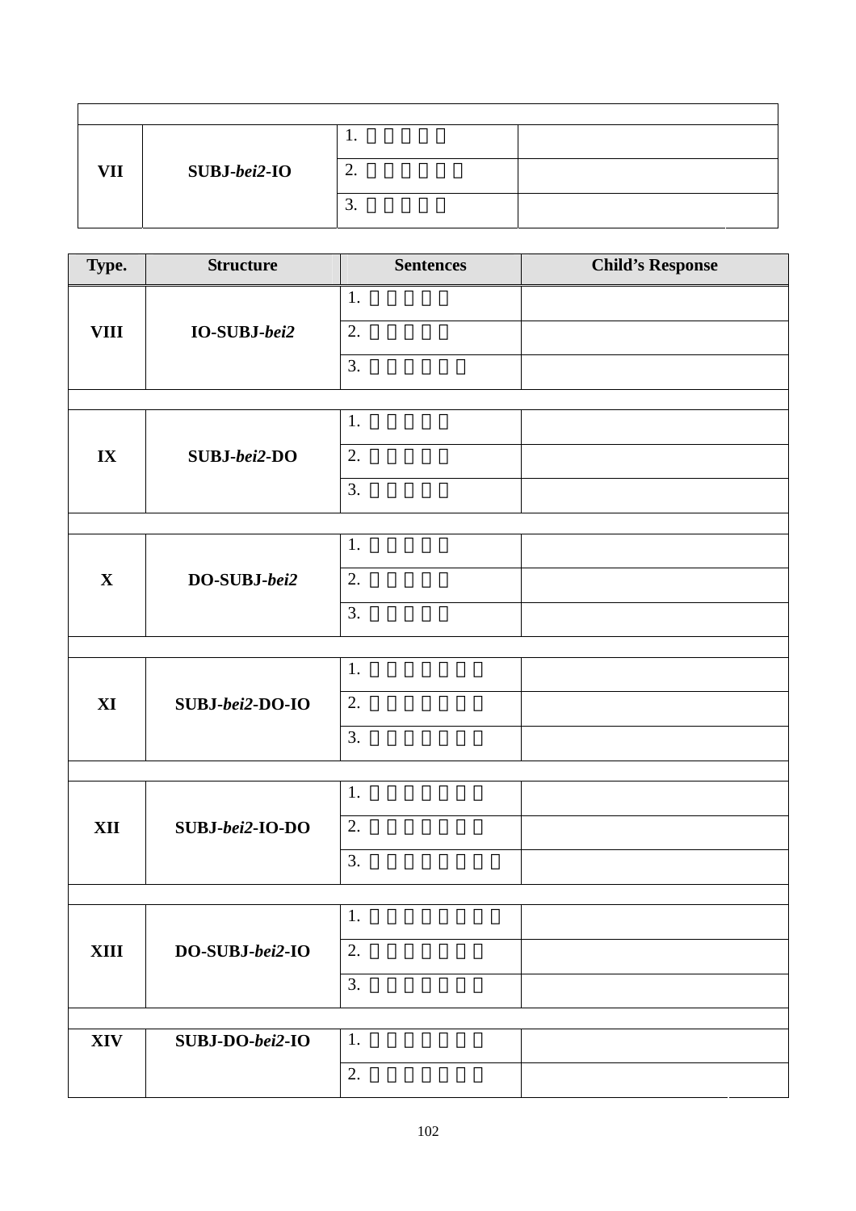| Type. | Structure | Sentences | Child's Response |
|---|---|---|---|
| VII | SUBJ-*bei2*-IO | 1. □ □ □ □ □ | |
| | | 2. □ □ □ □ □ □ | |
| | | 3. □ □ □ □ □ | |
| VIII | IO-SUBJ-*bei2* | 1. □ □ □ □ □ | |
| | | 2. □ □ □ □ □ | |
| | | 3. □ □ □ □ □ □ | |
| IX | SUBJ-*bei2*-DO | 1. □ □ □ □ □ | |
| | | 2. □ □ □ □ □ | |
| | | 3. □ □ □ □ □ | |
| X | DO-SUBJ-*bei2* | 1. □ □ □ □ □ | |
| | | 2. □ □ □ □ □ | |
| | | 3. □ □ □ □ □ | |
| XI | SUBJ-*bei2*-DO-IO | 1. □ □ □ □ □ □ □ | |
| | | 2. □ □ □ □ □ □ □ | |
| | | 3. □ □ □ □ □ □ □ | |
| XII | SUBJ-*bei2*-IO-DO | 1. □ □ □ □ □ □ □ | |
| | | 2. □ □ □ □ □ □ □ | |
| | | 3. □ □ □ □ □ □ □ □ | |
| XIII | DO-SUBJ-*bei2*-IO | 1. □ □ □ □ □ □ □ □ | |
| | | 2. □ □ □ □ □ □ □ | |
| | | 3. □ □ □ □ □ □ □ | |
| XIV | SUBJ-DO-*bei2*-IO | 1. □ □ □ □ □ □ □ | |
| | | 2. □ □ □ □ □ □ □ | |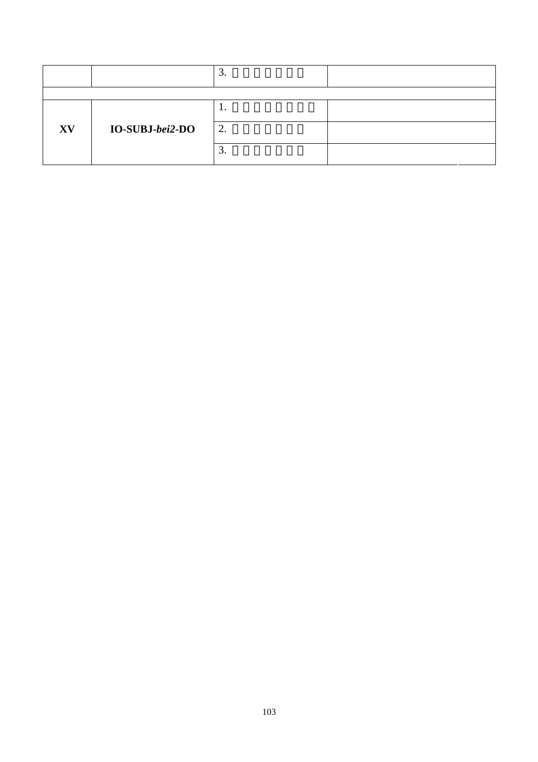| | | | |
|---|---|---|---|
| | | 3. | |
| | | | |
| **XV** | **IO-SUBJ-*bei2*-DO** | 1. | |
| | | 2. | |
| | | 3. | |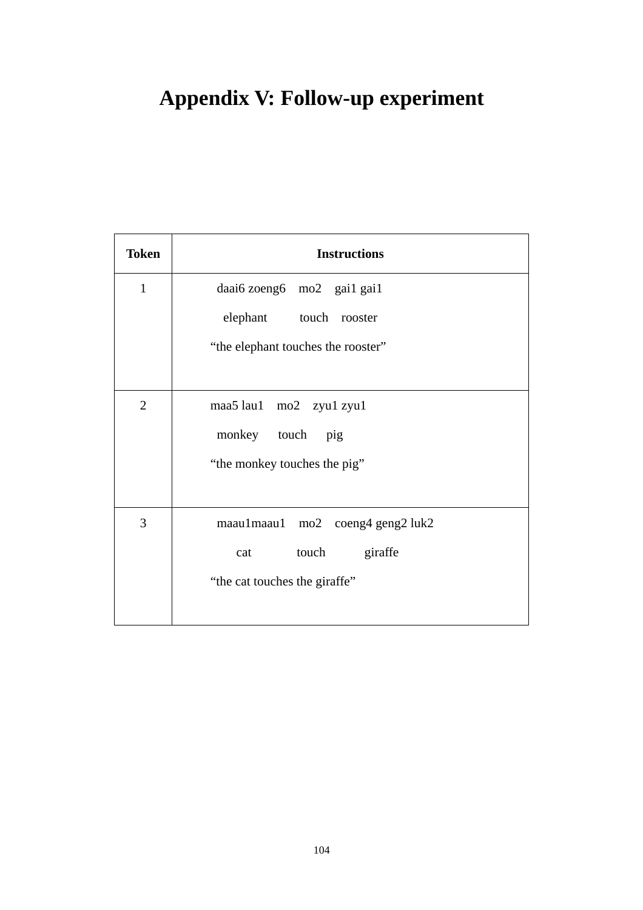# Appendix V: Follow-up experiment

| Token | Instructions |
|---|---|
| 1 | daai6 zoeng6 mo2 gai1 gai1<br>elephant touch rooster<br>“the elephant touches the rooster” |
| 2 | maa5 lau1 mo2 zyu1 zyu1<br>monkey touch pig<br>“the monkey touches the pig” |
| 3 | maau1maau1 mo2 coeng4 geng2 luk2<br>cat touch giraffe<br>“the cat touches the giraffe” |